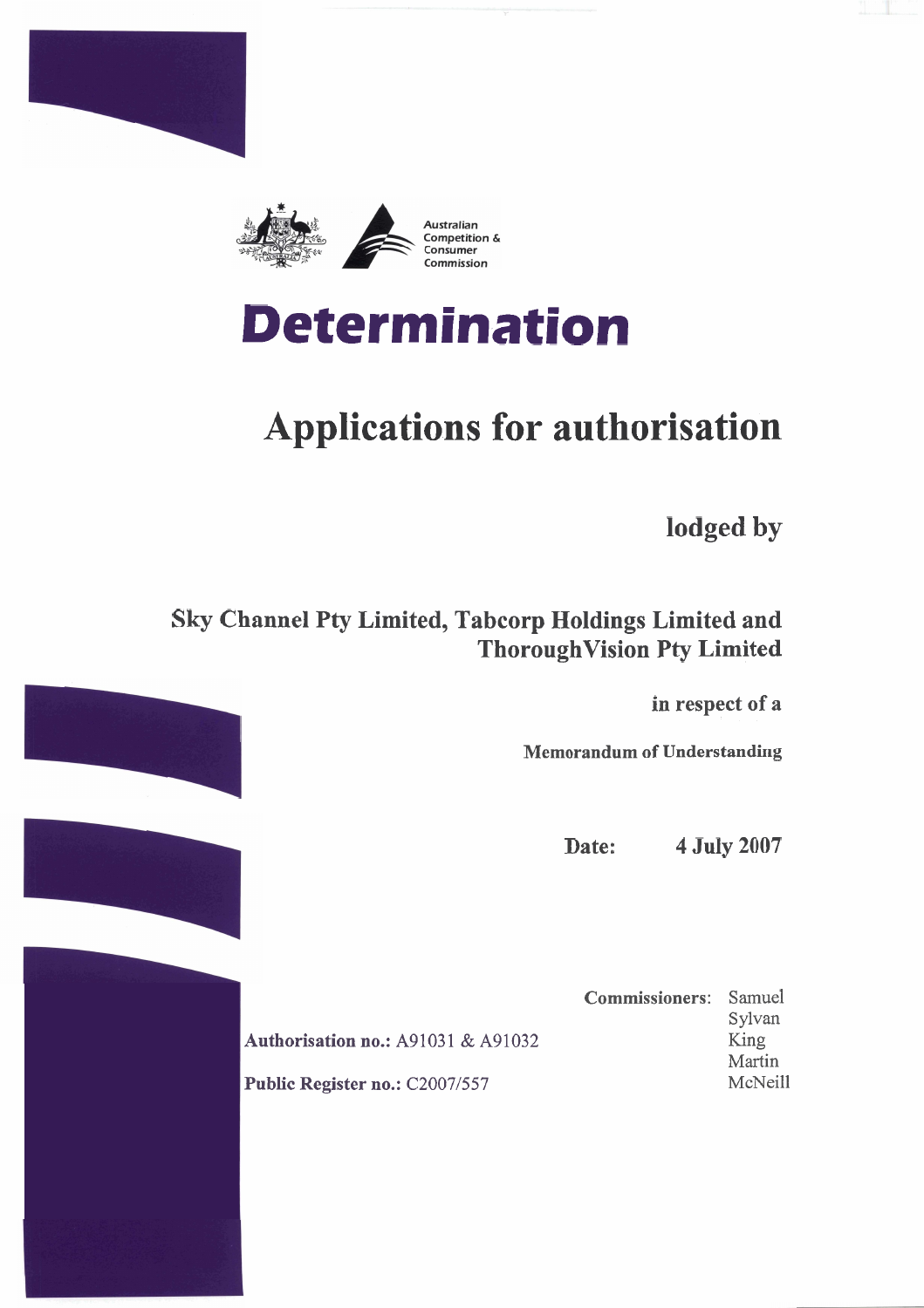Australian Competition & Consumer Commission

# Determination

## Applications for authorisation

**lodged by**

**Sky Channel Pty Limited, Tabcorp Holdings Limited and ThoroughVision Pty Limited**

**in respect of a**

**Memorandum of Understanding**

**Date:** **4 July 2007**

**Commissioners:** Samuel, Sylvan, King, Martin, McNeill

**Authorisation no.:** A91031 & A91032

**Public Register no.:** C2007/557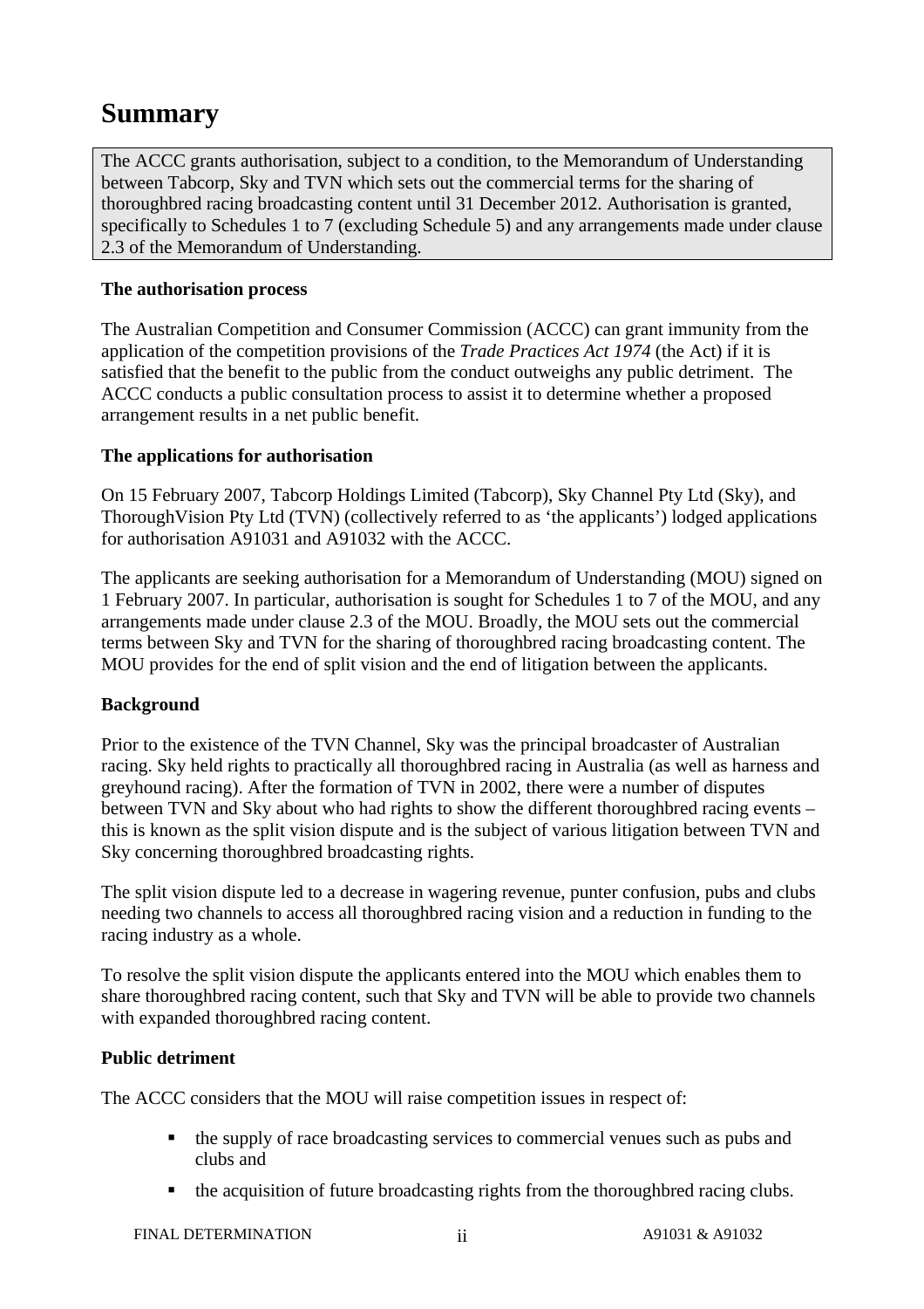# Summary

The ACCC grants authorisation, subject to a condition, to the Memorandum of Understanding between Tabcorp, Sky and TVN which sets out the commercial terms for the sharing of thoroughbred racing broadcasting content until 31 December 2012. Authorisation is granted, specifically to Schedules 1 to 7 (excluding Schedule 5) and any arrangements made under clause 2.3 of the Memorandum of Understanding.

**The authorisation process**

The Australian Competition and Consumer Commission (ACCC) can grant immunity from the application of the competition provisions of the *Trade Practices Act 1974* (the Act) if it is satisfied that the benefit to the public from the conduct outweighs any public detriment. The ACCC conducts a public consultation process to assist it to determine whether a proposed arrangement results in a net public benefit.

**The applications for authorisation**

On 15 February 2007, Tabcorp Holdings Limited (Tabcorp), Sky Channel Pty Ltd (Sky), and ThoroughVision Pty Ltd (TVN) (collectively referred to as 'the applicants') lodged applications for authorisation A91031 and A91032 with the ACCC.

The applicants are seeking authorisation for a Memorandum of Understanding (MOU) signed on 1 February 2007. In particular, authorisation is sought for Schedules 1 to 7 of the MOU, and any arrangements made under clause 2.3 of the MOU. Broadly, the MOU sets out the commercial terms between Sky and TVN for the sharing of thoroughbred racing broadcasting content. The MOU provides for the end of split vision and the end of litigation between the applicants.

**Background**

Prior to the existence of the TVN Channel, Sky was the principal broadcaster of Australian racing. Sky held rights to practically all thoroughbred racing in Australia (as well as harness and greyhound racing). After the formation of TVN in 2002, there were a number of disputes between TVN and Sky about who had rights to show the different thoroughbred racing events – this is known as the split vision dispute and is the subject of various litigation between TVN and Sky concerning thoroughbred broadcasting rights.

The split vision dispute led to a decrease in wagering revenue, punter confusion, pubs and clubs needing two channels to access all thoroughbred racing vision and a reduction in funding to the racing industry as a whole.

To resolve the split vision dispute the applicants entered into the MOU which enables them to share thoroughbred racing content, such that Sky and TVN will be able to provide two channels with expanded thoroughbred racing content.

**Public detriment**

The ACCC considers that the MOU will raise competition issues in respect of:

- the supply of race broadcasting services to commercial venues such as pubs and clubs and
- the acquisition of future broadcasting rights from the thoroughbred racing clubs.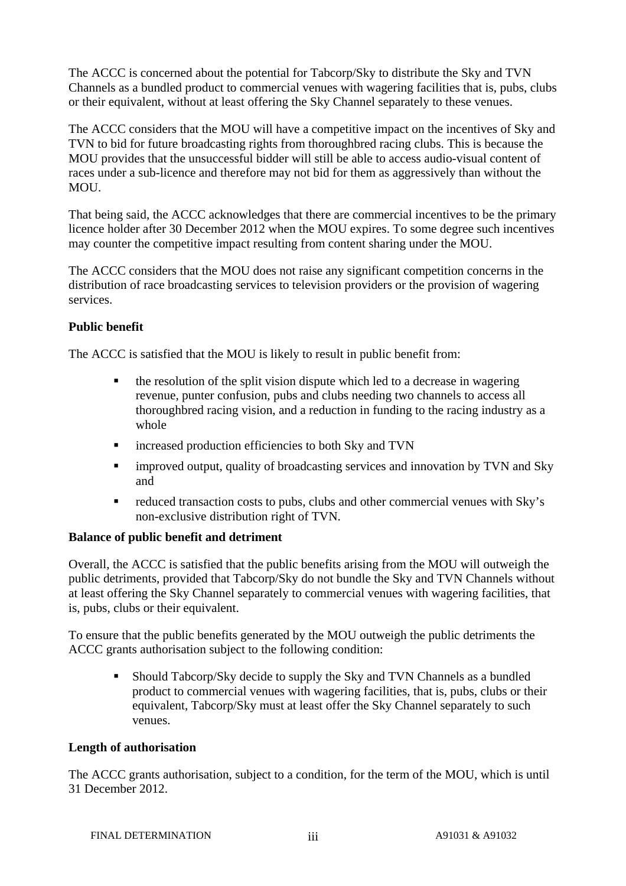The ACCC is concerned about the potential for Tabcorp/Sky to distribute the Sky and TVN Channels as a bundled product to commercial venues with wagering facilities that is, pubs, clubs or their equivalent, without at least offering the Sky Channel separately to these venues.

The ACCC considers that the MOU will have a competitive impact on the incentives of Sky and TVN to bid for future broadcasting rights from thoroughbred racing clubs. This is because the MOU provides that the unsuccessful bidder will still be able to access audio-visual content of races under a sub-licence and therefore may not bid for them as aggressively than without the MOU.

That being said, the ACCC acknowledges that there are commercial incentives to be the primary licence holder after 30 December 2012 when the MOU expires. To some degree such incentives may counter the competitive impact resulting from content sharing under the MOU.

The ACCC considers that the MOU does not raise any significant competition concerns in the distribution of race broadcasting services to television providers or the provision of wagering services.

**Public benefit**

The ACCC is satisfied that the MOU is likely to result in public benefit from:

- the resolution of the split vision dispute which led to a decrease in wagering revenue, punter confusion, pubs and clubs needing two channels to access all thoroughbred racing vision, and a reduction in funding to the racing industry as a whole
- increased production efficiencies to both Sky and TVN
- improved output, quality of broadcasting services and innovation by TVN and Sky and
- reduced transaction costs to pubs, clubs and other commercial venues with Sky's non-exclusive distribution right of TVN.

**Balance of public benefit and detriment**

Overall, the ACCC is satisfied that the public benefits arising from the MOU will outweigh the public detriments, provided that Tabcorp/Sky do not bundle the Sky and TVN Channels without at least offering the Sky Channel separately to commercial venues with wagering facilities, that is, pubs, clubs or their equivalent.

To ensure that the public benefits generated by the MOU outweigh the public detriments the ACCC grants authorisation subject to the following condition:

- Should Tabcorp/Sky decide to supply the Sky and TVN Channels as a bundled product to commercial venues with wagering facilities, that is, pubs, clubs or their equivalent, Tabcorp/Sky must at least offer the Sky Channel separately to such venues.

**Length of authorisation**

The ACCC grants authorisation, subject to a condition, for the term of the MOU, which is until 31 December 2012.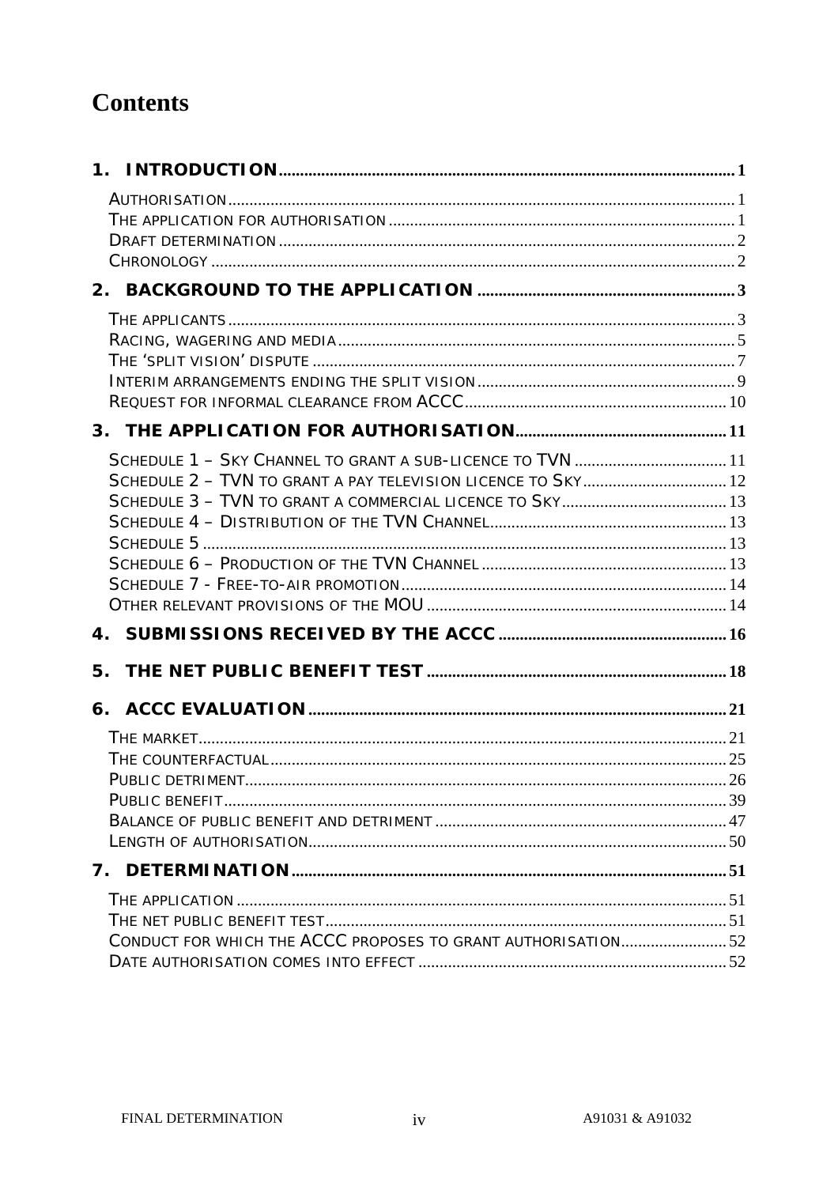# Contents

**1. INTRODUCTION** ..... 1

- Authorisation ..... 1
- The application for authorisation ..... 1
- Draft determination ..... 2
- Chronology ..... 2

**2. BACKGROUND TO THE APPLICATION** ..... 3

- The applicants ..... 3
- Racing, wagering and media ..... 5
- The 'split vision' dispute ..... 7
- Interim arrangements ending the split vision ..... 9
- Request for informal clearance from ACCC ..... 10

**3. THE APPLICATION FOR AUTHORISATION** ..... 11

- Schedule 1 – Sky Channel to grant a sub-licence to TVN ..... 11
- Schedule 2 – TVN to grant a pay television licence to Sky ..... 12
- Schedule 3 – TVN to grant a commercial licence to Sky ..... 13
- Schedule 4 – Distribution of the TVN Channel ..... 13
- Schedule 5 ..... 13
- Schedule 6 – Production of the TVN Channel ..... 13
- Schedule 7 - Free-to-air promotion ..... 14
- Other relevant provisions of the MOU ..... 14

**4. SUBMISSIONS RECEIVED BY THE ACCC** ..... 16

**5. THE NET PUBLIC BENEFIT TEST** ..... 18

**6. ACCC EVALUATION** ..... 21

- The market ..... 21
- The counterfactual ..... 25
- Public detriment ..... 26
- Public benefit ..... 39
- Balance of public benefit and detriment ..... 47
- Length of authorisation ..... 50

**7. DETERMINATION** ..... 51

- The application ..... 51
- The net public benefit test ..... 51
- Conduct for which the ACCC proposes to grant authorisation ..... 52
- Date authorisation comes into effect ..... 52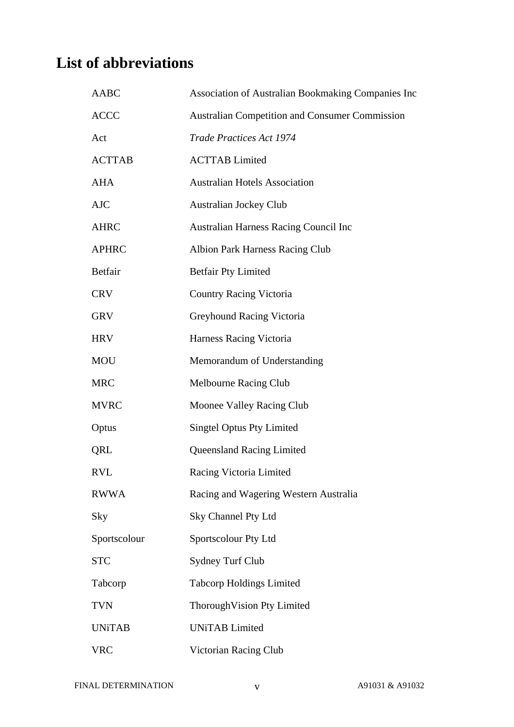# List of abbreviations

| | |
|---|---|
| AABC | Association of Australian Bookmaking Companies Inc |
| ACCC | Australian Competition and Consumer Commission |
| Act | *Trade Practices Act 1974* |
| ACTTAB | ACTTAB Limited |
| AHA | Australian Hotels Association |
| AJC | Australian Jockey Club |
| AHRC | Australian Harness Racing Council Inc |
| APHRC | Albion Park Harness Racing Club |
| Betfair | Betfair Pty Limited |
| CRV | Country Racing Victoria |
| GRV | Greyhound Racing Victoria |
| HRV | Harness Racing Victoria |
| MOU | Memorandum of Understanding |
| MRC | Melbourne Racing Club |
| MVRC | Moonee Valley Racing Club |
| Optus | Singtel Optus Pty Limited |
| QRL | Queensland Racing Limited |
| RVL | Racing Victoria Limited |
| RWWA | Racing and Wagering Western Australia |
| Sky | Sky Channel Pty Ltd |
| Sportscolour | Sportscolour Pty Ltd |
| STC | Sydney Turf Club |
| Tabcorp | Tabcorp Holdings Limited |
| TVN | ThoroughVision Pty Limited |
| UNiTAB | UNiTAB Limited |
| VRC | Victorian Racing Club |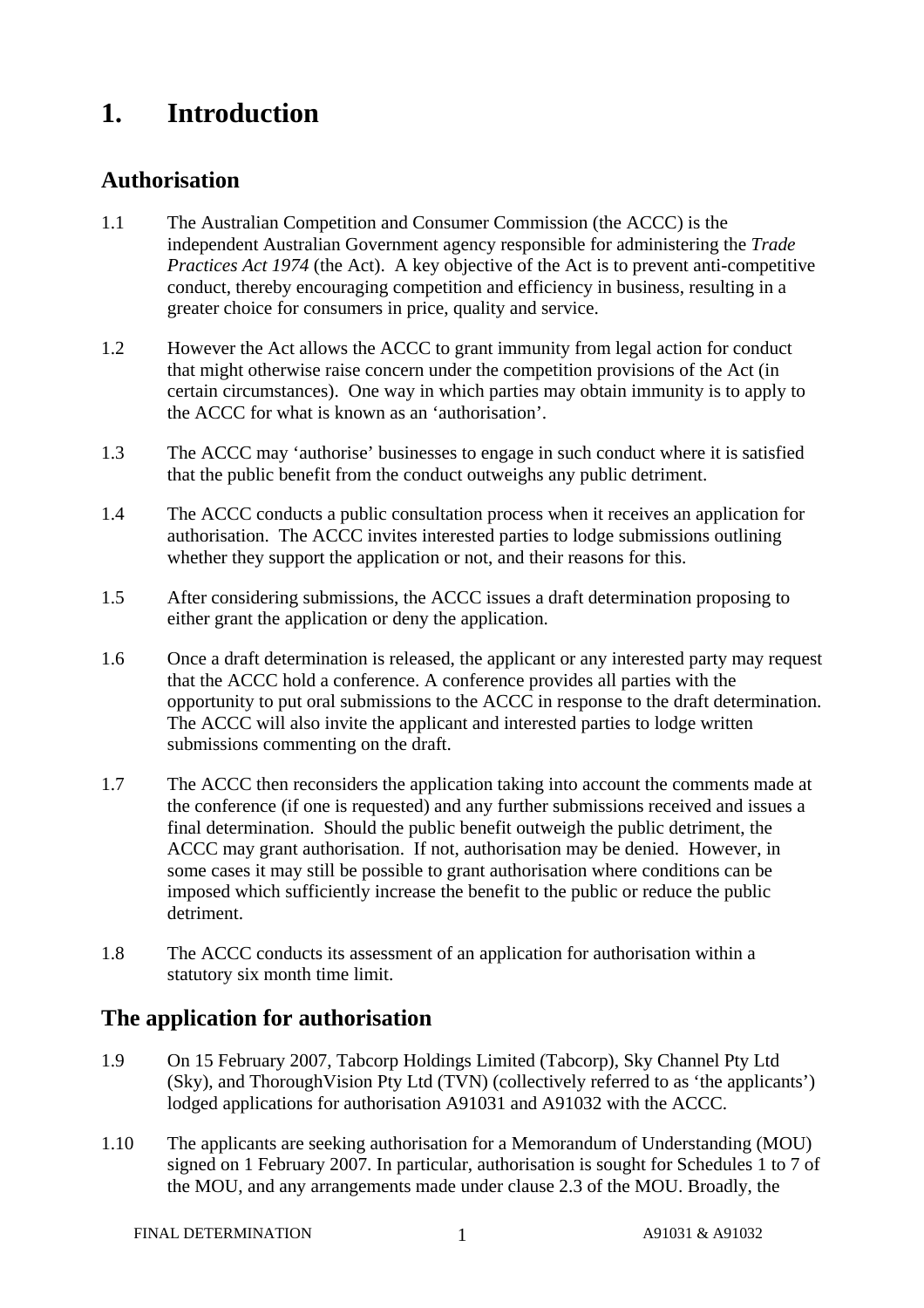# 1. Introduction

## Authorisation

1.1 The Australian Competition and Consumer Commission (the ACCC) is the independent Australian Government agency responsible for administering the *Trade Practices Act 1974* (the Act). A key objective of the Act is to prevent anti-competitive conduct, thereby encouraging competition and efficiency in business, resulting in a greater choice for consumers in price, quality and service.

1.2 However the Act allows the ACCC to grant immunity from legal action for conduct that might otherwise raise concern under the competition provisions of the Act (in certain circumstances). One way in which parties may obtain immunity is to apply to the ACCC for what is known as an 'authorisation'.

1.3 The ACCC may 'authorise' businesses to engage in such conduct where it is satisfied that the public benefit from the conduct outweighs any public detriment.

1.4 The ACCC conducts a public consultation process when it receives an application for authorisation. The ACCC invites interested parties to lodge submissions outlining whether they support the application or not, and their reasons for this.

1.5 After considering submissions, the ACCC issues a draft determination proposing to either grant the application or deny the application.

1.6 Once a draft determination is released, the applicant or any interested party may request that the ACCC hold a conference. A conference provides all parties with the opportunity to put oral submissions to the ACCC in response to the draft determination. The ACCC will also invite the applicant and interested parties to lodge written submissions commenting on the draft.

1.7 The ACCC then reconsiders the application taking into account the comments made at the conference (if one is requested) and any further submissions received and issues a final determination. Should the public benefit outweigh the public detriment, the ACCC may grant authorisation. If not, authorisation may be denied. However, in some cases it may still be possible to grant authorisation where conditions can be imposed which sufficiently increase the benefit to the public or reduce the public detriment.

1.8 The ACCC conducts its assessment of an application for authorisation within a statutory six month time limit.

## The application for authorisation

1.9 On 15 February 2007, Tabcorp Holdings Limited (Tabcorp), Sky Channel Pty Ltd (Sky), and ThoroughVision Pty Ltd (TVN) (collectively referred to as 'the applicants') lodged applications for authorisation A91031 and A91032 with the ACCC.

1.10 The applicants are seeking authorisation for a Memorandum of Understanding (MOU) signed on 1 February 2007. In particular, authorisation is sought for Schedules 1 to 7 of the MOU, and any arrangements made under clause 2.3 of the MOU. Broadly, the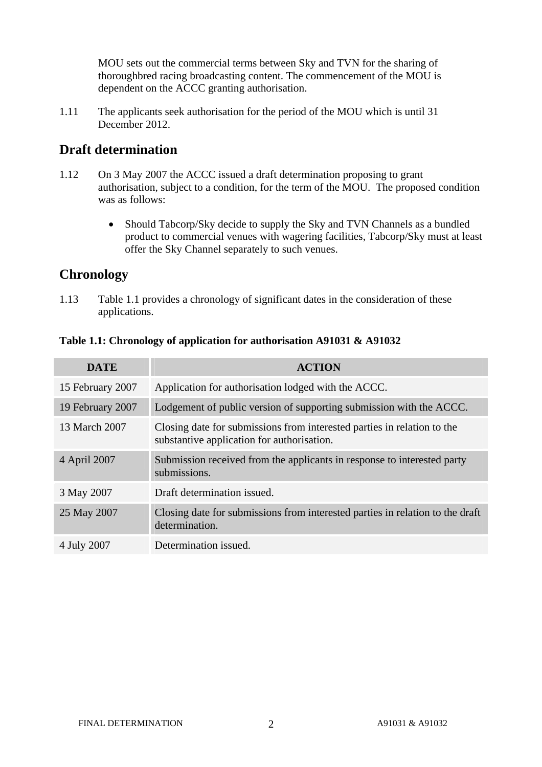MOU sets out the commercial terms between Sky and TVN for the sharing of thoroughbred racing broadcasting content. The commencement of the MOU is dependent on the ACCC granting authorisation.

1.11 The applicants seek authorisation for the period of the MOU which is until 31 December 2012.

## Draft determination

1.12 On 3 May 2007 the ACCC issued a draft determination proposing to grant authorisation, subject to a condition, for the term of the MOU. The proposed condition was as follows:

- Should Tabcorp/Sky decide to supply the Sky and TVN Channels as a bundled product to commercial venues with wagering facilities, Tabcorp/Sky must at least offer the Sky Channel separately to such venues.

## Chronology

1.13 Table 1.1 provides a chronology of significant dates in the consideration of these applications.

**Table 1.1: Chronology of application for authorisation A91031 & A91032**

| DATE | ACTION |
|---|---|
| 15 February 2007 | Application for authorisation lodged with the ACCC. |
| 19 February 2007 | Lodgement of public version of supporting submission with the ACCC. |
| 13 March 2007 | Closing date for submissions from interested parties in relation to the substantive application for authorisation. |
| 4 April 2007 | Submission received from the applicants in response to interested party submissions. |
| 3 May 2007 | Draft determination issued. |
| 25 May 2007 | Closing date for submissions from interested parties in relation to the draft determination. |
| 4 July 2007 | Determination issued. |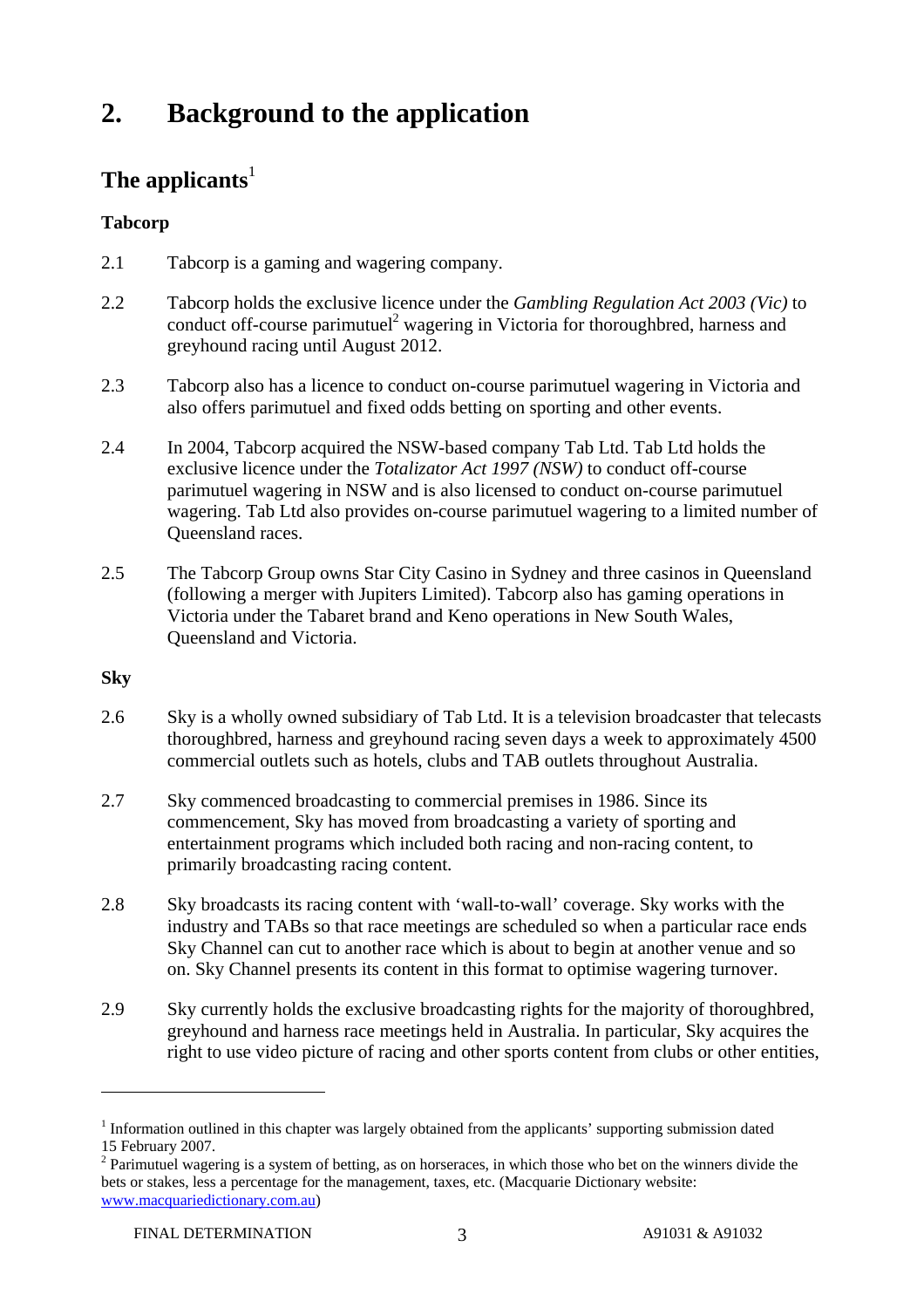# 2. Background to the application

## The applicants[1]

### Tabcorp

2.1 Tabcorp is a gaming and wagering company.

2.2 Tabcorp holds the exclusive licence under the *Gambling Regulation Act 2003 (Vic)* to conduct off-course parimutuel[2] wagering in Victoria for thoroughbred, harness and greyhound racing until August 2012.

2.3 Tabcorp also has a licence to conduct on-course parimutuel wagering in Victoria and also offers parimutuel and fixed odds betting on sporting and other events.

2.4 In 2004, Tabcorp acquired the NSW-based company Tab Ltd. Tab Ltd holds the exclusive licence under the *Totalizator Act 1997 (NSW)* to conduct off-course parimutuel wagering in NSW and is also licensed to conduct on-course parimutuel wagering. Tab Ltd also provides on-course parimutuel wagering to a limited number of Queensland races.

2.5 The Tabcorp Group owns Star City Casino in Sydney and three casinos in Queensland (following a merger with Jupiters Limited). Tabcorp also has gaming operations in Victoria under the Tabaret brand and Keno operations in New South Wales, Queensland and Victoria.

### Sky

2.6 Sky is a wholly owned subsidiary of Tab Ltd. It is a television broadcaster that telecasts thoroughbred, harness and greyhound racing seven days a week to approximately 4500 commercial outlets such as hotels, clubs and TAB outlets throughout Australia.

2.7 Sky commenced broadcasting to commercial premises in 1986. Since its commencement, Sky has moved from broadcasting a variety of sporting and entertainment programs which included both racing and non-racing content, to primarily broadcasting racing content.

2.8 Sky broadcasts its racing content with 'wall-to-wall' coverage. Sky works with the industry and TABs so that race meetings are scheduled so when a particular race ends Sky Channel can cut to another race which is about to begin at another venue and so on. Sky Channel presents its content in this format to optimise wagering turnover.

2.9 Sky currently holds the exclusive broadcasting rights for the majority of thoroughbred, greyhound and harness race meetings held in Australia. In particular, Sky acquires the right to use video picture of racing and other sports content from clubs or other entities,

---

[1] Information outlined in this chapter was largely obtained from the applicants' supporting submission dated 15 February 2007.

[2] Parimutuel wagering is a system of betting, as on horseraces, in which those who bet on the winners divide the bets or stakes, less a percentage for the management, taxes, etc. (Macquarie Dictionary website: www.macquariedictionary.com.au)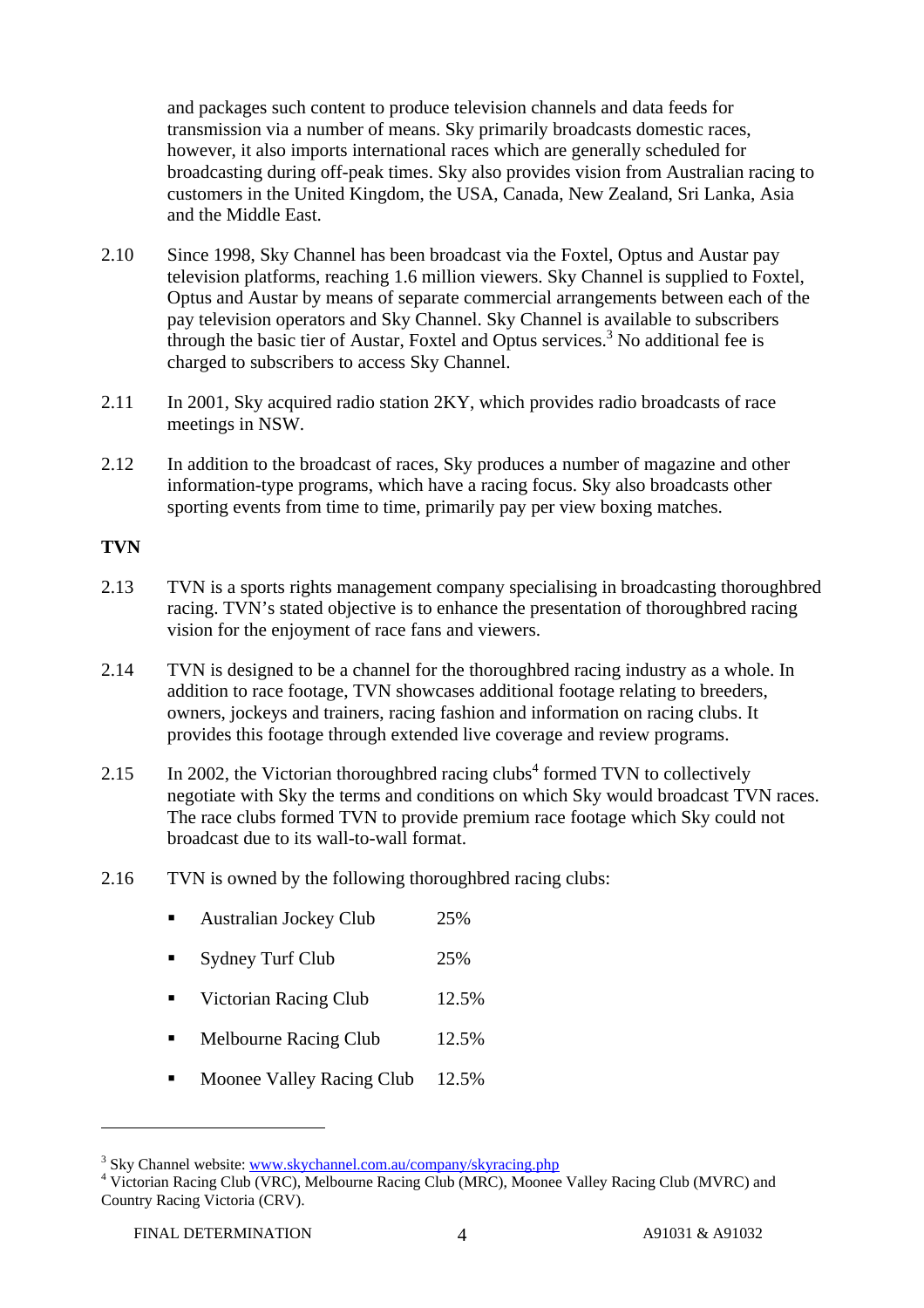and packages such content to produce television channels and data feeds for transmission via a number of means. Sky primarily broadcasts domestic races, however, it also imports international races which are generally scheduled for broadcasting during off-peak times. Sky also provides vision from Australian racing to customers in the United Kingdom, the USA, Canada, New Zealand, Sri Lanka, Asia and the Middle East.

2.10 Since 1998, Sky Channel has been broadcast via the Foxtel, Optus and Austar pay television platforms, reaching 1.6 million viewers. Sky Channel is supplied to Foxtel, Optus and Austar by means of separate commercial arrangements between each of the pay television operators and Sky Channel. Sky Channel is available to subscribers through the basic tier of Austar, Foxtel and Optus services.[3] No additional fee is charged to subscribers to access Sky Channel.

2.11 In 2001, Sky acquired radio station 2KY, which provides radio broadcasts of race meetings in NSW.

2.12 In addition to the broadcast of races, Sky produces a number of magazine and other information-type programs, which have a racing focus. Sky also broadcasts other sporting events from time to time, primarily pay per view boxing matches.

**TVN**

2.13 TVN is a sports rights management company specialising in broadcasting thoroughbred racing. TVN's stated objective is to enhance the presentation of thoroughbred racing vision for the enjoyment of race fans and viewers.

2.14 TVN is designed to be a channel for the thoroughbred racing industry as a whole. In addition to race footage, TVN showcases additional footage relating to breeders, owners, jockeys and trainers, racing fashion and information on racing clubs. It provides this footage through extended live coverage and review programs.

2.15 In 2002, the Victorian thoroughbred racing clubs[4] formed TVN to collectively negotiate with Sky the terms and conditions on which Sky would broadcast TVN races. The race clubs formed TVN to provide premium race footage which Sky could not broadcast due to its wall-to-wall format.

2.16 TVN is owned by the following thoroughbred racing clubs:

- Australian Jockey Club 25%
- Sydney Turf Club 25%
- Victorian Racing Club 12.5%
- Melbourne Racing Club 12.5%
- Moonee Valley Racing Club 12.5%

---

[3] Sky Channel website: www.skychannel.com.au/company/skyracing.php

[4] Victorian Racing Club (VRC), Melbourne Racing Club (MRC), Moonee Valley Racing Club (MVRC) and Country Racing Victoria (CRV).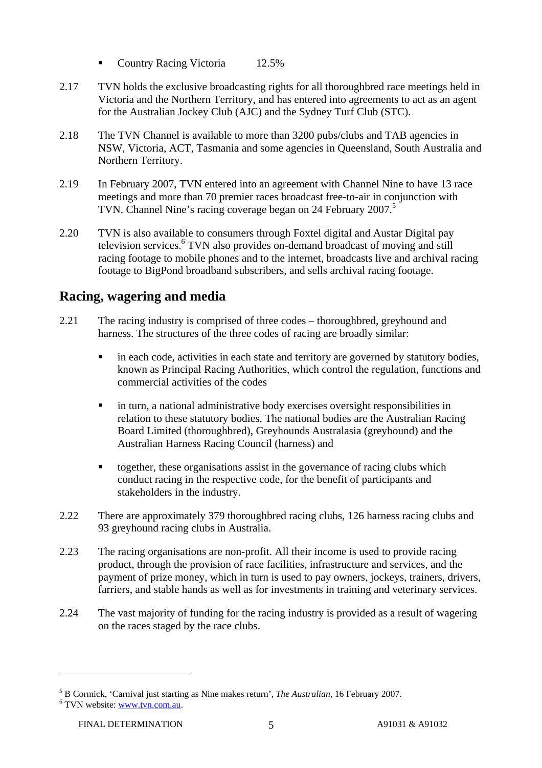- Country Racing Victoria 12.5%

2.17 TVN holds the exclusive broadcasting rights for all thoroughbred race meetings held in Victoria and the Northern Territory, and has entered into agreements to act as an agent for the Australian Jockey Club (AJC) and the Sydney Turf Club (STC).

2.18 The TVN Channel is available to more than 3200 pubs/clubs and TAB agencies in NSW, Victoria, ACT, Tasmania and some agencies in Queensland, South Australia and Northern Territory.

2.19 In February 2007, TVN entered into an agreement with Channel Nine to have 13 race meetings and more than 70 premier races broadcast free-to-air in conjunction with TVN. Channel Nine's racing coverage began on 24 February 2007.[5]

2.20 TVN is also available to consumers through Foxtel digital and Austar Digital pay television services.[6] TVN also provides on-demand broadcast of moving and still racing footage to mobile phones and to the internet, broadcasts live and archival racing footage to BigPond broadband subscribers, and sells archival racing footage.

## Racing, wagering and media

2.21 The racing industry is comprised of three codes – thoroughbred, greyhound and harness. The structures of the three codes of racing are broadly similar:

- in each code, activities in each state and territory are governed by statutory bodies, known as Principal Racing Authorities, which control the regulation, functions and commercial activities of the codes
- in turn, a national administrative body exercises oversight responsibilities in relation to these statutory bodies. The national bodies are the Australian Racing Board Limited (thoroughbred), Greyhounds Australasia (greyhound) and the Australian Harness Racing Council (harness) and
- together, these organisations assist in the governance of racing clubs which conduct racing in the respective code, for the benefit of participants and stakeholders in the industry.

2.22 There are approximately 379 thoroughbred racing clubs, 126 harness racing clubs and 93 greyhound racing clubs in Australia.

2.23 The racing organisations are non-profit. All their income is used to provide racing product, through the provision of race facilities, infrastructure and services, and the payment of prize money, which in turn is used to pay owners, jockeys, trainers, drivers, farriers, and stable hands as well as for investments in training and veterinary services.

2.24 The vast majority of funding for the racing industry is provided as a result of wagering on the races staged by the race clubs.

---

[5] B Cormick, 'Carnival just starting as Nine makes return', *The Australian*, 16 February 2007.

[6] TVN website: www.tvn.com.au.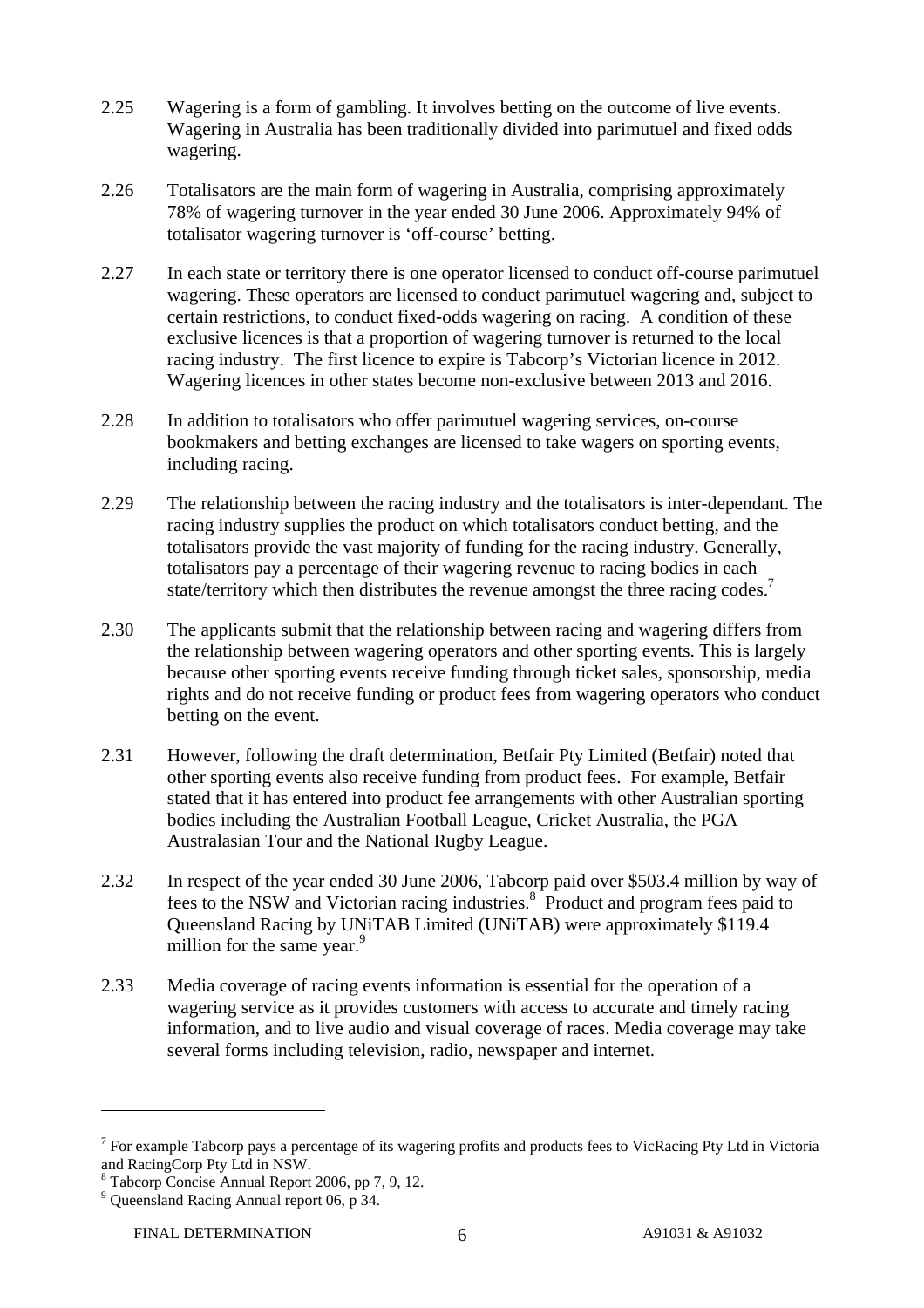2.25 Wagering is a form of gambling. It involves betting on the outcome of live events. Wagering in Australia has been traditionally divided into parimutuel and fixed odds wagering.

2.26 Totalisators are the main form of wagering in Australia, comprising approximately 78% of wagering turnover in the year ended 30 June 2006. Approximately 94% of totalisator wagering turnover is 'off-course' betting.

2.27 In each state or territory there is one operator licensed to conduct off-course parimutuel wagering. These operators are licensed to conduct parimutuel wagering and, subject to certain restrictions, to conduct fixed-odds wagering on racing. A condition of these exclusive licences is that a proportion of wagering turnover is returned to the local racing industry. The first licence to expire is Tabcorp's Victorian licence in 2012. Wagering licences in other states become non-exclusive between 2013 and 2016.

2.28 In addition to totalisators who offer parimutuel wagering services, on-course bookmakers and betting exchanges are licensed to take wagers on sporting events, including racing.

2.29 The relationship between the racing industry and the totalisators is inter-dependant. The racing industry supplies the product on which totalisators conduct betting, and the totalisators provide the vast majority of funding for the racing industry. Generally, totalisators pay a percentage of their wagering revenue to racing bodies in each state/territory which then distributes the revenue amongst the three racing codes.[7]

2.30 The applicants submit that the relationship between racing and wagering differs from the relationship between wagering operators and other sporting events. This is largely because other sporting events receive funding through ticket sales, sponsorship, media rights and do not receive funding or product fees from wagering operators who conduct betting on the event.

2.31 However, following the draft determination, Betfair Pty Limited (Betfair) noted that other sporting events also receive funding from product fees. For example, Betfair stated that it has entered into product fee arrangements with other Australian sporting bodies including the Australian Football League, Cricket Australia, the PGA Australasian Tour and the National Rugby League.

2.32 In respect of the year ended 30 June 2006, Tabcorp paid over $503.4 million by way of fees to the NSW and Victorian racing industries.[8] Product and program fees paid to Queensland Racing by UNiTAB Limited (UNiTAB) were approximately $119.4 million for the same year.[9]

2.33 Media coverage of racing events information is essential for the operation of a wagering service as it provides customers with access to accurate and timely racing information, and to live audio and visual coverage of races. Media coverage may take several forms including television, radio, newspaper and internet.

---

[7] For example Tabcorp pays a percentage of its wagering profits and products fees to VicRacing Pty Ltd in Victoria and RacingCorp Pty Ltd in NSW.

[8] Tabcorp Concise Annual Report 2006, pp 7, 9, 12.

[9] Queensland Racing Annual report 06, p 34.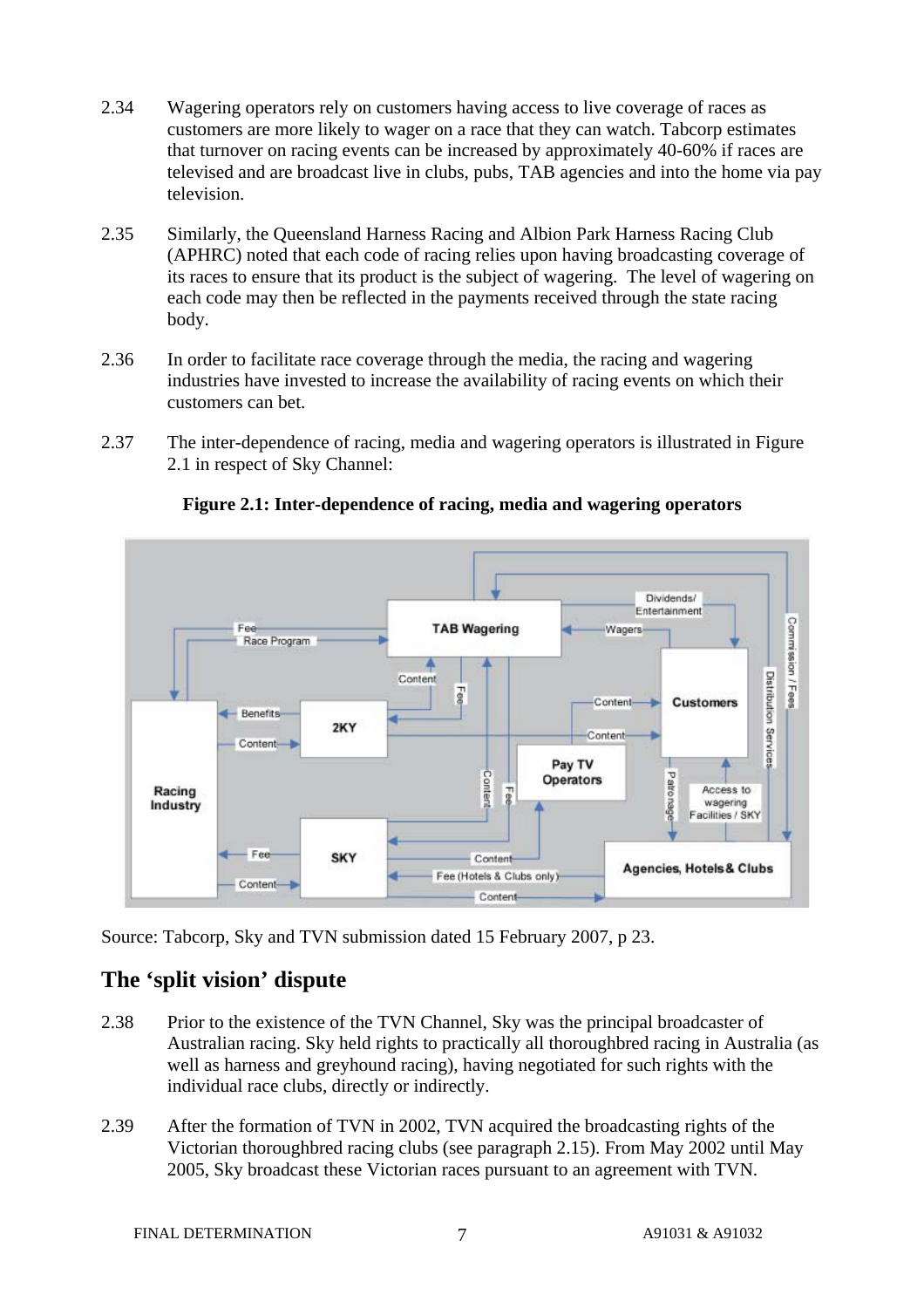2.34 Wagering operators rely on customers having access to live coverage of races as customers are more likely to wager on a race that they can watch. Tabcorp estimates that turnover on racing events can be increased by approximately 40-60% if races are televised and are broadcast live in clubs, pubs, TAB agencies and into the home via pay television.

2.35 Similarly, the Queensland Harness Racing and Albion Park Harness Racing Club (APHRC) noted that each code of racing relies upon having broadcasting coverage of its races to ensure that its product is the subject of wagering. The level of wagering on each code may then be reflected in the payments received through the state racing body.

2.36 In order to facilitate race coverage through the media, the racing and wagering industries have invested to increase the availability of racing events on which their customers can bet.

2.37 The inter-dependence of racing, media and wagering operators is illustrated in Figure 2.1 in respect of Sky Channel:

**Figure 2.1: Inter-dependence of racing, media and wagering operators**

Source: Tabcorp, Sky and TVN submission dated 15 February 2007, p 23.

## The 'split vision' dispute

2.38 Prior to the existence of the TVN Channel, Sky was the principal broadcaster of Australian racing. Sky held rights to practically all thoroughbred racing in Australia (as well as harness and greyhound racing), having negotiated for such rights with the individual race clubs, directly or indirectly.

2.39 After the formation of TVN in 2002, TVN acquired the broadcasting rights of the Victorian thoroughbred racing clubs (see paragraph 2.15). From May 2002 until May 2005, Sky broadcast these Victorian races pursuant to an agreement with TVN.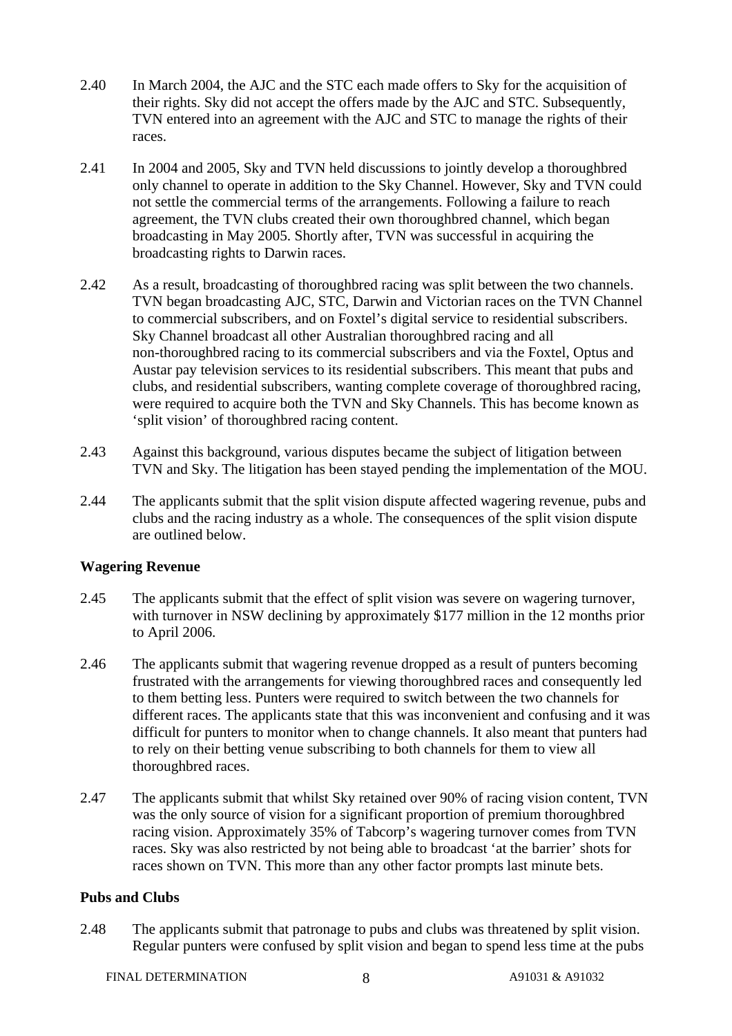2.40 In March 2004, the AJC and the STC each made offers to Sky for the acquisition of their rights. Sky did not accept the offers made by the AJC and STC. Subsequently, TVN entered into an agreement with the AJC and STC to manage the rights of their races.

2.41 In 2004 and 2005, Sky and TVN held discussions to jointly develop a thoroughbred only channel to operate in addition to the Sky Channel. However, Sky and TVN could not settle the commercial terms of the arrangements. Following a failure to reach agreement, the TVN clubs created their own thoroughbred channel, which began broadcasting in May 2005. Shortly after, TVN was successful in acquiring the broadcasting rights to Darwin races.

2.42 As a result, broadcasting of thoroughbred racing was split between the two channels. TVN began broadcasting AJC, STC, Darwin and Victorian races on the TVN Channel to commercial subscribers, and on Foxtel's digital service to residential subscribers. Sky Channel broadcast all other Australian thoroughbred racing and all non-thoroughbred racing to its commercial subscribers and via the Foxtel, Optus and Austar pay television services to its residential subscribers. This meant that pubs and clubs, and residential subscribers, wanting complete coverage of thoroughbred racing, were required to acquire both the TVN and Sky Channels. This has become known as 'split vision' of thoroughbred racing content.

2.43 Against this background, various disputes became the subject of litigation between TVN and Sky. The litigation has been stayed pending the implementation of the MOU.

2.44 The applicants submit that the split vision dispute affected wagering revenue, pubs and clubs and the racing industry as a whole. The consequences of the split vision dispute are outlined below.

**Wagering Revenue**

2.45 The applicants submit that the effect of split vision was severe on wagering turnover, with turnover in NSW declining by approximately $177 million in the 12 months prior to April 2006.

2.46 The applicants submit that wagering revenue dropped as a result of punters becoming frustrated with the arrangements for viewing thoroughbred races and consequently led to them betting less. Punters were required to switch between the two channels for different races. The applicants state that this was inconvenient and confusing and it was difficult for punters to monitor when to change channels. It also meant that punters had to rely on their betting venue subscribing to both channels for them to view all thoroughbred races.

2.47 The applicants submit that whilst Sky retained over 90% of racing vision content, TVN was the only source of vision for a significant proportion of premium thoroughbred racing vision. Approximately 35% of Tabcorp's wagering turnover comes from TVN races. Sky was also restricted by not being able to broadcast 'at the barrier' shots for races shown on TVN. This more than any other factor prompts last minute bets.

**Pubs and Clubs**

2.48 The applicants submit that patronage to pubs and clubs was threatened by split vision. Regular punters were confused by split vision and began to spend less time at the pubs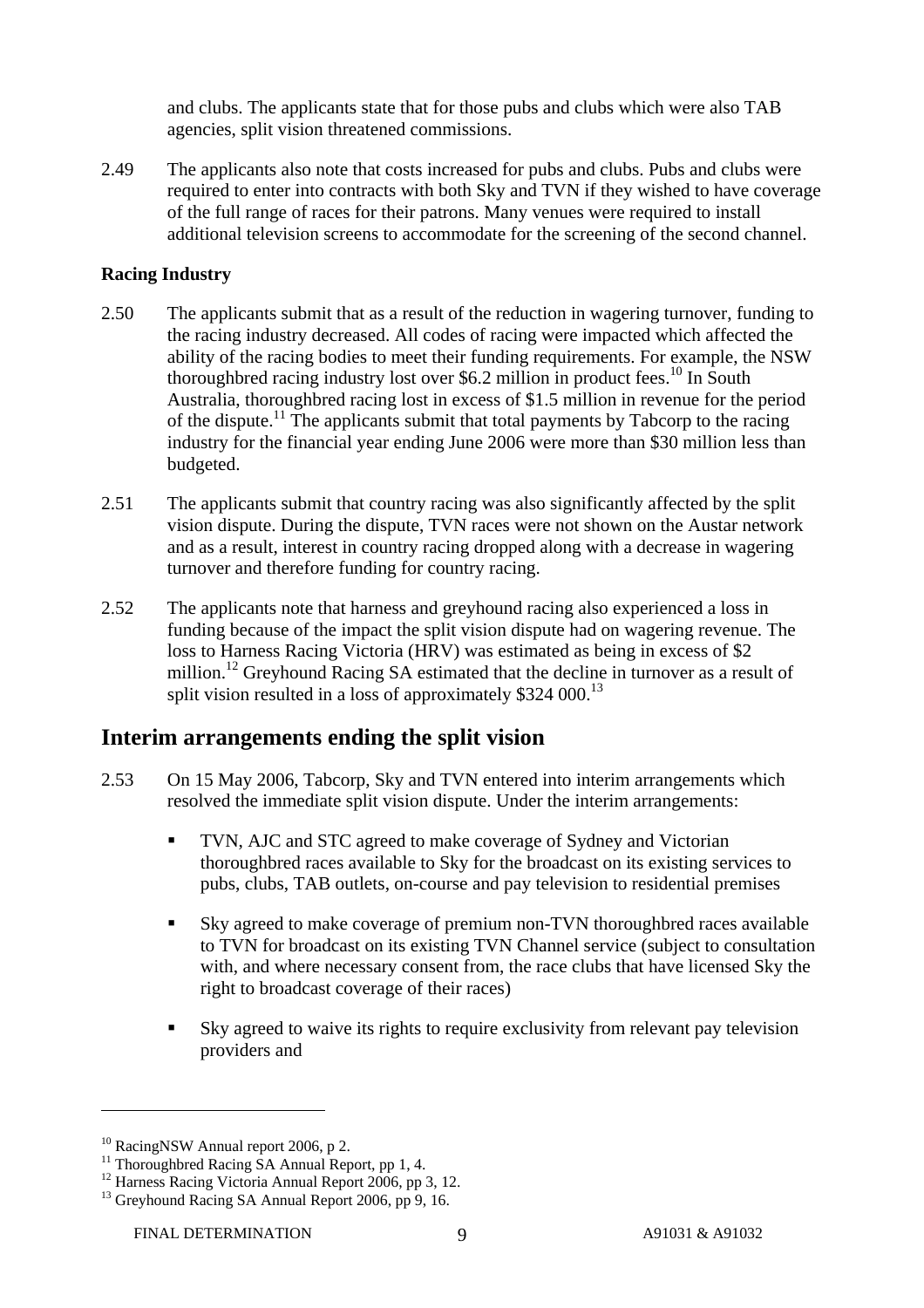and clubs. The applicants state that for those pubs and clubs which were also TAB agencies, split vision threatened commissions.

2.49 The applicants also note that costs increased for pubs and clubs. Pubs and clubs were required to enter into contracts with both Sky and TVN if they wished to have coverage of the full range of races for their patrons. Many venues were required to install additional television screens to accommodate for the screening of the second channel.

**Racing Industry**

2.50 The applicants submit that as a result of the reduction in wagering turnover, funding to the racing industry decreased. All codes of racing were impacted which affected the ability of the racing bodies to meet their funding requirements. For example, the NSW thoroughbred racing industry lost over $6.2 million in product fees.[10] In South Australia, thoroughbred racing lost in excess of $1.5 million in revenue for the period of the dispute.[11] The applicants submit that total payments by Tabcorp to the racing industry for the financial year ending June 2006 were more than $30 million less than budgeted.

2.51 The applicants submit that country racing was also significantly affected by the split vision dispute. During the dispute, TVN races were not shown on the Austar network and as a result, interest in country racing dropped along with a decrease in wagering turnover and therefore funding for country racing.

2.52 The applicants note that harness and greyhound racing also experienced a loss in funding because of the impact the split vision dispute had on wagering revenue. The loss to Harness Racing Victoria (HRV) was estimated as being in excess of $2 million.[12] Greyhound Racing SA estimated that the decline in turnover as a result of split vision resulted in a loss of approximately $324 000.[13]

## Interim arrangements ending the split vision

2.53 On 15 May 2006, Tabcorp, Sky and TVN entered into interim arrangements which resolved the immediate split vision dispute. Under the interim arrangements:

- TVN, AJC and STC agreed to make coverage of Sydney and Victorian thoroughbred races available to Sky for the broadcast on its existing services to pubs, clubs, TAB outlets, on-course and pay television to residential premises
- Sky agreed to make coverage of premium non-TVN thoroughbred races available to TVN for broadcast on its existing TVN Channel service (subject to consultation with, and where necessary consent from, the race clubs that have licensed Sky the right to broadcast coverage of their races)
- Sky agreed to waive its rights to require exclusivity from relevant pay television providers and

---

[10] RacingNSW Annual report 2006, p 2.

[11] Thoroughbred Racing SA Annual Report, pp 1, 4.

[12] Harness Racing Victoria Annual Report 2006, pp 3, 12.

[13] Greyhound Racing SA Annual Report 2006, pp 9, 16.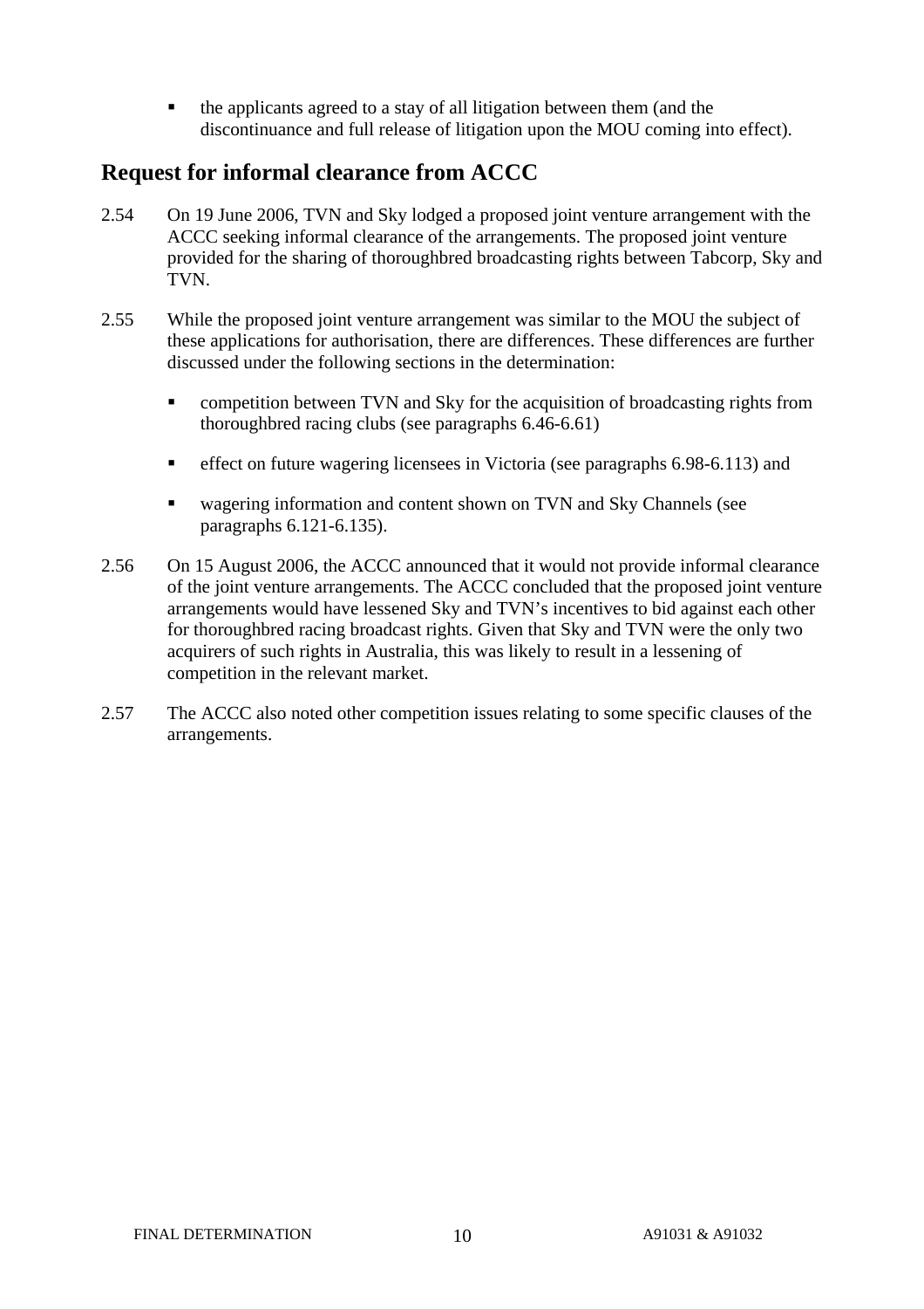- the applicants agreed to a stay of all litigation between them (and the discontinuance and full release of litigation upon the MOU coming into effect).

## Request for informal clearance from ACCC

2.54 On 19 June 2006, TVN and Sky lodged a proposed joint venture arrangement with the ACCC seeking informal clearance of the arrangements. The proposed joint venture provided for the sharing of thoroughbred broadcasting rights between Tabcorp, Sky and TVN.

2.55 While the proposed joint venture arrangement was similar to the MOU the subject of these applications for authorisation, there are differences. These differences are further discussed under the following sections in the determination:

- competition between TVN and Sky for the acquisition of broadcasting rights from thoroughbred racing clubs (see paragraphs 6.46-6.61)
- effect on future wagering licensees in Victoria (see paragraphs 6.98-6.113) and
- wagering information and content shown on TVN and Sky Channels (see paragraphs 6.121-6.135).

2.56 On 15 August 2006, the ACCC announced that it would not provide informal clearance of the joint venture arrangements. The ACCC concluded that the proposed joint venture arrangements would have lessened Sky and TVN's incentives to bid against each other for thoroughbred racing broadcast rights. Given that Sky and TVN were the only two acquirers of such rights in Australia, this was likely to result in a lessening of competition in the relevant market.

2.57 The ACCC also noted other competition issues relating to some specific clauses of the arrangements.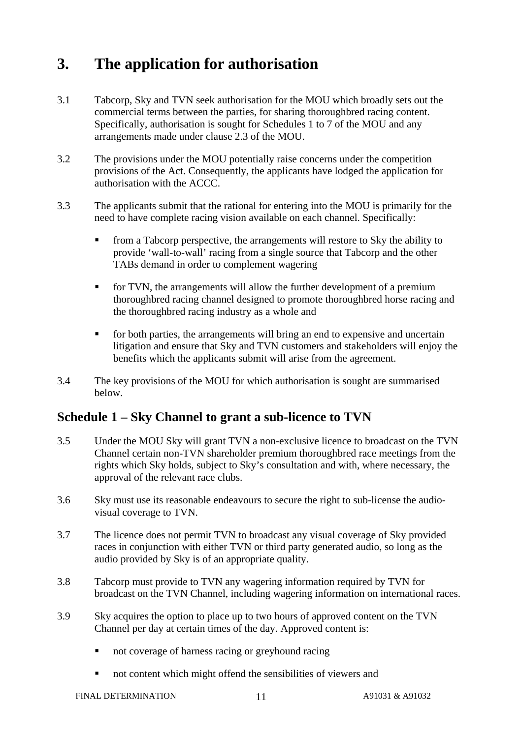# 3. The application for authorisation

3.1 Tabcorp, Sky and TVN seek authorisation for the MOU which broadly sets out the commercial terms between the parties, for sharing thoroughbred racing content. Specifically, authorisation is sought for Schedules 1 to 7 of the MOU and any arrangements made under clause 2.3 of the MOU.

3.2 The provisions under the MOU potentially raise concerns under the competition provisions of the Act. Consequently, the applicants have lodged the application for authorisation with the ACCC.

3.3 The applicants submit that the rational for entering into the MOU is primarily for the need to have complete racing vision available on each channel. Specifically:

- from a Tabcorp perspective, the arrangements will restore to Sky the ability to provide 'wall-to-wall' racing from a single source that Tabcorp and the other TABs demand in order to complement wagering
- for TVN, the arrangements will allow the further development of a premium thoroughbred racing channel designed to promote thoroughbred horse racing and the thoroughbred racing industry as a whole and
- for both parties, the arrangements will bring an end to expensive and uncertain litigation and ensure that Sky and TVN customers and stakeholders will enjoy the benefits which the applicants submit will arise from the agreement.

3.4 The key provisions of the MOU for which authorisation is sought are summarised below.

## Schedule 1 – Sky Channel to grant a sub-licence to TVN

3.5 Under the MOU Sky will grant TVN a non-exclusive licence to broadcast on the TVN Channel certain non-TVN shareholder premium thoroughbred race meetings from the rights which Sky holds, subject to Sky's consultation and with, where necessary, the approval of the relevant race clubs.

3.6 Sky must use its reasonable endeavours to secure the right to sub-license the audio-visual coverage to TVN.

3.7 The licence does not permit TVN to broadcast any visual coverage of Sky provided races in conjunction with either TVN or third party generated audio, so long as the audio provided by Sky is of an appropriate quality.

3.8 Tabcorp must provide to TVN any wagering information required by TVN for broadcast on the TVN Channel, including wagering information on international races.

3.9 Sky acquires the option to place up to two hours of approved content on the TVN Channel per day at certain times of the day. Approved content is:

- not coverage of harness racing or greyhound racing
- not content which might offend the sensibilities of viewers and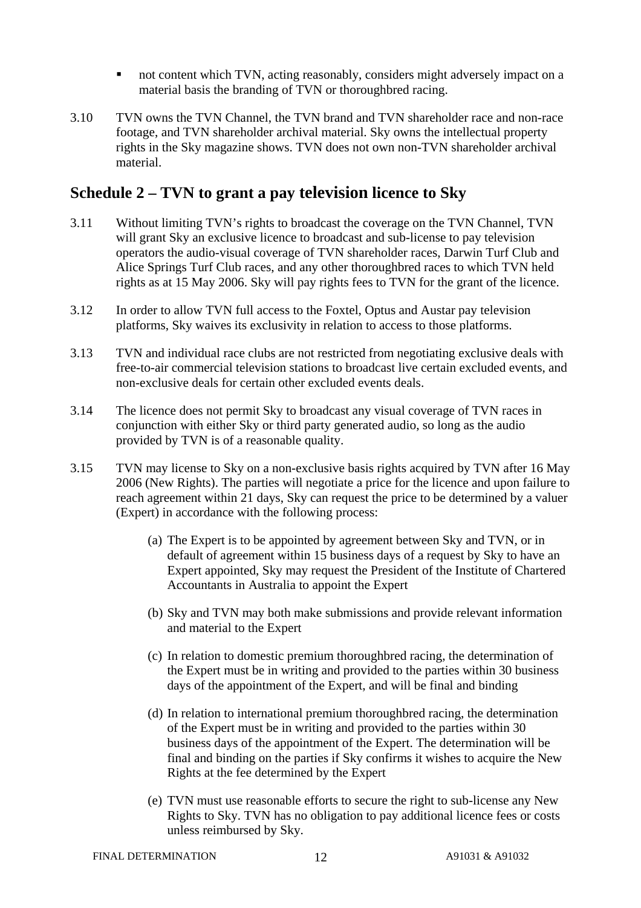- not content which TVN, acting reasonably, considers might adversely impact on a material basis the branding of TVN or thoroughbred racing.

3.10 TVN owns the TVN Channel, the TVN brand and TVN shareholder race and non-race footage, and TVN shareholder archival material. Sky owns the intellectual property rights in the Sky magazine shows. TVN does not own non-TVN shareholder archival material.

## Schedule 2 – TVN to grant a pay television licence to Sky

3.11 Without limiting TVN's rights to broadcast the coverage on the TVN Channel, TVN will grant Sky an exclusive licence to broadcast and sub-license to pay television operators the audio-visual coverage of TVN shareholder races, Darwin Turf Club and Alice Springs Turf Club races, and any other thoroughbred races to which TVN held rights as at 15 May 2006. Sky will pay rights fees to TVN for the grant of the licence.

3.12 In order to allow TVN full access to the Foxtel, Optus and Austar pay television platforms, Sky waives its exclusivity in relation to access to those platforms.

3.13 TVN and individual race clubs are not restricted from negotiating exclusive deals with free-to-air commercial television stations to broadcast live certain excluded events, and non-exclusive deals for certain other excluded events deals.

3.14 The licence does not permit Sky to broadcast any visual coverage of TVN races in conjunction with either Sky or third party generated audio, so long as the audio provided by TVN is of a reasonable quality.

3.15 TVN may license to Sky on a non-exclusive basis rights acquired by TVN after 16 May 2006 (New Rights). The parties will negotiate a price for the licence and upon failure to reach agreement within 21 days, Sky can request the price to be determined by a valuer (Expert) in accordance with the following process:

(a) The Expert is to be appointed by agreement between Sky and TVN, or in default of agreement within 15 business days of a request by Sky to have an Expert appointed, Sky may request the President of the Institute of Chartered Accountants in Australia to appoint the Expert

(b) Sky and TVN may both make submissions and provide relevant information and material to the Expert

(c) In relation to domestic premium thoroughbred racing, the determination of the Expert must be in writing and provided to the parties within 30 business days of the appointment of the Expert, and will be final and binding

(d) In relation to international premium thoroughbred racing, the determination of the Expert must be in writing and provided to the parties within 30 business days of the appointment of the Expert. The determination will be final and binding on the parties if Sky confirms it wishes to acquire the New Rights at the fee determined by the Expert

(e) TVN must use reasonable efforts to secure the right to sub-license any New Rights to Sky. TVN has no obligation to pay additional licence fees or costs unless reimbursed by Sky.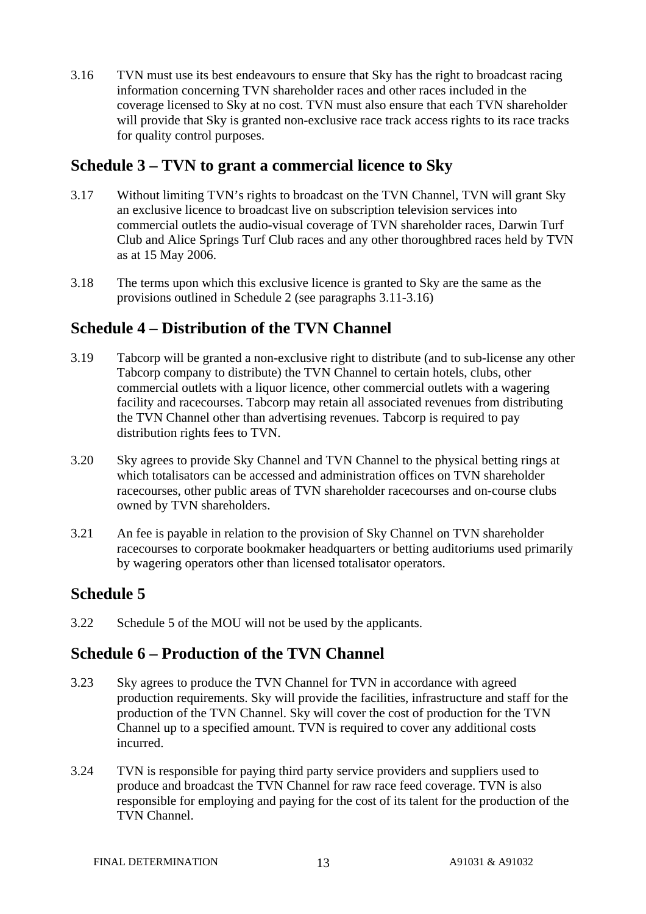3.16 TVN must use its best endeavours to ensure that Sky has the right to broadcast racing information concerning TVN shareholder races and other races included in the coverage licensed to Sky at no cost. TVN must also ensure that each TVN shareholder will provide that Sky is granted non-exclusive race track access rights to its race tracks for quality control purposes.

## Schedule 3 – TVN to grant a commercial licence to Sky

3.17 Without limiting TVN's rights to broadcast on the TVN Channel, TVN will grant Sky an exclusive licence to broadcast live on subscription television services into commercial outlets the audio-visual coverage of TVN shareholder races, Darwin Turf Club and Alice Springs Turf Club races and any other thoroughbred races held by TVN as at 15 May 2006.

3.18 The terms upon which this exclusive licence is granted to Sky are the same as the provisions outlined in Schedule 2 (see paragraphs 3.11-3.16)

## Schedule 4 – Distribution of the TVN Channel

3.19 Tabcorp will be granted a non-exclusive right to distribute (and to sub-license any other Tabcorp company to distribute) the TVN Channel to certain hotels, clubs, other commercial outlets with a liquor licence, other commercial outlets with a wagering facility and racecourses. Tabcorp may retain all associated revenues from distributing the TVN Channel other than advertising revenues. Tabcorp is required to pay distribution rights fees to TVN.

3.20 Sky agrees to provide Sky Channel and TVN Channel to the physical betting rings at which totalisators can be accessed and administration offices on TVN shareholder racecourses, other public areas of TVN shareholder racecourses and on-course clubs owned by TVN shareholders.

3.21 An fee is payable in relation to the provision of Sky Channel on TVN shareholder racecourses to corporate bookmaker headquarters or betting auditoriums used primarily by wagering operators other than licensed totalisator operators.

## Schedule 5

3.22 Schedule 5 of the MOU will not be used by the applicants.

## Schedule 6 – Production of the TVN Channel

3.23 Sky agrees to produce the TVN Channel for TVN in accordance with agreed production requirements. Sky will provide the facilities, infrastructure and staff for the production of the TVN Channel. Sky will cover the cost of production for the TVN Channel up to a specified amount. TVN is required to cover any additional costs incurred.

3.24 TVN is responsible for paying third party service providers and suppliers used to produce and broadcast the TVN Channel for raw race feed coverage. TVN is also responsible for employing and paying for the cost of its talent for the production of the TVN Channel.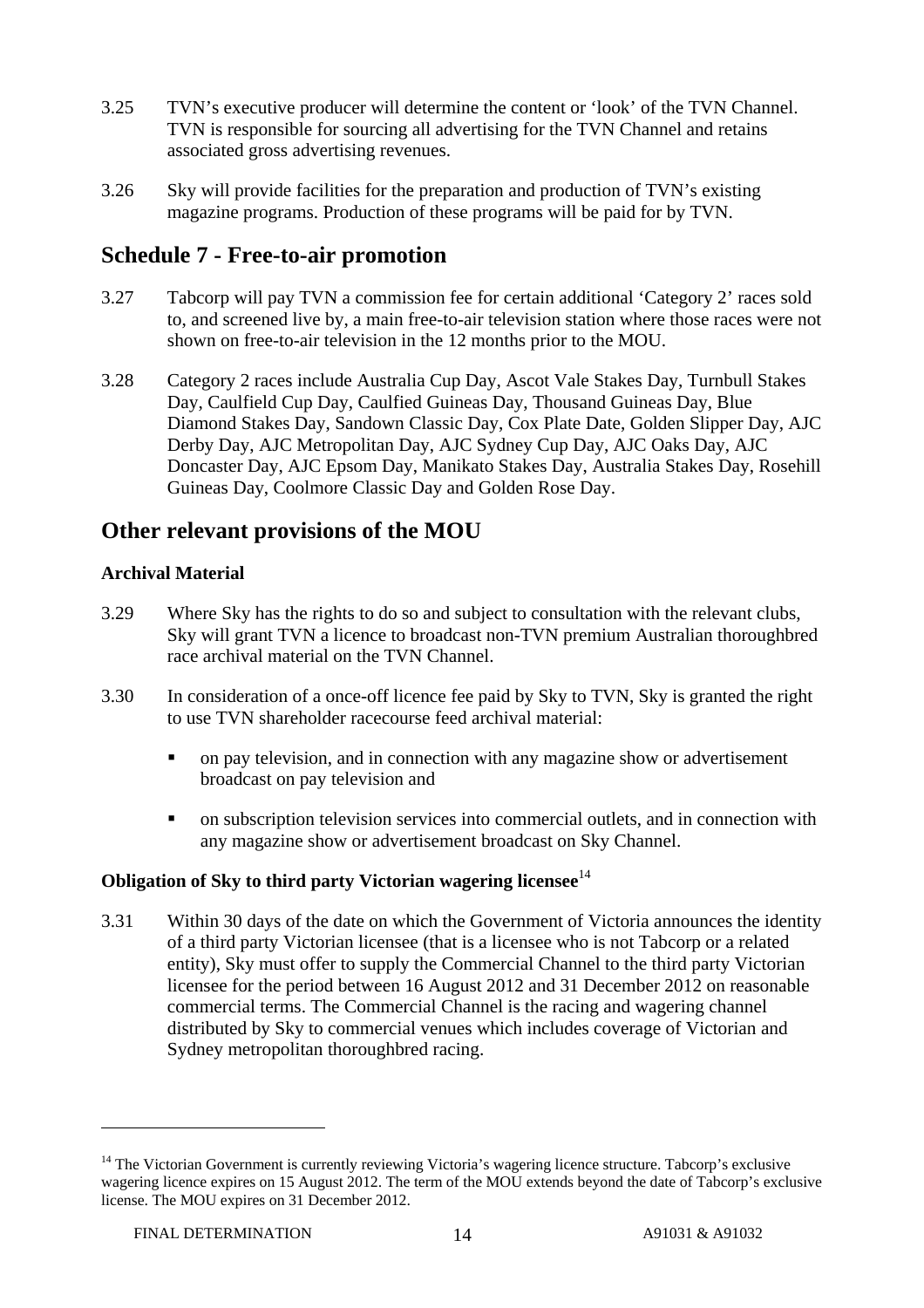3.25 TVN's executive producer will determine the content or 'look' of the TVN Channel. TVN is responsible for sourcing all advertising for the TVN Channel and retains associated gross advertising revenues.

3.26 Sky will provide facilities for the preparation and production of TVN's existing magazine programs. Production of these programs will be paid for by TVN.

## Schedule 7 - Free-to-air promotion

3.27 Tabcorp will pay TVN a commission fee for certain additional 'Category 2' races sold to, and screened live by, a main free-to-air television station where those races were not shown on free-to-air television in the 12 months prior to the MOU.

3.28 Category 2 races include Australia Cup Day, Ascot Vale Stakes Day, Turnbull Stakes Day, Caulfield Cup Day, Caulfied Guineas Day, Thousand Guineas Day, Blue Diamond Stakes Day, Sandown Classic Day, Cox Plate Date, Golden Slipper Day, AJC Derby Day, AJC Metropolitan Day, AJC Sydney Cup Day, AJC Oaks Day, AJC Doncaster Day, AJC Epsom Day, Manikato Stakes Day, Australia Stakes Day, Rosehill Guineas Day, Coolmore Classic Day and Golden Rose Day.

## Other relevant provisions of the MOU

### Archival Material

3.29 Where Sky has the rights to do so and subject to consultation with the relevant clubs, Sky will grant TVN a licence to broadcast non-TVN premium Australian thoroughbred race archival material on the TVN Channel.

3.30 In consideration of a once-off licence fee paid by Sky to TVN, Sky is granted the right to use TVN shareholder racecourse feed archival material:

- on pay television, and in connection with any magazine show or advertisement broadcast on pay television and
- on subscription television services into commercial outlets, and in connection with any magazine show or advertisement broadcast on Sky Channel.

### Obligation of Sky to third party Victorian wagering licensee[14]

3.31 Within 30 days of the date on which the Government of Victoria announces the identity of a third party Victorian licensee (that is a licensee who is not Tabcorp or a related entity), Sky must offer to supply the Commercial Channel to the third party Victorian licensee for the period between 16 August 2012 and 31 December 2012 on reasonable commercial terms. The Commercial Channel is the racing and wagering channel distributed by Sky to commercial venues which includes coverage of Victorian and Sydney metropolitan thoroughbred racing.

---

[14] The Victorian Government is currently reviewing Victoria's wagering licence structure. Tabcorp's exclusive wagering licence expires on 15 August 2012. The term of the MOU extends beyond the date of Tabcorp's exclusive license. The MOU expires on 31 December 2012.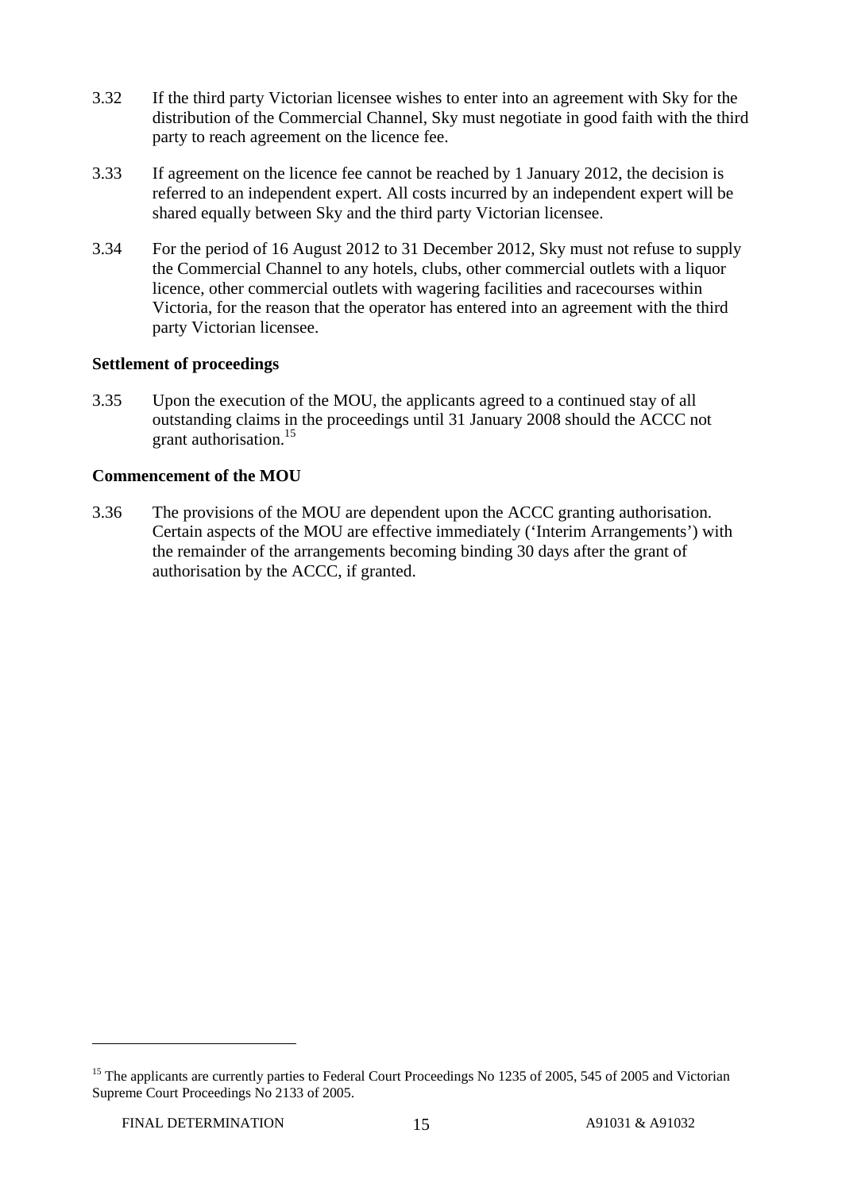3.32 If the third party Victorian licensee wishes to enter into an agreement with Sky for the distribution of the Commercial Channel, Sky must negotiate in good faith with the third party to reach agreement on the licence fee.

3.33 If agreement on the licence fee cannot be reached by 1 January 2012, the decision is referred to an independent expert. All costs incurred by an independent expert will be shared equally between Sky and the third party Victorian licensee.

3.34 For the period of 16 August 2012 to 31 December 2012, Sky must not refuse to supply the Commercial Channel to any hotels, clubs, other commercial outlets with a liquor licence, other commercial outlets with wagering facilities and racecourses within Victoria, for the reason that the operator has entered into an agreement with the third party Victorian licensee.

**Settlement of proceedings**

3.35 Upon the execution of the MOU, the applicants agreed to a continued stay of all outstanding claims in the proceedings until 31 January 2008 should the ACCC not grant authorisation.[15]

**Commencement of the MOU**

3.36 The provisions of the MOU are dependent upon the ACCC granting authorisation. Certain aspects of the MOU are effective immediately ('Interim Arrangements') with the remainder of the arrangements becoming binding 30 days after the grant of authorisation by the ACCC, if granted.

---

[15] The applicants are currently parties to Federal Court Proceedings No 1235 of 2005, 545 of 2005 and Victorian Supreme Court Proceedings No 2133 of 2005.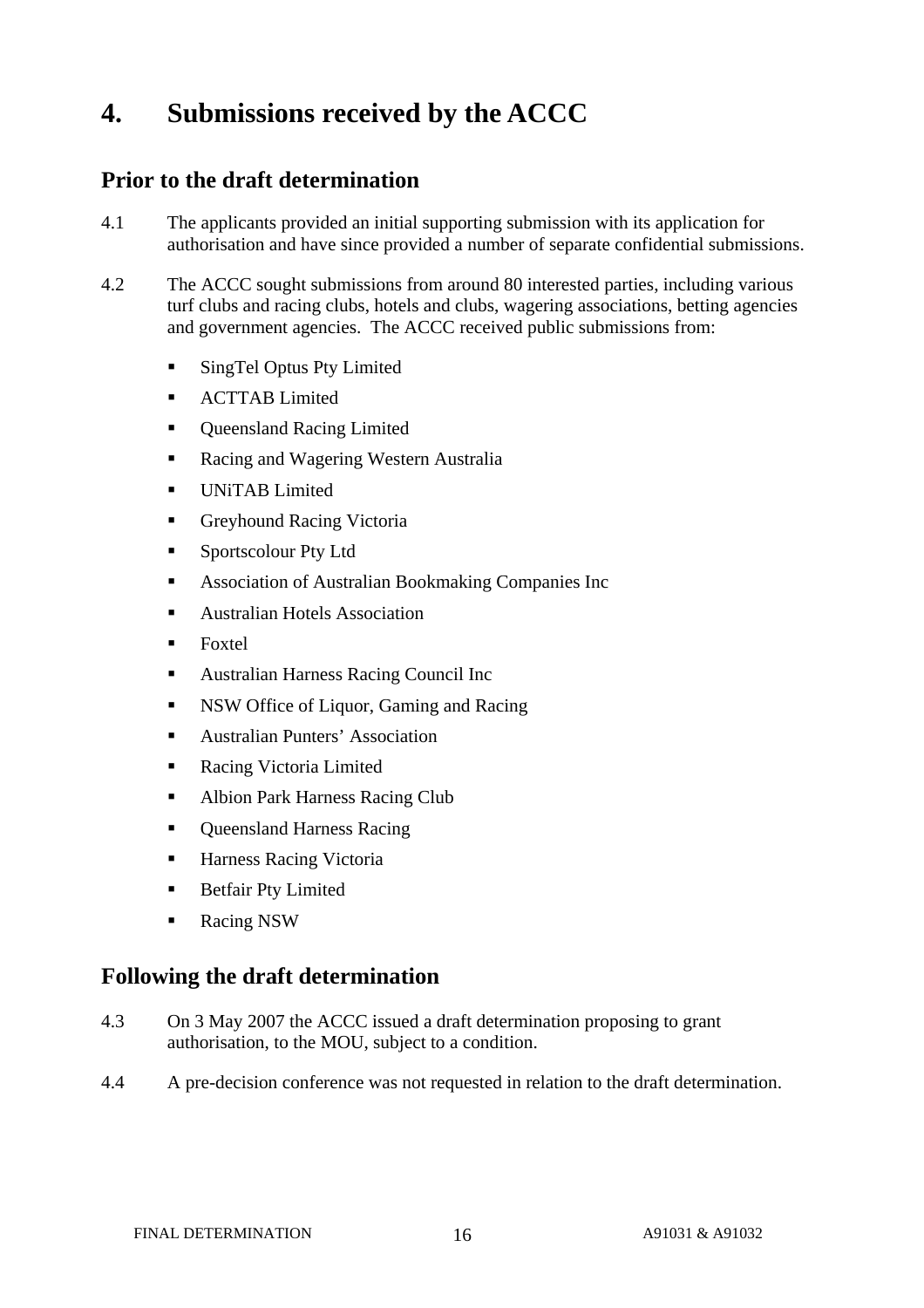# 4. Submissions received by the ACCC

## Prior to the draft determination

4.1 The applicants provided an initial supporting submission with its application for authorisation and have since provided a number of separate confidential submissions.

4.2 The ACCC sought submissions from around 80 interested parties, including various turf clubs and racing clubs, hotels and clubs, wagering associations, betting agencies and government agencies. The ACCC received public submissions from:

- SingTel Optus Pty Limited
- ACTTAB Limited
- Queensland Racing Limited
- Racing and Wagering Western Australia
- UNiTAB Limited
- Greyhound Racing Victoria
- Sportscolour Pty Ltd
- Association of Australian Bookmaking Companies Inc
- Australian Hotels Association
- Foxtel
- Australian Harness Racing Council Inc
- NSW Office of Liquor, Gaming and Racing
- Australian Punters' Association
- Racing Victoria Limited
- Albion Park Harness Racing Club
- Queensland Harness Racing
- Harness Racing Victoria
- Betfair Pty Limited
- Racing NSW

## Following the draft determination

4.3 On 3 May 2007 the ACCC issued a draft determination proposing to grant authorisation, to the MOU, subject to a condition.

4.4 A pre-decision conference was not requested in relation to the draft determination.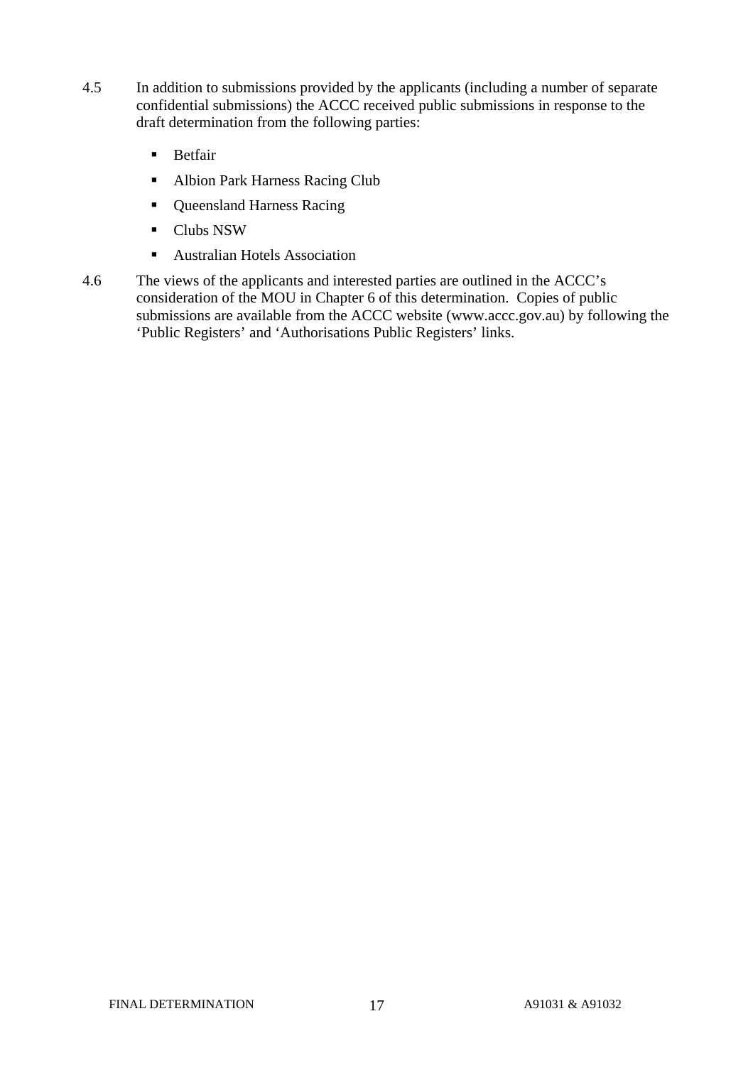4.5 In addition to submissions provided by the applicants (including a number of separate confidential submissions) the ACCC received public submissions in response to the draft determination from the following parties:

- Betfair
- Albion Park Harness Racing Club
- Queensland Harness Racing
- Clubs NSW
- Australian Hotels Association

4.6 The views of the applicants and interested parties are outlined in the ACCC's consideration of the MOU in Chapter 6 of this determination. Copies of public submissions are available from the ACCC website (www.accc.gov.au) by following the 'Public Registers' and 'Authorisations Public Registers' links.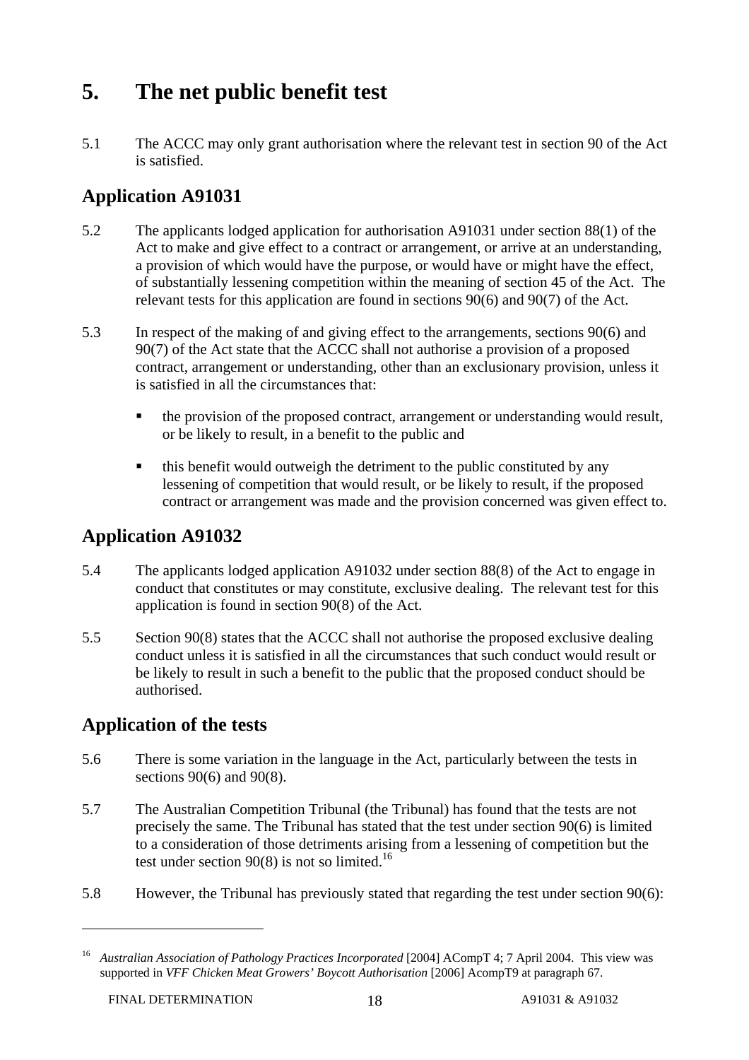# 5. The net public benefit test

5.1 The ACCC may only grant authorisation where the relevant test in section 90 of the Act is satisfied.

## Application A91031

5.2 The applicants lodged application for authorisation A91031 under section 88(1) of the Act to make and give effect to a contract or arrangement, or arrive at an understanding, a provision of which would have the purpose, or would have or might have the effect, of substantially lessening competition within the meaning of section 45 of the Act. The relevant tests for this application are found in sections 90(6) and 90(7) of the Act.

5.3 In respect of the making of and giving effect to the arrangements, sections 90(6) and 90(7) of the Act state that the ACCC shall not authorise a provision of a proposed contract, arrangement or understanding, other than an exclusionary provision, unless it is satisfied in all the circumstances that:

- the provision of the proposed contract, arrangement or understanding would result, or be likely to result, in a benefit to the public and
- this benefit would outweigh the detriment to the public constituted by any lessening of competition that would result, or be likely to result, if the proposed contract or arrangement was made and the provision concerned was given effect to.

## Application A91032

5.4 The applicants lodged application A91032 under section 88(8) of the Act to engage in conduct that constitutes or may constitute, exclusive dealing. The relevant test for this application is found in section 90(8) of the Act.

5.5 Section 90(8) states that the ACCC shall not authorise the proposed exclusive dealing conduct unless it is satisfied in all the circumstances that such conduct would result or be likely to result in such a benefit to the public that the proposed conduct should be authorised.

## Application of the tests

5.6 There is some variation in the language in the Act, particularly between the tests in sections 90(6) and 90(8).

5.7 The Australian Competition Tribunal (the Tribunal) has found that the tests are not precisely the same. The Tribunal has stated that the test under section 90(6) is limited to a consideration of those detriments arising from a lessening of competition but the test under section 90(8) is not so limited.[16]

5.8 However, the Tribunal has previously stated that regarding the test under section 90(6):

---

[16] *Australian Association of Pathology Practices Incorporated* [2004] ACompT 4; 7 April 2004. This view was supported in *VFF Chicken Meat Growers' Boycott Authorisation* [2006] AcompT9 at paragraph 67.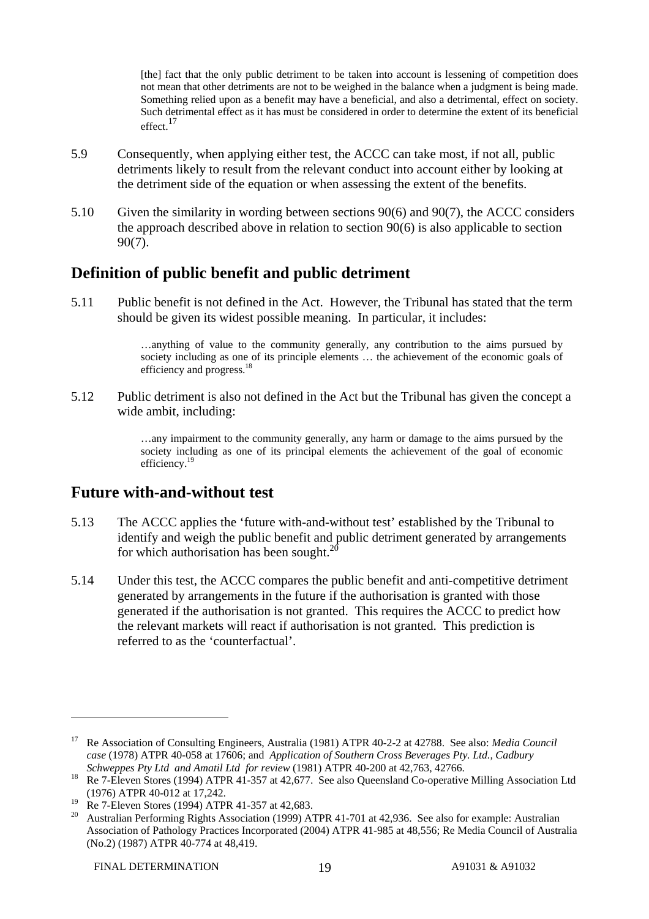> [the] fact that the only public detriment to be taken into account is lessening of competition does not mean that other detriments are not to be weighed in the balance when a judgment is being made. Something relied upon as a benefit may have a beneficial, and also a detrimental, effect on society. Such detrimental effect as it has must be considered in order to determine the extent of its beneficial effect.[17]

5.9 Consequently, when applying either test, the ACCC can take most, if not all, public detriments likely to result from the relevant conduct into account either by looking at the detriment side of the equation or when assessing the extent of the benefits.

5.10 Given the similarity in wording between sections 90(6) and 90(7), the ACCC considers the approach described above in relation to section 90(6) is also applicable to section 90(7).

## Definition of public benefit and public detriment

5.11 Public benefit is not defined in the Act. However, the Tribunal has stated that the term should be given its widest possible meaning. In particular, it includes:

> …anything of value to the community generally, any contribution to the aims pursued by society including as one of its principle elements … the achievement of the economic goals of efficiency and progress.[18]

5.12 Public detriment is also not defined in the Act but the Tribunal has given the concept a wide ambit, including:

> …any impairment to the community generally, any harm or damage to the aims pursued by the society including as one of its principal elements the achievement of the goal of economic efficiency.[19]

## Future with-and-without test

5.13 The ACCC applies the 'future with-and-without test' established by the Tribunal to identify and weigh the public benefit and public detriment generated by arrangements for which authorisation has been sought.[20]

5.14 Under this test, the ACCC compares the public benefit and anti-competitive detriment generated by arrangements in the future if the authorisation is granted with those generated if the authorisation is not granted. This requires the ACCC to predict how the relevant markets will react if authorisation is not granted. This prediction is referred to as the 'counterfactual'.

---

[17] Re Association of Consulting Engineers, Australia (1981) ATPR 40-2-2 at 42788. See also: *Media Council case* (1978) ATPR 40-058 at 17606; and *Application of Southern Cross Beverages Pty. Ltd., Cadbury Schweppes Pty Ltd and Amatil Ltd for review* (1981) ATPR 40-200 at 42,763, 42766.

[18] Re 7-Eleven Stores (1994) ATPR 41-357 at 42,677. See also Queensland Co-operative Milling Association Ltd (1976) ATPR 40-012 at 17,242.

[19] Re 7-Eleven Stores (1994) ATPR 41-357 at 42,683.

[20] Australian Performing Rights Association (1999) ATPR 41-701 at 42,936. See also for example: Australian Association of Pathology Practices Incorporated (2004) ATPR 41-985 at 48,556; Re Media Council of Australia (No.2) (1987) ATPR 40-774 at 48,419.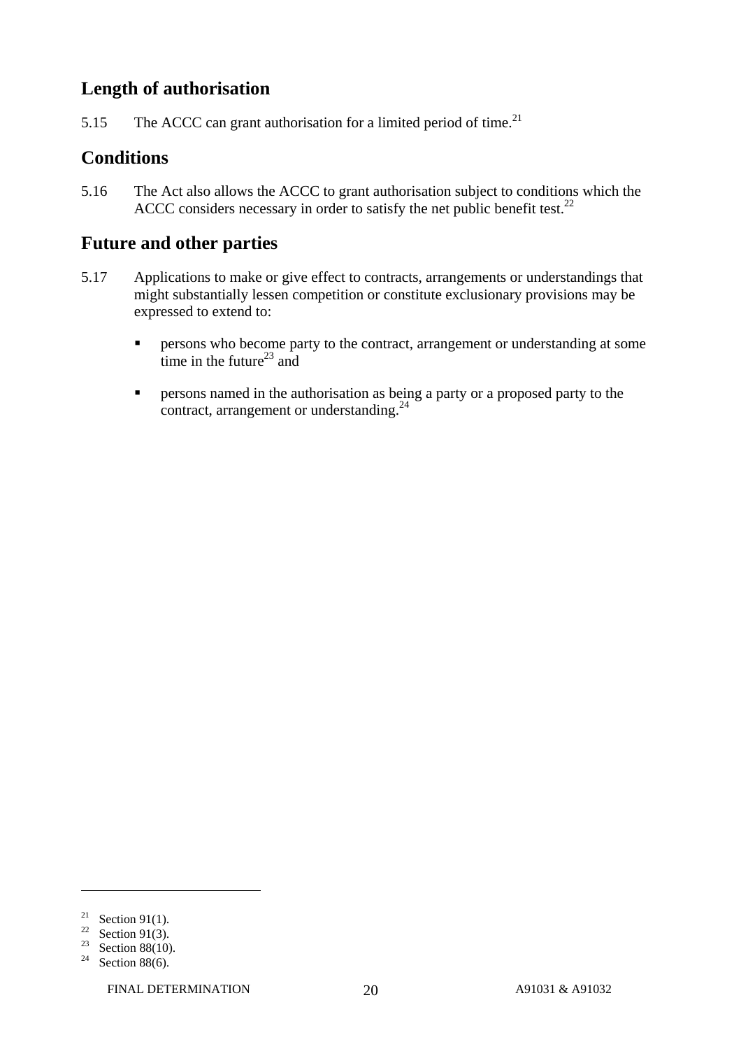## Length of authorisation

5.15 The ACCC can grant authorisation for a limited period of time.[21]

## Conditions

5.16 The Act also allows the ACCC to grant authorisation subject to conditions which the ACCC considers necessary in order to satisfy the net public benefit test.[22]

## Future and other parties

5.17 Applications to make or give effect to contracts, arrangements or understandings that might substantially lessen competition or constitute exclusionary provisions may be expressed to extend to:

- persons who become party to the contract, arrangement or understanding at some time in the future[23] and
- persons named in the authorisation as being a party or a proposed party to the contract, arrangement or understanding.[24]

---

[21] Section 91(1).
[22] Section 91(3).
[23] Section 88(10).
[24] Section 88(6).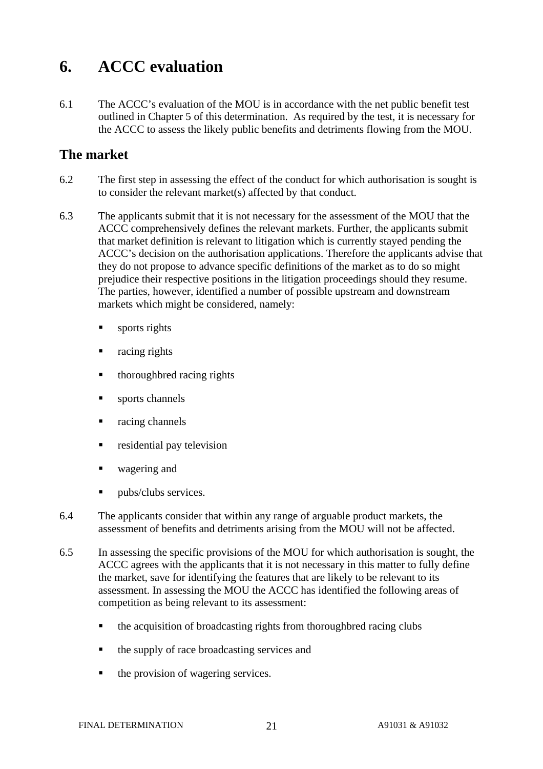# 6. ACCC evaluation

6.1 The ACCC's evaluation of the MOU is in accordance with the net public benefit test outlined in Chapter 5 of this determination. As required by the test, it is necessary for the ACCC to assess the likely public benefits and detriments flowing from the MOU.

## The market

6.2 The first step in assessing the effect of the conduct for which authorisation is sought is to consider the relevant market(s) affected by that conduct.

6.3 The applicants submit that it is not necessary for the assessment of the MOU that the ACCC comprehensively defines the relevant markets. Further, the applicants submit that market definition is relevant to litigation which is currently stayed pending the ACCC's decision on the authorisation applications. Therefore the applicants advise that they do not propose to advance specific definitions of the market as to do so might prejudice their respective positions in the litigation proceedings should they resume. The parties, however, identified a number of possible upstream and downstream markets which might be considered, namely:

- sports rights
- racing rights
- thoroughbred racing rights
- sports channels
- racing channels
- residential pay television
- wagering and
- pubs/clubs services.

6.4 The applicants consider that within any range of arguable product markets, the assessment of benefits and detriments arising from the MOU will not be affected.

6.5 In assessing the specific provisions of the MOU for which authorisation is sought, the ACCC agrees with the applicants that it is not necessary in this matter to fully define the market, save for identifying the features that are likely to be relevant to its assessment. In assessing the MOU the ACCC has identified the following areas of competition as being relevant to its assessment:

- the acquisition of broadcasting rights from thoroughbred racing clubs
- the supply of race broadcasting services and
- the provision of wagering services.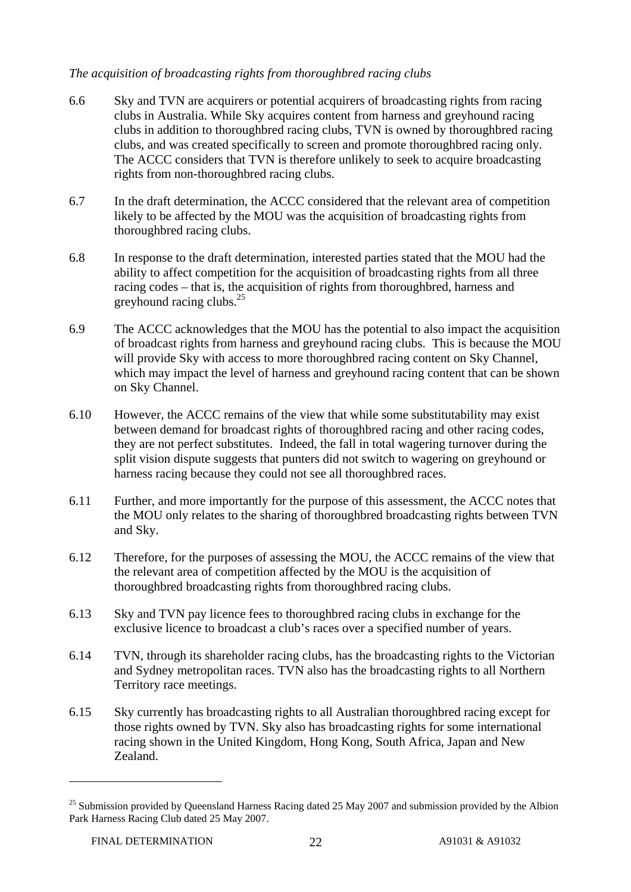*The acquisition of broadcasting rights from thoroughbred racing clubs*

6.6 Sky and TVN are acquirers or potential acquirers of broadcasting rights from racing clubs in Australia. While Sky acquires content from harness and greyhound racing clubs in addition to thoroughbred racing clubs, TVN is owned by thoroughbred racing clubs, and was created specifically to screen and promote thoroughbred racing only. The ACCC considers that TVN is therefore unlikely to seek to acquire broadcasting rights from non-thoroughbred racing clubs.

6.7 In the draft determination, the ACCC considered that the relevant area of competition likely to be affected by the MOU was the acquisition of broadcasting rights from thoroughbred racing clubs.

6.8 In response to the draft determination, interested parties stated that the MOU had the ability to affect competition for the acquisition of broadcasting rights from all three racing codes – that is, the acquisition of rights from thoroughbred, harness and greyhound racing clubs.[25]

6.9 The ACCC acknowledges that the MOU has the potential to also impact the acquisition of broadcast rights from harness and greyhound racing clubs. This is because the MOU will provide Sky with access to more thoroughbred racing content on Sky Channel, which may impact the level of harness and greyhound racing content that can be shown on Sky Channel.

6.10 However, the ACCC remains of the view that while some substitutability may exist between demand for broadcast rights of thoroughbred racing and other racing codes, they are not perfect substitutes. Indeed, the fall in total wagering turnover during the split vision dispute suggests that punters did not switch to wagering on greyhound or harness racing because they could not see all thoroughbred races.

6.11 Further, and more importantly for the purpose of this assessment, the ACCC notes that the MOU only relates to the sharing of thoroughbred broadcasting rights between TVN and Sky.

6.12 Therefore, for the purposes of assessing the MOU, the ACCC remains of the view that the relevant area of competition affected by the MOU is the acquisition of thoroughbred broadcasting rights from thoroughbred racing clubs.

6.13 Sky and TVN pay licence fees to thoroughbred racing clubs in exchange for the exclusive licence to broadcast a club's races over a specified number of years.

6.14 TVN, through its shareholder racing clubs, has the broadcasting rights to the Victorian and Sydney metropolitan races. TVN also has the broadcasting rights to all Northern Territory race meetings.

6.15 Sky currently has broadcasting rights to all Australian thoroughbred racing except for those rights owned by TVN. Sky also has broadcasting rights for some international racing shown in the United Kingdom, Hong Kong, South Africa, Japan and New Zealand.

---

[25] Submission provided by Queensland Harness Racing dated 25 May 2007 and submission provided by the Albion Park Harness Racing Club dated 25 May 2007.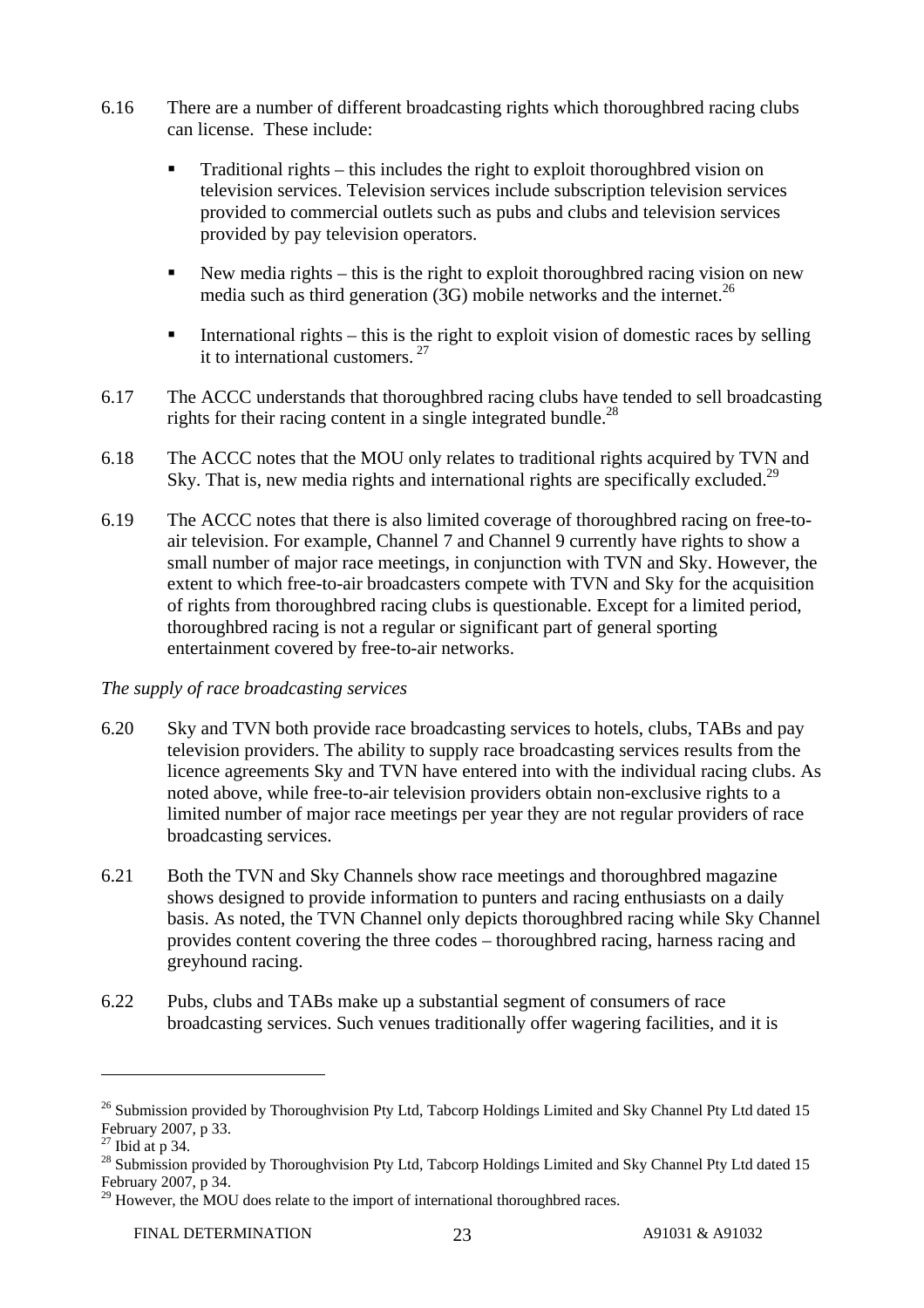6.16 There are a number of different broadcasting rights which thoroughbred racing clubs can license. These include:

- Traditional rights – this includes the right to exploit thoroughbred vision on television services. Television services include subscription television services provided to commercial outlets such as pubs and clubs and television services provided by pay television operators.
- New media rights – this is the right to exploit thoroughbred racing vision on new media such as third generation (3G) mobile networks and the internet.[26]
- International rights – this is the right to exploit vision of domestic races by selling it to international customers.[27]

6.17 The ACCC understands that thoroughbred racing clubs have tended to sell broadcasting rights for their racing content in a single integrated bundle.[28]

6.18 The ACCC notes that the MOU only relates to traditional rights acquired by TVN and Sky. That is, new media rights and international rights are specifically excluded.[29]

6.19 The ACCC notes that there is also limited coverage of thoroughbred racing on free-to-air television. For example, Channel 7 and Channel 9 currently have rights to show a small number of major race meetings, in conjunction with TVN and Sky. However, the extent to which free-to-air broadcasters compete with TVN and Sky for the acquisition of rights from thoroughbred racing clubs is questionable. Except for a limited period, thoroughbred racing is not a regular or significant part of general sporting entertainment covered by free-to-air networks.

*The supply of race broadcasting services*

6.20 Sky and TVN both provide race broadcasting services to hotels, clubs, TABs and pay television providers. The ability to supply race broadcasting services results from the licence agreements Sky and TVN have entered into with the individual racing clubs. As noted above, while free-to-air television providers obtain non-exclusive rights to a limited number of major race meetings per year they are not regular providers of race broadcasting services.

6.21 Both the TVN and Sky Channels show race meetings and thoroughbred magazine shows designed to provide information to punters and racing enthusiasts on a daily basis. As noted, the TVN Channel only depicts thoroughbred racing while Sky Channel provides content covering the three codes – thoroughbred racing, harness racing and greyhound racing.

6.22 Pubs, clubs and TABs make up a substantial segment of consumers of race broadcasting services. Such venues traditionally offer wagering facilities, and it is

---

[26] Submission provided by Thoroughvision Pty Ltd, Tabcorp Holdings Limited and Sky Channel Pty Ltd dated 15 February 2007, p 33.

[27] Ibid at p 34.

[28] Submission provided by Thoroughvision Pty Ltd, Tabcorp Holdings Limited and Sky Channel Pty Ltd dated 15 February 2007, p 34.

[29] However, the MOU does relate to the import of international thoroughbred races.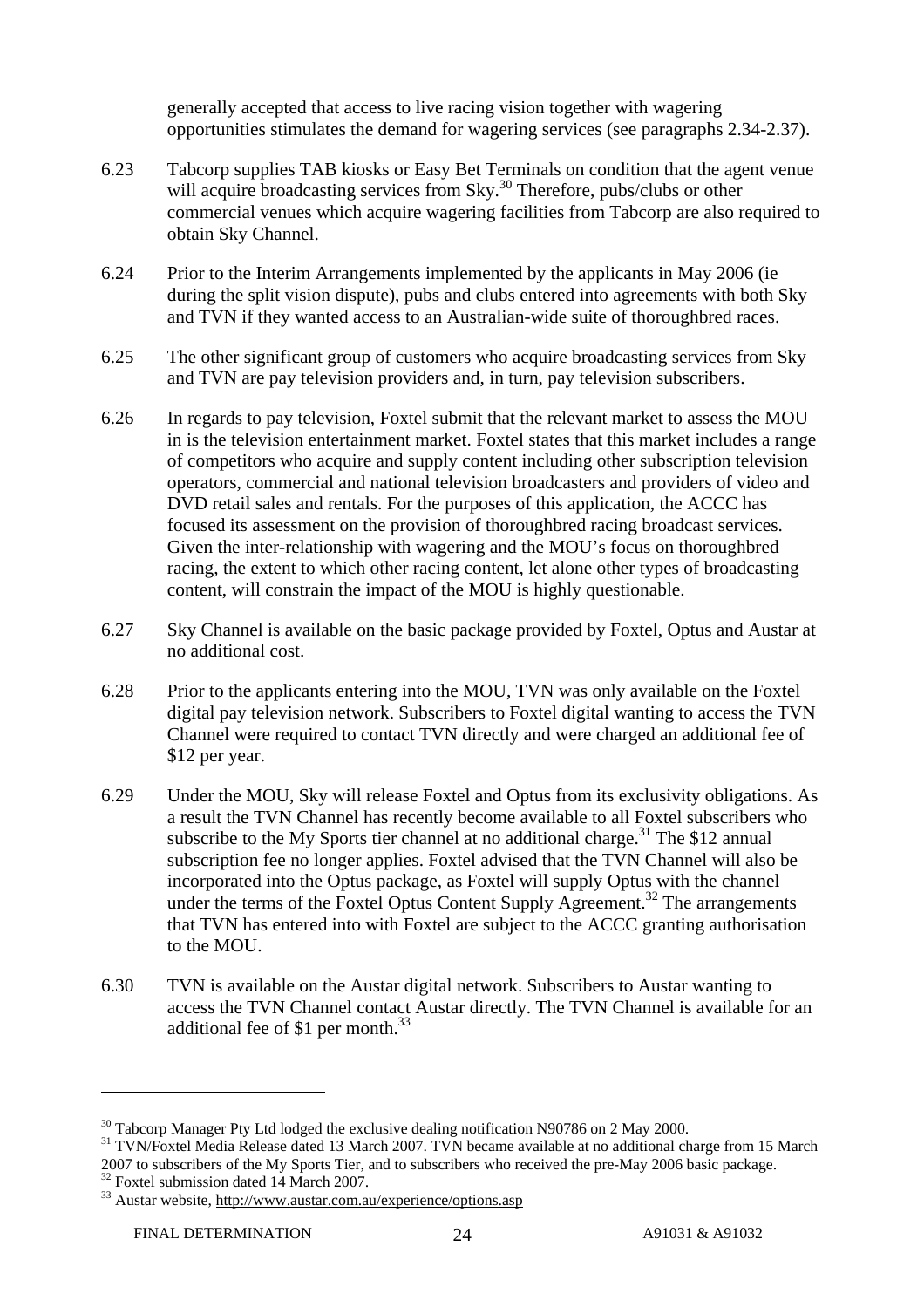generally accepted that access to live racing vision together with wagering opportunities stimulates the demand for wagering services (see paragraphs 2.34-2.37).

6.23 Tabcorp supplies TAB kiosks or Easy Bet Terminals on condition that the agent venue will acquire broadcasting services from Sky.[30] Therefore, pubs/clubs or other commercial venues which acquire wagering facilities from Tabcorp are also required to obtain Sky Channel.

6.24 Prior to the Interim Arrangements implemented by the applicants in May 2006 (ie during the split vision dispute), pubs and clubs entered into agreements with both Sky and TVN if they wanted access to an Australian-wide suite of thoroughbred races.

6.25 The other significant group of customers who acquire broadcasting services from Sky and TVN are pay television providers and, in turn, pay television subscribers.

6.26 In regards to pay television, Foxtel submit that the relevant market to assess the MOU in is the television entertainment market. Foxtel states that this market includes a range of competitors who acquire and supply content including other subscription television operators, commercial and national television broadcasters and providers of video and DVD retail sales and rentals. For the purposes of this application, the ACCC has focused its assessment on the provision of thoroughbred racing broadcast services. Given the inter-relationship with wagering and the MOU's focus on thoroughbred racing, the extent to which other racing content, let alone other types of broadcasting content, will constrain the impact of the MOU is highly questionable.

6.27 Sky Channel is available on the basic package provided by Foxtel, Optus and Austar at no additional cost.

6.28 Prior to the applicants entering into the MOU, TVN was only available on the Foxtel digital pay television network. Subscribers to Foxtel digital wanting to access the TVN Channel were required to contact TVN directly and were charged an additional fee of $12 per year.

6.29 Under the MOU, Sky will release Foxtel and Optus from its exclusivity obligations. As a result the TVN Channel has recently become available to all Foxtel subscribers who subscribe to the My Sports tier channel at no additional charge.[31] The $12 annual subscription fee no longer applies. Foxtel advised that the TVN Channel will also be incorporated into the Optus package, as Foxtel will supply Optus with the channel under the terms of the Foxtel Optus Content Supply Agreement.[32] The arrangements that TVN has entered into with Foxtel are subject to the ACCC granting authorisation to the MOU.

6.30 TVN is available on the Austar digital network. Subscribers to Austar wanting to access the TVN Channel contact Austar directly. The TVN Channel is available for an additional fee of $1 per month.[33]

---

[30] Tabcorp Manager Pty Ltd lodged the exclusive dealing notification N90786 on 2 May 2000.

[31] TVN/Foxtel Media Release dated 13 March 2007. TVN became available at no additional charge from 15 March 2007 to subscribers of the My Sports Tier, and to subscribers who received the pre-May 2006 basic package.

[32] Foxtel submission dated 14 March 2007.

[33] Austar website, http://www.austar.com.au/experience/options.asp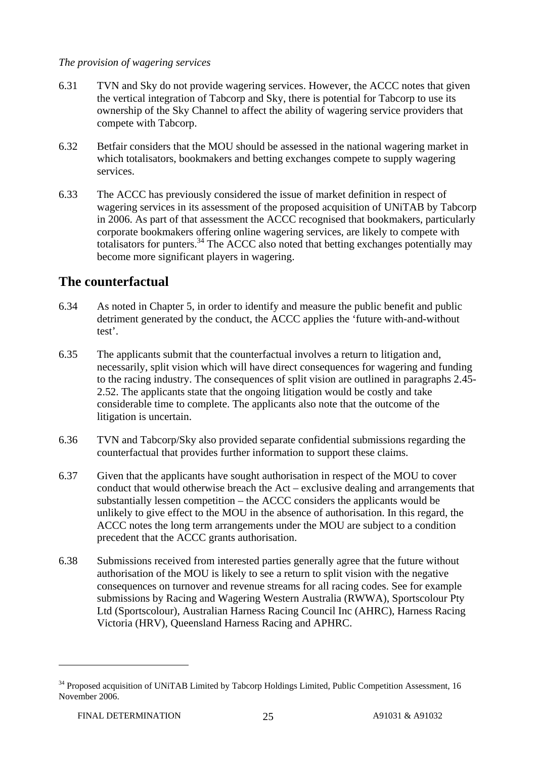*The provision of wagering services*

6.31 TVN and Sky do not provide wagering services. However, the ACCC notes that given the vertical integration of Tabcorp and Sky, there is potential for Tabcorp to use its ownership of the Sky Channel to affect the ability of wagering service providers that compete with Tabcorp.

6.32 Betfair considers that the MOU should be assessed in the national wagering market in which totalisators, bookmakers and betting exchanges compete to supply wagering services.

6.33 The ACCC has previously considered the issue of market definition in respect of wagering services in its assessment of the proposed acquisition of UNiTAB by Tabcorp in 2006. As part of that assessment the ACCC recognised that bookmakers, particularly corporate bookmakers offering online wagering services, are likely to compete with totalisators for punters.[34] The ACCC also noted that betting exchanges potentially may become more significant players in wagering.

## The counterfactual

6.34 As noted in Chapter 5, in order to identify and measure the public benefit and public detriment generated by the conduct, the ACCC applies the 'future with-and-without test'.

6.35 The applicants submit that the counterfactual involves a return to litigation and, necessarily, split vision which will have direct consequences for wagering and funding to the racing industry. The consequences of split vision are outlined in paragraphs 2.45-2.52. The applicants state that the ongoing litigation would be costly and take considerable time to complete. The applicants also note that the outcome of the litigation is uncertain.

6.36 TVN and Tabcorp/Sky also provided separate confidential submissions regarding the counterfactual that provides further information to support these claims.

6.37 Given that the applicants have sought authorisation in respect of the MOU to cover conduct that would otherwise breach the Act – exclusive dealing and arrangements that substantially lessen competition – the ACCC considers the applicants would be unlikely to give effect to the MOU in the absence of authorisation. In this regard, the ACCC notes the long term arrangements under the MOU are subject to a condition precedent that the ACCC grants authorisation.

6.38 Submissions received from interested parties generally agree that the future without authorisation of the MOU is likely to see a return to split vision with the negative consequences on turnover and revenue streams for all racing codes. See for example submissions by Racing and Wagering Western Australia (RWWA), Sportscolour Pty Ltd (Sportscolour), Australian Harness Racing Council Inc (AHRC), Harness Racing Victoria (HRV), Queensland Harness Racing and APHRC.

---

[34] Proposed acquisition of UNiTAB Limited by Tabcorp Holdings Limited, Public Competition Assessment, 16 November 2006.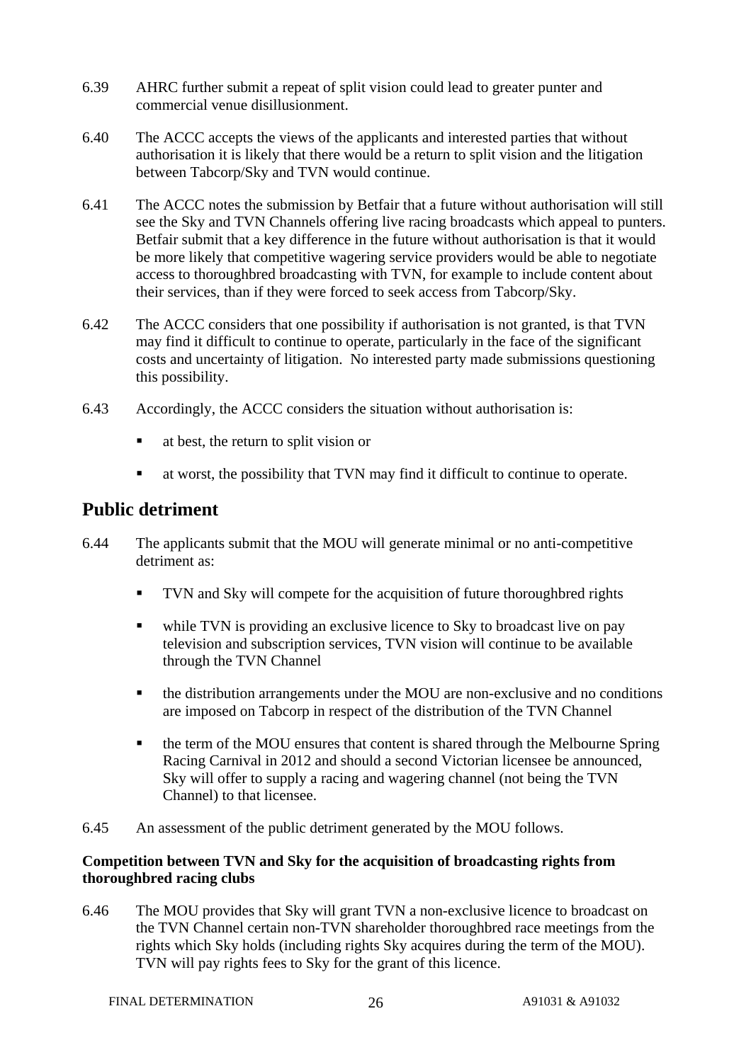6.39 AHRC further submit a repeat of split vision could lead to greater punter and commercial venue disillusionment.

6.40 The ACCC accepts the views of the applicants and interested parties that without authorisation it is likely that there would be a return to split vision and the litigation between Tabcorp/Sky and TVN would continue.

6.41 The ACCC notes the submission by Betfair that a future without authorisation will still see the Sky and TVN Channels offering live racing broadcasts which appeal to punters. Betfair submit that a key difference in the future without authorisation is that it would be more likely that competitive wagering service providers would be able to negotiate access to thoroughbred broadcasting with TVN, for example to include content about their services, than if they were forced to seek access from Tabcorp/Sky.

6.42 The ACCC considers that one possibility if authorisation is not granted, is that TVN may find it difficult to continue to operate, particularly in the face of the significant costs and uncertainty of litigation. No interested party made submissions questioning this possibility.

6.43 Accordingly, the ACCC considers the situation without authorisation is:

- at best, the return to split vision or
- at worst, the possibility that TVN may find it difficult to continue to operate.

## Public detriment

6.44 The applicants submit that the MOU will generate minimal or no anti-competitive detriment as:

- TVN and Sky will compete for the acquisition of future thoroughbred rights
- while TVN is providing an exclusive licence to Sky to broadcast live on pay television and subscription services, TVN vision will continue to be available through the TVN Channel
- the distribution arrangements under the MOU are non-exclusive and no conditions are imposed on Tabcorp in respect of the distribution of the TVN Channel
- the term of the MOU ensures that content is shared through the Melbourne Spring Racing Carnival in 2012 and should a second Victorian licensee be announced, Sky will offer to supply a racing and wagering channel (not being the TVN Channel) to that licensee.

6.45 An assessment of the public detriment generated by the MOU follows.

#### Competition between TVN and Sky for the acquisition of broadcasting rights from thoroughbred racing clubs

6.46 The MOU provides that Sky will grant TVN a non-exclusive licence to broadcast on the TVN Channel certain non-TVN shareholder thoroughbred race meetings from the rights which Sky holds (including rights Sky acquires during the term of the MOU). TVN will pay rights fees to Sky for the grant of this licence.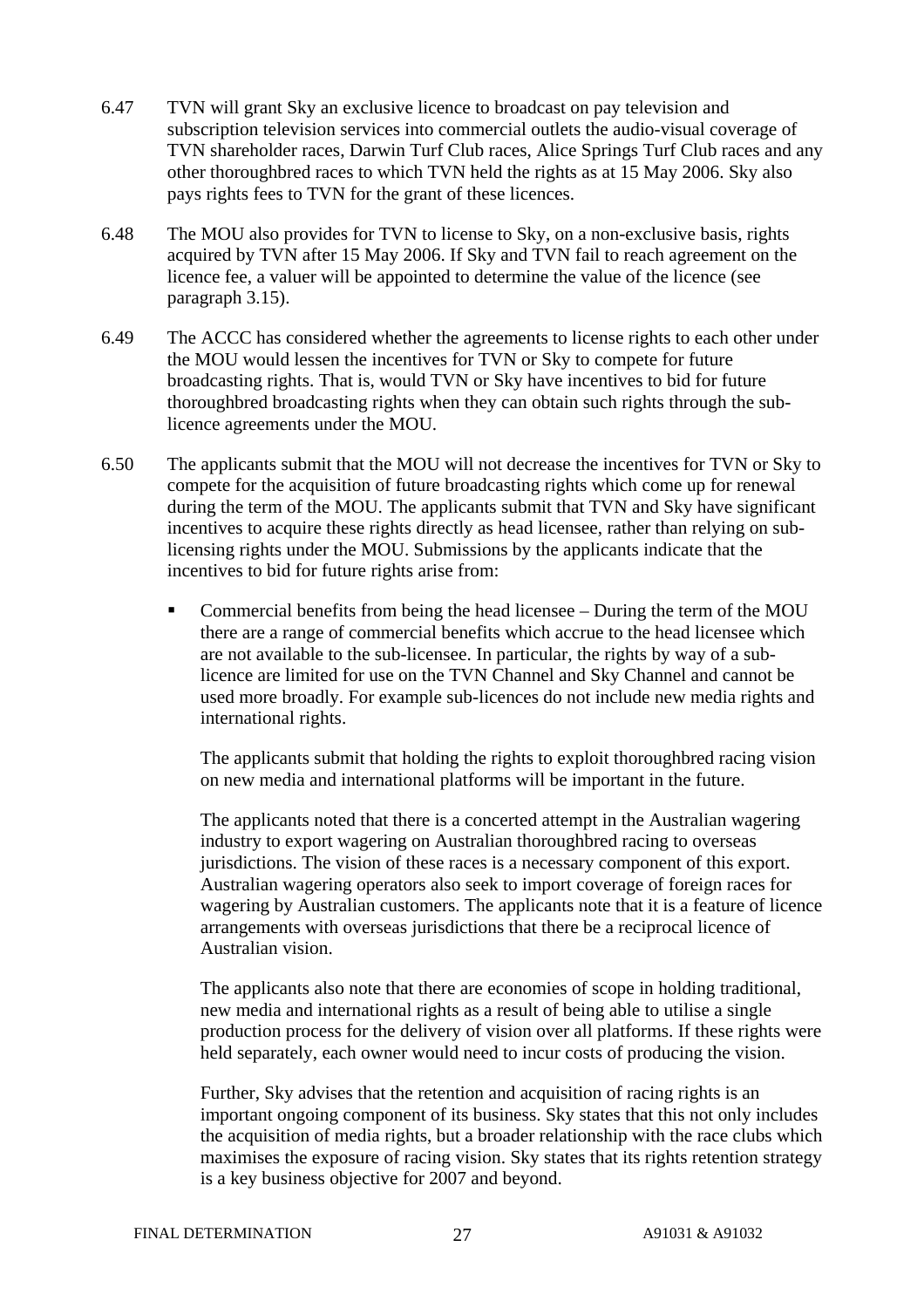6.47 TVN will grant Sky an exclusive licence to broadcast on pay television and subscription television services into commercial outlets the audio-visual coverage of TVN shareholder races, Darwin Turf Club races, Alice Springs Turf Club races and any other thoroughbred races to which TVN held the rights as at 15 May 2006. Sky also pays rights fees to TVN for the grant of these licences.

6.48 The MOU also provides for TVN to license to Sky, on a non-exclusive basis, rights acquired by TVN after 15 May 2006. If Sky and TVN fail to reach agreement on the licence fee, a valuer will be appointed to determine the value of the licence (see paragraph 3.15).

6.49 The ACCC has considered whether the agreements to license rights to each other under the MOU would lessen the incentives for TVN or Sky to compete for future broadcasting rights. That is, would TVN or Sky have incentives to bid for future thoroughbred broadcasting rights when they can obtain such rights through the sub-licence agreements under the MOU.

6.50 The applicants submit that the MOU will not decrease the incentives for TVN or Sky to compete for the acquisition of future broadcasting rights which come up for renewal during the term of the MOU. The applicants submit that TVN and Sky have significant incentives to acquire these rights directly as head licensee, rather than relying on sub-licensing rights under the MOU. Submissions by the applicants indicate that the incentives to bid for future rights arise from:

- Commercial benefits from being the head licensee – During the term of the MOU there are a range of commercial benefits which accrue to the head licensee which are not available to the sub-licensee. In particular, the rights by way of a sub-licence are limited for use on the TVN Channel and Sky Channel and cannot be used more broadly. For example sub-licences do not include new media rights and international rights.

  The applicants submit that holding the rights to exploit thoroughbred racing vision on new media and international platforms will be important in the future.

  The applicants noted that there is a concerted attempt in the Australian wagering industry to export wagering on Australian thoroughbred racing to overseas jurisdictions. The vision of these races is a necessary component of this export. Australian wagering operators also seek to import coverage of foreign races for wagering by Australian customers. The applicants note that it is a feature of licence arrangements with overseas jurisdictions that there be a reciprocal licence of Australian vision.

  The applicants also note that there are economies of scope in holding traditional, new media and international rights as a result of being able to utilise a single production process for the delivery of vision over all platforms. If these rights were held separately, each owner would need to incur costs of producing the vision.

  Further, Sky advises that the retention and acquisition of racing rights is an important ongoing component of its business. Sky states that this not only includes the acquisition of media rights, but a broader relationship with the race clubs which maximises the exposure of racing vision. Sky states that its rights retention strategy is a key business objective for 2007 and beyond.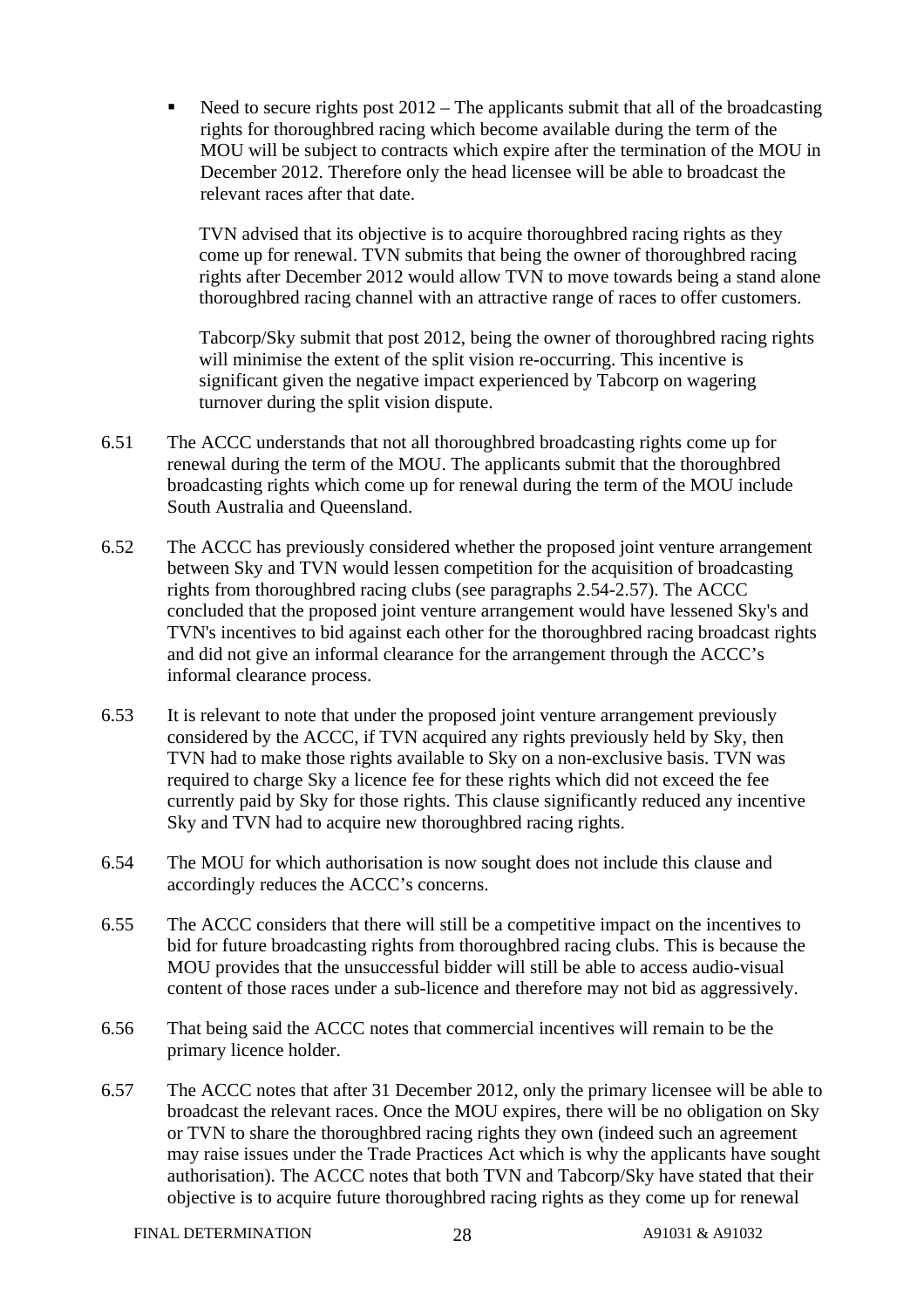- Need to secure rights post 2012 – The applicants submit that all of the broadcasting rights for thoroughbred racing which become available during the term of the MOU will be subject to contracts which expire after the termination of the MOU in December 2012. Therefore only the head licensee will be able to broadcast the relevant races after that date.

  TVN advised that its objective is to acquire thoroughbred racing rights as they come up for renewal. TVN submits that being the owner of thoroughbred racing rights after December 2012 would allow TVN to move towards being a stand alone thoroughbred racing channel with an attractive range of races to offer customers.

  Tabcorp/Sky submit that post 2012, being the owner of thoroughbred racing rights will minimise the extent of the split vision re-occurring. This incentive is significant given the negative impact experienced by Tabcorp on wagering turnover during the split vision dispute.

6.51 The ACCC understands that not all thoroughbred broadcasting rights come up for renewal during the term of the MOU. The applicants submit that the thoroughbred broadcasting rights which come up for renewal during the term of the MOU include South Australia and Queensland.

6.52 The ACCC has previously considered whether the proposed joint venture arrangement between Sky and TVN would lessen competition for the acquisition of broadcasting rights from thoroughbred racing clubs (see paragraphs 2.54-2.57). The ACCC concluded that the proposed joint venture arrangement would have lessened Sky's and TVN's incentives to bid against each other for the thoroughbred racing broadcast rights and did not give an informal clearance for the arrangement through the ACCC's informal clearance process.

6.53 It is relevant to note that under the proposed joint venture arrangement previously considered by the ACCC, if TVN acquired any rights previously held by Sky, then TVN had to make those rights available to Sky on a non-exclusive basis. TVN was required to charge Sky a licence fee for these rights which did not exceed the fee currently paid by Sky for those rights. This clause significantly reduced any incentive Sky and TVN had to acquire new thoroughbred racing rights.

6.54 The MOU for which authorisation is now sought does not include this clause and accordingly reduces the ACCC's concerns.

6.55 The ACCC considers that there will still be a competitive impact on the incentives to bid for future broadcasting rights from thoroughbred racing clubs. This is because the MOU provides that the unsuccessful bidder will still be able to access audio-visual content of those races under a sub-licence and therefore may not bid as aggressively.

6.56 That being said the ACCC notes that commercial incentives will remain to be the primary licence holder.

6.57 The ACCC notes that after 31 December 2012, only the primary licensee will be able to broadcast the relevant races. Once the MOU expires, there will be no obligation on Sky or TVN to share the thoroughbred racing rights they own (indeed such an agreement may raise issues under the Trade Practices Act which is why the applicants have sought authorisation). The ACCC notes that both TVN and Tabcorp/Sky have stated that their objective is to acquire future thoroughbred racing rights as they come up for renewal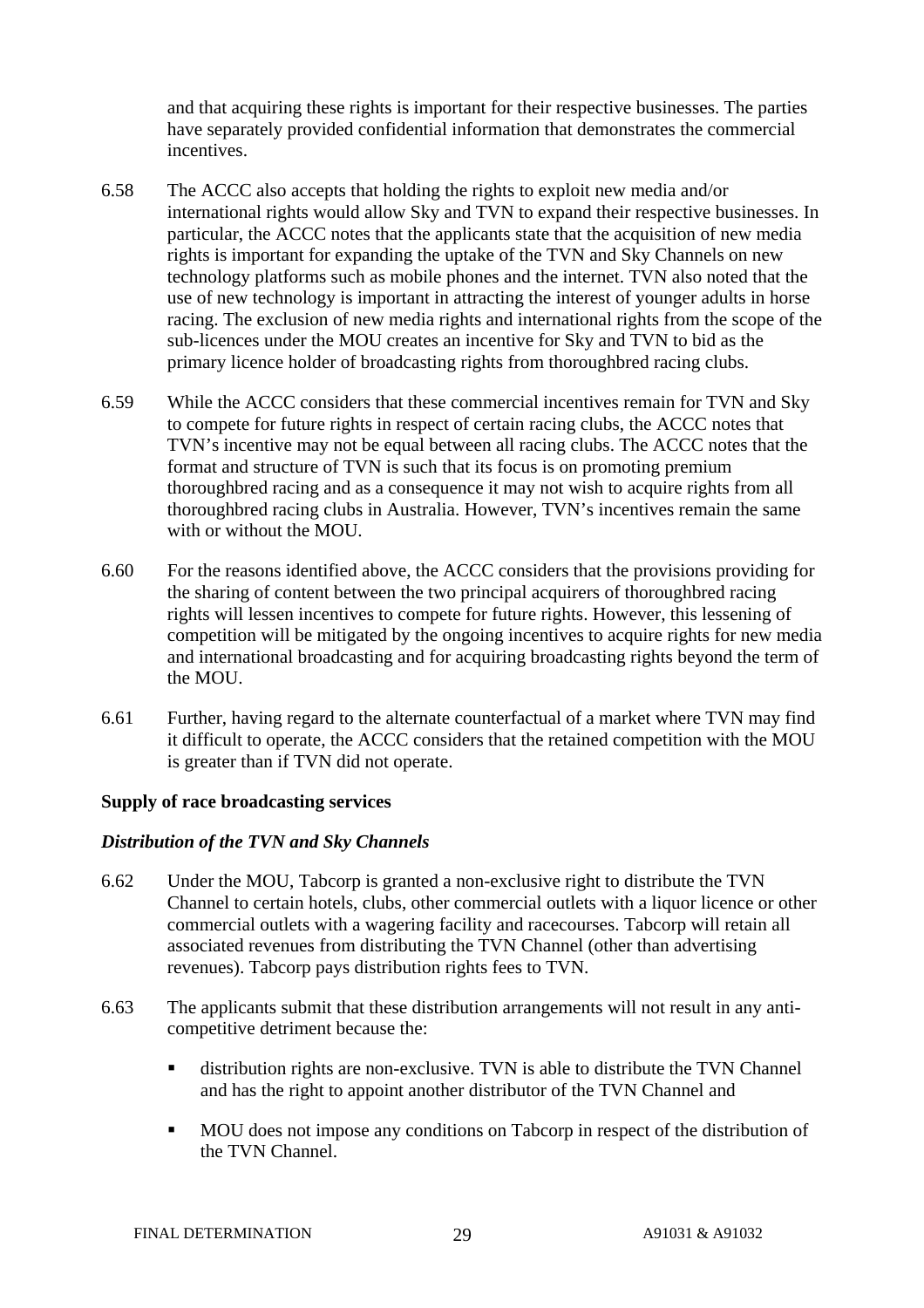and that acquiring these rights is important for their respective businesses. The parties have separately provided confidential information that demonstrates the commercial incentives.

6.58 The ACCC also accepts that holding the rights to exploit new media and/or international rights would allow Sky and TVN to expand their respective businesses. In particular, the ACCC notes that the applicants state that the acquisition of new media rights is important for expanding the uptake of the TVN and Sky Channels on new technology platforms such as mobile phones and the internet. TVN also noted that the use of new technology is important in attracting the interest of younger adults in horse racing. The exclusion of new media rights and international rights from the scope of the sub-licences under the MOU creates an incentive for Sky and TVN to bid as the primary licence holder of broadcasting rights from thoroughbred racing clubs.

6.59 While the ACCC considers that these commercial incentives remain for TVN and Sky to compete for future rights in respect of certain racing clubs, the ACCC notes that TVN's incentive may not be equal between all racing clubs. The ACCC notes that the format and structure of TVN is such that its focus is on promoting premium thoroughbred racing and as a consequence it may not wish to acquire rights from all thoroughbred racing clubs in Australia. However, TVN's incentives remain the same with or without the MOU.

6.60 For the reasons identified above, the ACCC considers that the provisions providing for the sharing of content between the two principal acquirers of thoroughbred racing rights will lessen incentives to compete for future rights. However, this lessening of competition will be mitigated by the ongoing incentives to acquire rights for new media and international broadcasting and for acquiring broadcasting rights beyond the term of the MOU.

6.61 Further, having regard to the alternate counterfactual of a market where TVN may find it difficult to operate, the ACCC considers that the retained competition with the MOU is greater than if TVN did not operate.

**Supply of race broadcasting services**

***Distribution of the TVN and Sky Channels***

6.62 Under the MOU, Tabcorp is granted a non-exclusive right to distribute the TVN Channel to certain hotels, clubs, other commercial outlets with a liquor licence or other commercial outlets with a wagering facility and racecourses. Tabcorp will retain all associated revenues from distributing the TVN Channel (other than advertising revenues). Tabcorp pays distribution rights fees to TVN.

6.63 The applicants submit that these distribution arrangements will not result in any anti-competitive detriment because the:

- distribution rights are non-exclusive. TVN is able to distribute the TVN Channel and has the right to appoint another distributor of the TVN Channel and
- MOU does not impose any conditions on Tabcorp in respect of the distribution of the TVN Channel.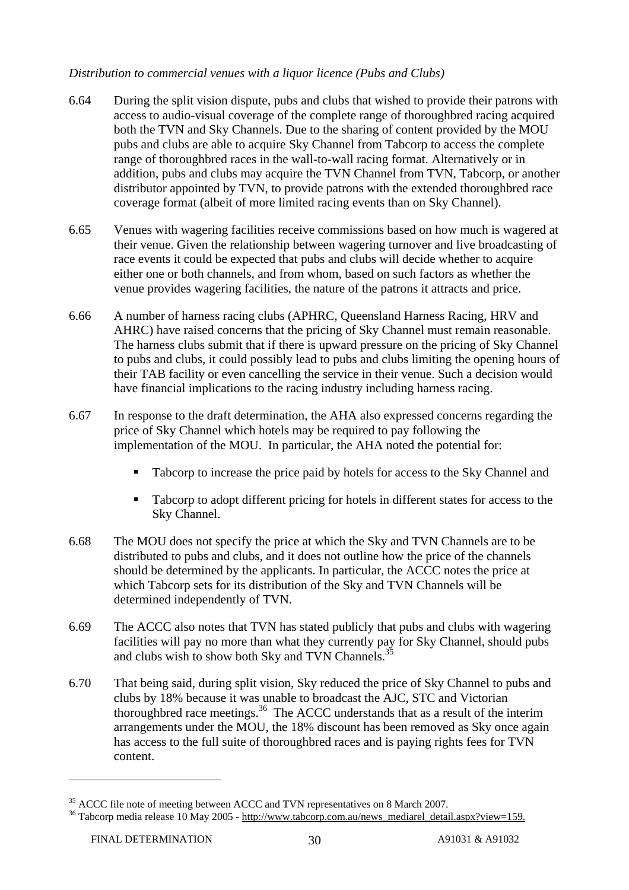*Distribution to commercial venues with a liquor licence (Pubs and Clubs)*

6.64 During the split vision dispute, pubs and clubs that wished to provide their patrons with access to audio-visual coverage of the complete range of thoroughbred racing acquired both the TVN and Sky Channels. Due to the sharing of content provided by the MOU pubs and clubs are able to acquire Sky Channel from Tabcorp to access the complete range of thoroughbred races in the wall-to-wall racing format. Alternatively or in addition, pubs and clubs may acquire the TVN Channel from TVN, Tabcorp, or another distributor appointed by TVN, to provide patrons with the extended thoroughbred race coverage format (albeit of more limited racing events than on Sky Channel).

6.65 Venues with wagering facilities receive commissions based on how much is wagered at their venue. Given the relationship between wagering turnover and live broadcasting of race events it could be expected that pubs and clubs will decide whether to acquire either one or both channels, and from whom, based on such factors as whether the venue provides wagering facilities, the nature of the patrons it attracts and price.

6.66 A number of harness racing clubs (APHRC, Queensland Harness Racing, HRV and AHRC) have raised concerns that the pricing of Sky Channel must remain reasonable. The harness clubs submit that if there is upward pressure on the pricing of Sky Channel to pubs and clubs, it could possibly lead to pubs and clubs limiting the opening hours of their TAB facility or even cancelling the service in their venue. Such a decision would have financial implications to the racing industry including harness racing.

6.67 In response to the draft determination, the AHA also expressed concerns regarding the price of Sky Channel which hotels may be required to pay following the implementation of the MOU. In particular, the AHA noted the potential for:

- Tabcorp to increase the price paid by hotels for access to the Sky Channel and
- Tabcorp to adopt different pricing for hotels in different states for access to the Sky Channel.

6.68 The MOU does not specify the price at which the Sky and TVN Channels are to be distributed to pubs and clubs, and it does not outline how the price of the channels should be determined by the applicants. In particular, the ACCC notes the price at which Tabcorp sets for its distribution of the Sky and TVN Channels will be determined independently of TVN.

6.69 The ACCC also notes that TVN has stated publicly that pubs and clubs with wagering facilities will pay no more than what they currently pay for Sky Channel, should pubs and clubs wish to show both Sky and TVN Channels.[35]

6.70 That being said, during split vision, Sky reduced the price of Sky Channel to pubs and clubs by 18% because it was unable to broadcast the AJC, STC and Victorian thoroughbred race meetings.[36] The ACCC understands that as a result of the interim arrangements under the MOU, the 18% discount has been removed as Sky once again has access to the full suite of thoroughbred races and is paying rights fees for TVN content.

---

[35] ACCC file note of meeting between ACCC and TVN representatives on 8 March 2007.

[36] Tabcorp media release 10 May 2005 - http://www.tabcorp.com.au/news_mediarel_detail.aspx?view=159.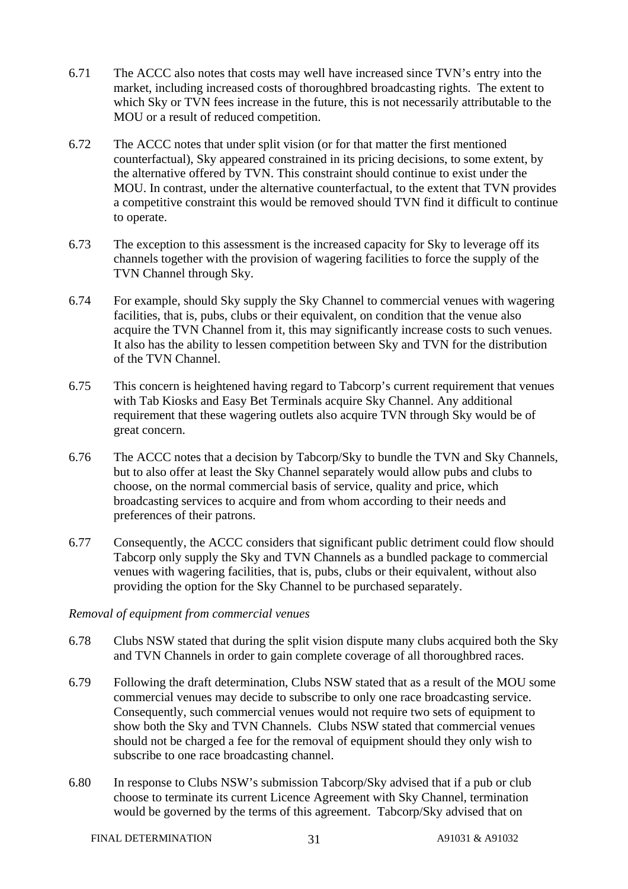6.71 The ACCC also notes that costs may well have increased since TVN's entry into the market, including increased costs of thoroughbred broadcasting rights. The extent to which Sky or TVN fees increase in the future, this is not necessarily attributable to the MOU or a result of reduced competition.

6.72 The ACCC notes that under split vision (or for that matter the first mentioned counterfactual), Sky appeared constrained in its pricing decisions, to some extent, by the alternative offered by TVN. This constraint should continue to exist under the MOU. In contrast, under the alternative counterfactual, to the extent that TVN provides a competitive constraint this would be removed should TVN find it difficult to continue to operate.

6.73 The exception to this assessment is the increased capacity for Sky to leverage off its channels together with the provision of wagering facilities to force the supply of the TVN Channel through Sky.

6.74 For example, should Sky supply the Sky Channel to commercial venues with wagering facilities, that is, pubs, clubs or their equivalent, on condition that the venue also acquire the TVN Channel from it, this may significantly increase costs to such venues. It also has the ability to lessen competition between Sky and TVN for the distribution of the TVN Channel.

6.75 This concern is heightened having regard to Tabcorp's current requirement that venues with Tab Kiosks and Easy Bet Terminals acquire Sky Channel. Any additional requirement that these wagering outlets also acquire TVN through Sky would be of great concern.

6.76 The ACCC notes that a decision by Tabcorp/Sky to bundle the TVN and Sky Channels, but to also offer at least the Sky Channel separately would allow pubs and clubs to choose, on the normal commercial basis of service, quality and price, which broadcasting services to acquire and from whom according to their needs and preferences of their patrons.

6.77 Consequently, the ACCC considers that significant public detriment could flow should Tabcorp only supply the Sky and TVN Channels as a bundled package to commercial venues with wagering facilities, that is, pubs, clubs or their equivalent, without also providing the option for the Sky Channel to be purchased separately.

*Removal of equipment from commercial venues*

6.78 Clubs NSW stated that during the split vision dispute many clubs acquired both the Sky and TVN Channels in order to gain complete coverage of all thoroughbred races.

6.79 Following the draft determination, Clubs NSW stated that as a result of the MOU some commercial venues may decide to subscribe to only one race broadcasting service. Consequently, such commercial venues would not require two sets of equipment to show both the Sky and TVN Channels. Clubs NSW stated that commercial venues should not be charged a fee for the removal of equipment should they only wish to subscribe to one race broadcasting channel.

6.80 In response to Clubs NSW's submission Tabcorp/Sky advised that if a pub or club choose to terminate its current Licence Agreement with Sky Channel, termination would be governed by the terms of this agreement. Tabcorp/Sky advised that on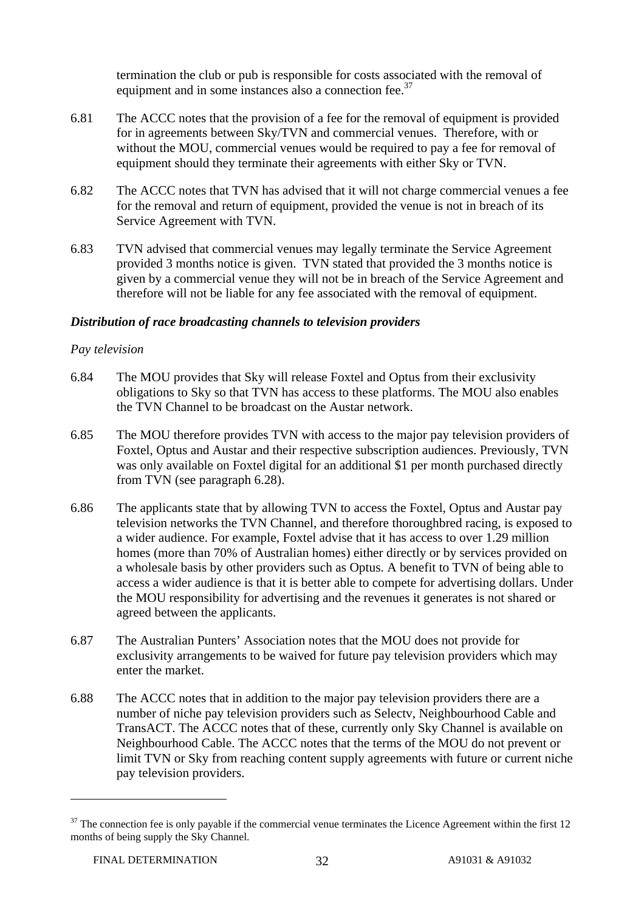termination the club or pub is responsible for costs associated with the removal of equipment and in some instances also a connection fee.[37]

6.81 The ACCC notes that the provision of a fee for the removal of equipment is provided for in agreements between Sky/TVN and commercial venues. Therefore, with or without the MOU, commercial venues would be required to pay a fee for removal of equipment should they terminate their agreements with either Sky or TVN.

6.82 The ACCC notes that TVN has advised that it will not charge commercial venues a fee for the removal and return of equipment, provided the venue is not in breach of its Service Agreement with TVN.

6.83 TVN advised that commercial venues may legally terminate the Service Agreement provided 3 months notice is given. TVN stated that provided the 3 months notice is given by a commercial venue they will not be in breach of the Service Agreement and therefore will not be liable for any fee associated with the removal of equipment.

***Distribution of race broadcasting channels to television providers***

*Pay television*

6.84 The MOU provides that Sky will release Foxtel and Optus from their exclusivity obligations to Sky so that TVN has access to these platforms. The MOU also enables the TVN Channel to be broadcast on the Austar network.

6.85 The MOU therefore provides TVN with access to the major pay television providers of Foxtel, Optus and Austar and their respective subscription audiences. Previously, TVN was only available on Foxtel digital for an additional $1 per month purchased directly from TVN (see paragraph 6.28).

6.86 The applicants state that by allowing TVN to access the Foxtel, Optus and Austar pay television networks the TVN Channel, and therefore thoroughbred racing, is exposed to a wider audience. For example, Foxtel advise that it has access to over 1.29 million homes (more than 70% of Australian homes) either directly or by services provided on a wholesale basis by other providers such as Optus. A benefit to TVN of being able to access a wider audience is that it is better able to compete for advertising dollars. Under the MOU responsibility for advertising and the revenues it generates is not shared or agreed between the applicants.

6.87 The Australian Punters' Association notes that the MOU does not provide for exclusivity arrangements to be waived for future pay television providers which may enter the market.

6.88 The ACCC notes that in addition to the major pay television providers there are a number of niche pay television providers such as Selectv, Neighbourhood Cable and TransACT. The ACCC notes that of these, currently only Sky Channel is available on Neighbourhood Cable. The ACCC notes that the terms of the MOU do not prevent or limit TVN or Sky from reaching content supply agreements with future or current niche pay television providers.

---

[37] The connection fee is only payable if the commercial venue terminates the Licence Agreement within the first 12 months of being supply the Sky Channel.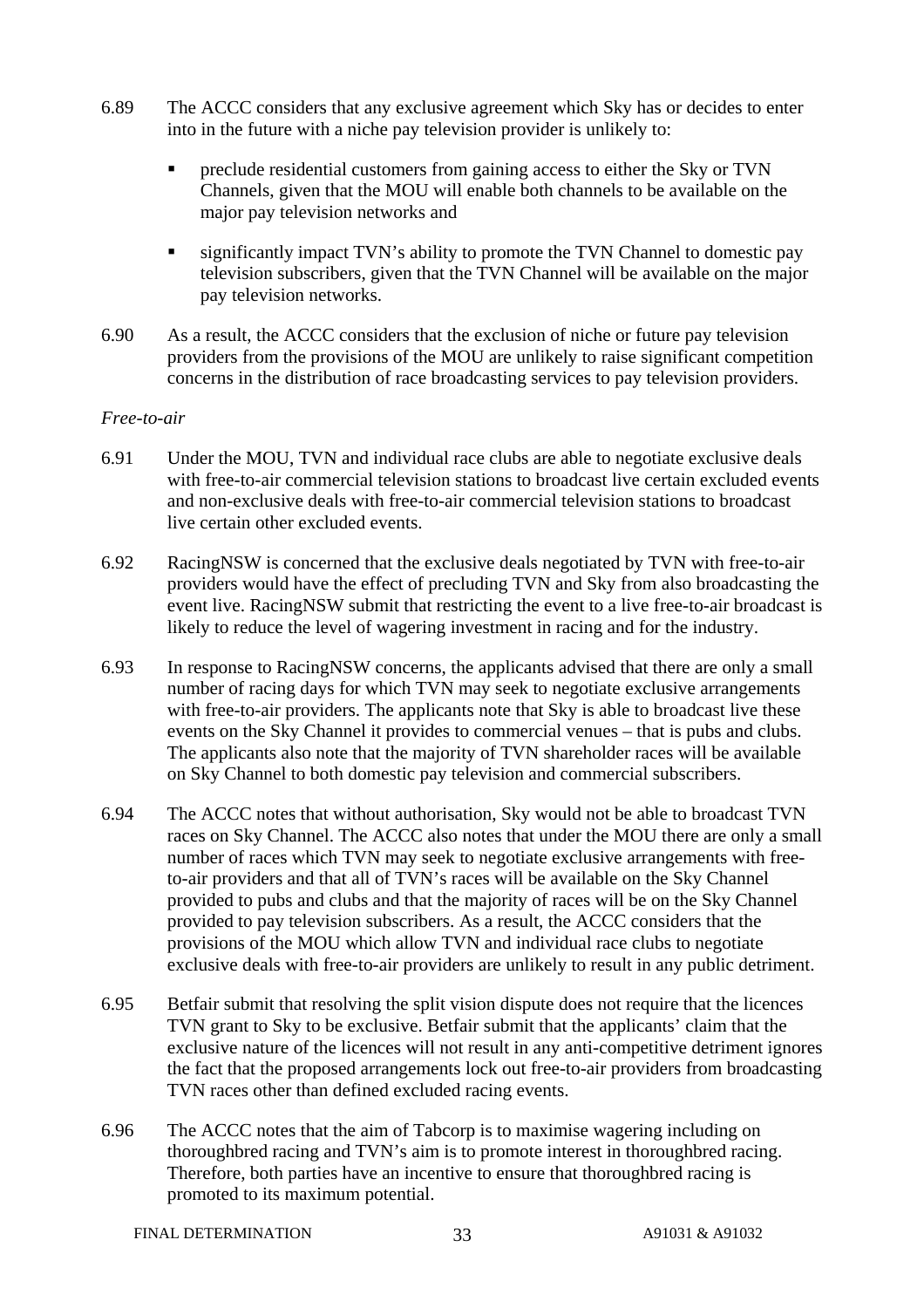6.89 The ACCC considers that any exclusive agreement which Sky has or decides to enter into in the future with a niche pay television provider is unlikely to:

- preclude residential customers from gaining access to either the Sky or TVN Channels, given that the MOU will enable both channels to be available on the major pay television networks and
- significantly impact TVN's ability to promote the TVN Channel to domestic pay television subscribers, given that the TVN Channel will be available on the major pay television networks.

6.90 As a result, the ACCC considers that the exclusion of niche or future pay television providers from the provisions of the MOU are unlikely to raise significant competition concerns in the distribution of race broadcasting services to pay television providers.

*Free-to-air*

6.91 Under the MOU, TVN and individual race clubs are able to negotiate exclusive deals with free-to-air commercial television stations to broadcast live certain excluded events and non-exclusive deals with free-to-air commercial television stations to broadcast live certain other excluded events.

6.92 RacingNSW is concerned that the exclusive deals negotiated by TVN with free-to-air providers would have the effect of precluding TVN and Sky from also broadcasting the event live. RacingNSW submit that restricting the event to a live free-to-air broadcast is likely to reduce the level of wagering investment in racing and for the industry.

6.93 In response to RacingNSW concerns, the applicants advised that there are only a small number of racing days for which TVN may seek to negotiate exclusive arrangements with free-to-air providers. The applicants note that Sky is able to broadcast live these events on the Sky Channel it provides to commercial venues – that is pubs and clubs. The applicants also note that the majority of TVN shareholder races will be available on Sky Channel to both domestic pay television and commercial subscribers.

6.94 The ACCC notes that without authorisation, Sky would not be able to broadcast TVN races on Sky Channel. The ACCC also notes that under the MOU there are only a small number of races which TVN may seek to negotiate exclusive arrangements with free-to-air providers and that all of TVN's races will be available on the Sky Channel provided to pubs and clubs and that the majority of races will be on the Sky Channel provided to pay television subscribers. As a result, the ACCC considers that the provisions of the MOU which allow TVN and individual race clubs to negotiate exclusive deals with free-to-air providers are unlikely to result in any public detriment.

6.95 Betfair submit that resolving the split vision dispute does not require that the licences TVN grant to Sky to be exclusive. Betfair submit that the applicants' claim that the exclusive nature of the licences will not result in any anti-competitive detriment ignores the fact that the proposed arrangements lock out free-to-air providers from broadcasting TVN races other than defined excluded racing events.

6.96 The ACCC notes that the aim of Tabcorp is to maximise wagering including on thoroughbred racing and TVN's aim is to promote interest in thoroughbred racing. Therefore, both parties have an incentive to ensure that thoroughbred racing is promoted to its maximum potential.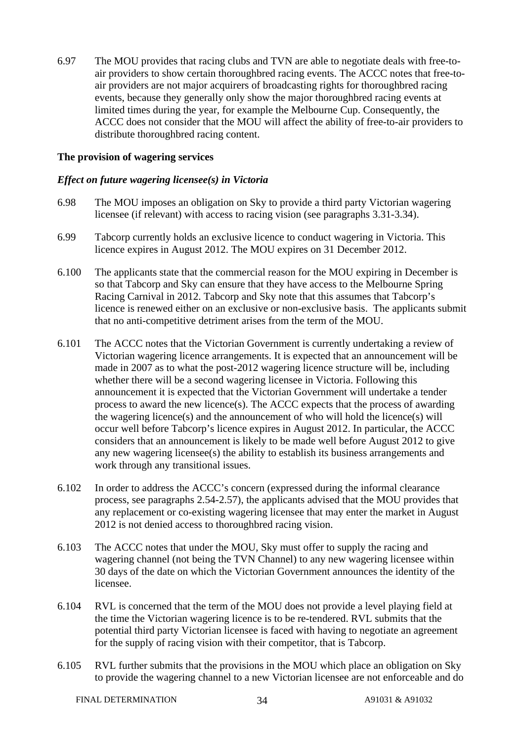6.97 The MOU provides that racing clubs and TVN are able to negotiate deals with free-to-air providers to show certain thoroughbred racing events. The ACCC notes that free-to-air providers are not major acquirers of broadcasting rights for thoroughbred racing events, because they generally only show the major thoroughbred racing events at limited times during the year, for example the Melbourne Cup. Consequently, the ACCC does not consider that the MOU will affect the ability of free-to-air providers to distribute thoroughbred racing content.

**The provision of wagering services**

***Effect on future wagering licensee(s) in Victoria***

6.98 The MOU imposes an obligation on Sky to provide a third party Victorian wagering licensee (if relevant) with access to racing vision (see paragraphs 3.31-3.34).

6.99 Tabcorp currently holds an exclusive licence to conduct wagering in Victoria. This licence expires in August 2012. The MOU expires on 31 December 2012.

6.100 The applicants state that the commercial reason for the MOU expiring in December is so that Tabcorp and Sky can ensure that they have access to the Melbourne Spring Racing Carnival in 2012. Tabcorp and Sky note that this assumes that Tabcorp's licence is renewed either on an exclusive or non-exclusive basis. The applicants submit that no anti-competitive detriment arises from the term of the MOU.

6.101 The ACCC notes that the Victorian Government is currently undertaking a review of Victorian wagering licence arrangements. It is expected that an announcement will be made in 2007 as to what the post-2012 wagering licence structure will be, including whether there will be a second wagering licensee in Victoria. Following this announcement it is expected that the Victorian Government will undertake a tender process to award the new licence(s). The ACCC expects that the process of awarding the wagering licence(s) and the announcement of who will hold the licence(s) will occur well before Tabcorp's licence expires in August 2012. In particular, the ACCC considers that an announcement is likely to be made well before August 2012 to give any new wagering licensee(s) the ability to establish its business arrangements and work through any transitional issues.

6.102 In order to address the ACCC's concern (expressed during the informal clearance process, see paragraphs 2.54-2.57), the applicants advised that the MOU provides that any replacement or co-existing wagering licensee that may enter the market in August 2012 is not denied access to thoroughbred racing vision.

6.103 The ACCC notes that under the MOU, Sky must offer to supply the racing and wagering channel (not being the TVN Channel) to any new wagering licensee within 30 days of the date on which the Victorian Government announces the identity of the licensee.

6.104 RVL is concerned that the term of the MOU does not provide a level playing field at the time the Victorian wagering licence is to be re-tendered. RVL submits that the potential third party Victorian licensee is faced with having to negotiate an agreement for the supply of racing vision with their competitor, that is Tabcorp.

6.105 RVL further submits that the provisions in the MOU which place an obligation on Sky to provide the wagering channel to a new Victorian licensee are not enforceable and do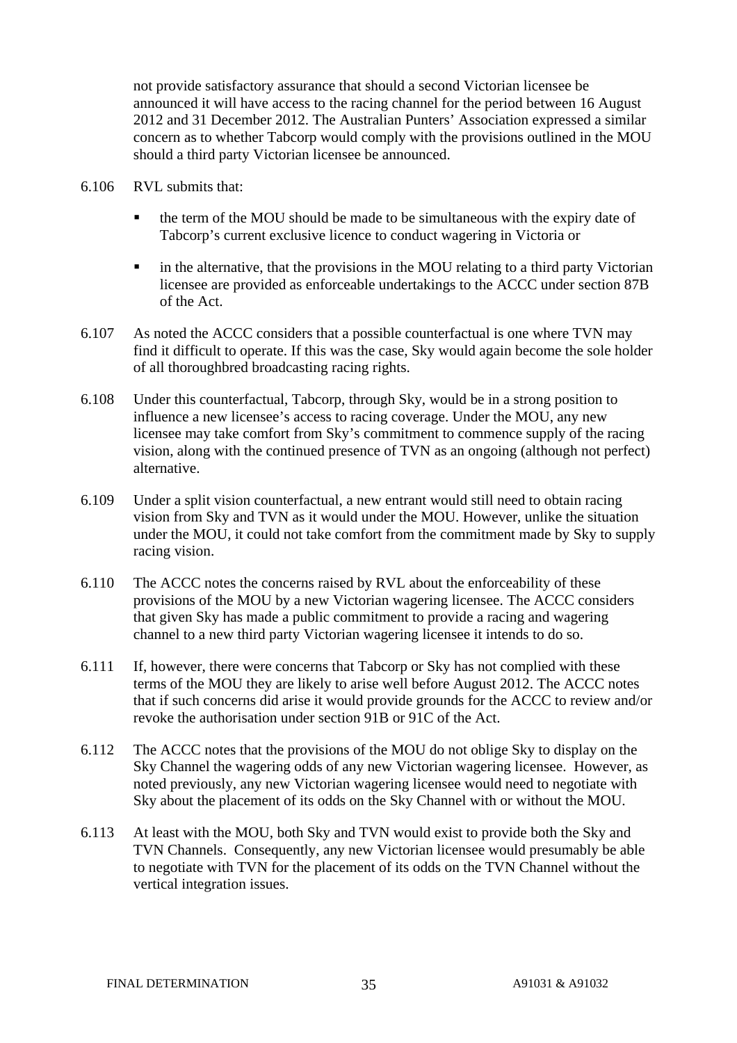not provide satisfactory assurance that should a second Victorian licensee be announced it will have access to the racing channel for the period between 16 August 2012 and 31 December 2012. The Australian Punters' Association expressed a similar concern as to whether Tabcorp would comply with the provisions outlined in the MOU should a third party Victorian licensee be announced.

6.106 RVL submits that:

- the term of the MOU should be made to be simultaneous with the expiry date of Tabcorp's current exclusive licence to conduct wagering in Victoria or
- in the alternative, that the provisions in the MOU relating to a third party Victorian licensee are provided as enforceable undertakings to the ACCC under section 87B of the Act.

6.107 As noted the ACCC considers that a possible counterfactual is one where TVN may find it difficult to operate. If this was the case, Sky would again become the sole holder of all thoroughbred broadcasting racing rights.

6.108 Under this counterfactual, Tabcorp, through Sky, would be in a strong position to influence a new licensee's access to racing coverage. Under the MOU, any new licensee may take comfort from Sky's commitment to commence supply of the racing vision, along with the continued presence of TVN as an ongoing (although not perfect) alternative.

6.109 Under a split vision counterfactual, a new entrant would still need to obtain racing vision from Sky and TVN as it would under the MOU. However, unlike the situation under the MOU, it could not take comfort from the commitment made by Sky to supply racing vision.

6.110 The ACCC notes the concerns raised by RVL about the enforceability of these provisions of the MOU by a new Victorian wagering licensee. The ACCC considers that given Sky has made a public commitment to provide a racing and wagering channel to a new third party Victorian wagering licensee it intends to do so.

6.111 If, however, there were concerns that Tabcorp or Sky has not complied with these terms of the MOU they are likely to arise well before August 2012. The ACCC notes that if such concerns did arise it would provide grounds for the ACCC to review and/or revoke the authorisation under section 91B or 91C of the Act.

6.112 The ACCC notes that the provisions of the MOU do not oblige Sky to display on the Sky Channel the wagering odds of any new Victorian wagering licensee. However, as noted previously, any new Victorian wagering licensee would need to negotiate with Sky about the placement of its odds on the Sky Channel with or without the MOU.

6.113 At least with the MOU, both Sky and TVN would exist to provide both the Sky and TVN Channels. Consequently, any new Victorian licensee would presumably be able to negotiate with TVN for the placement of its odds on the TVN Channel without the vertical integration issues.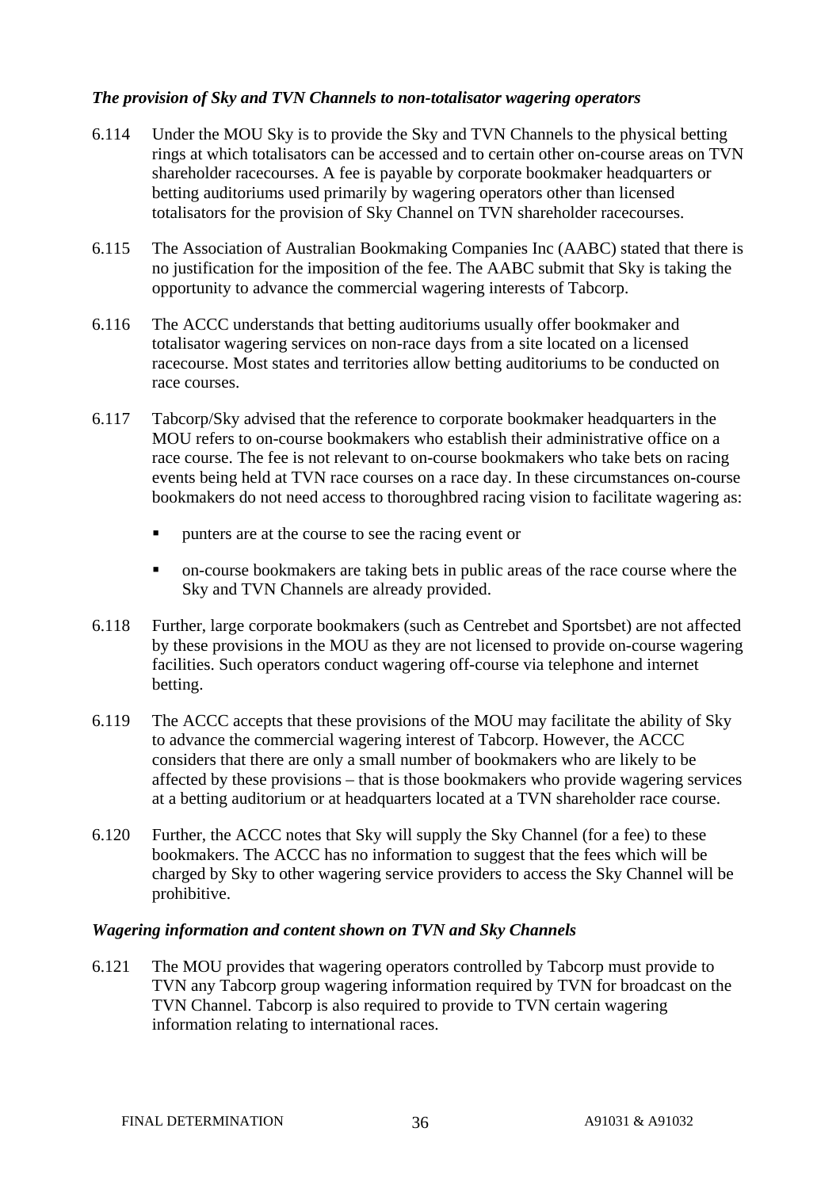### *The provision of Sky and TVN Channels to non-totalisator wagering operators*

6.114 Under the MOU Sky is to provide the Sky and TVN Channels to the physical betting rings at which totalisators can be accessed and to certain other on-course areas on TVN shareholder racecourses. A fee is payable by corporate bookmaker headquarters or betting auditoriums used primarily by wagering operators other than licensed totalisators for the provision of Sky Channel on TVN shareholder racecourses.

6.115 The Association of Australian Bookmaking Companies Inc (AABC) stated that there is no justification for the imposition of the fee. The AABC submit that Sky is taking the opportunity to advance the commercial wagering interests of Tabcorp.

6.116 The ACCC understands that betting auditoriums usually offer bookmaker and totalisator wagering services on non-race days from a site located on a licensed racecourse. Most states and territories allow betting auditoriums to be conducted on race courses.

6.117 Tabcorp/Sky advised that the reference to corporate bookmaker headquarters in the MOU refers to on-course bookmakers who establish their administrative office on a race course. The fee is not relevant to on-course bookmakers who take bets on racing events being held at TVN race courses on a race day. In these circumstances on-course bookmakers do not need access to thoroughbred racing vision to facilitate wagering as:

- punters are at the course to see the racing event or
- on-course bookmakers are taking bets in public areas of the race course where the Sky and TVN Channels are already provided.

6.118 Further, large corporate bookmakers (such as Centrebet and Sportsbet) are not affected by these provisions in the MOU as they are not licensed to provide on-course wagering facilities. Such operators conduct wagering off-course via telephone and internet betting.

6.119 The ACCC accepts that these provisions of the MOU may facilitate the ability of Sky to advance the commercial wagering interest of Tabcorp. However, the ACCC considers that there are only a small number of bookmakers who are likely to be affected by these provisions – that is those bookmakers who provide wagering services at a betting auditorium or at headquarters located at a TVN shareholder race course.

6.120 Further, the ACCC notes that Sky will supply the Sky Channel (for a fee) to these bookmakers. The ACCC has no information to suggest that the fees which will be charged by Sky to other wagering service providers to access the Sky Channel will be prohibitive.

### *Wagering information and content shown on TVN and Sky Channels*

6.121 The MOU provides that wagering operators controlled by Tabcorp must provide to TVN any Tabcorp group wagering information required by TVN for broadcast on the TVN Channel. Tabcorp is also required to provide to TVN certain wagering information relating to international races.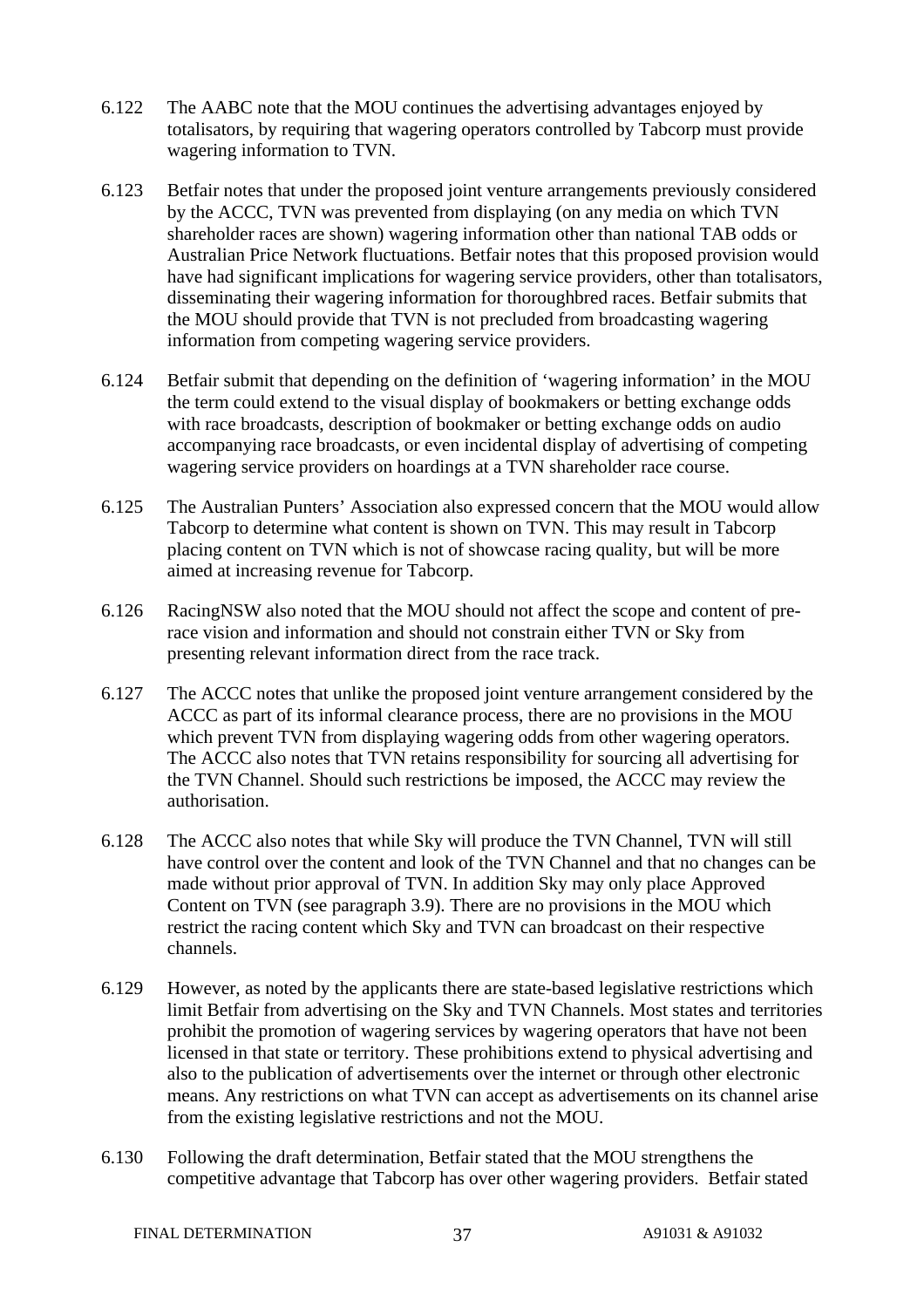6.122 The AABC note that the MOU continues the advertising advantages enjoyed by totalisators, by requiring that wagering operators controlled by Tabcorp must provide wagering information to TVN.

6.123 Betfair notes that under the proposed joint venture arrangements previously considered by the ACCC, TVN was prevented from displaying (on any media on which TVN shareholder races are shown) wagering information other than national TAB odds or Australian Price Network fluctuations. Betfair notes that this proposed provision would have had significant implications for wagering service providers, other than totalisators, disseminating their wagering information for thoroughbred races. Betfair submits that the MOU should provide that TVN is not precluded from broadcasting wagering information from competing wagering service providers.

6.124 Betfair submit that depending on the definition of 'wagering information' in the MOU the term could extend to the visual display of bookmakers or betting exchange odds with race broadcasts, description of bookmaker or betting exchange odds on audio accompanying race broadcasts, or even incidental display of advertising of competing wagering service providers on hoardings at a TVN shareholder race course.

6.125 The Australian Punters' Association also expressed concern that the MOU would allow Tabcorp to determine what content is shown on TVN. This may result in Tabcorp placing content on TVN which is not of showcase racing quality, but will be more aimed at increasing revenue for Tabcorp.

6.126 RacingNSW also noted that the MOU should not affect the scope and content of pre-race vision and information and should not constrain either TVN or Sky from presenting relevant information direct from the race track.

6.127 The ACCC notes that unlike the proposed joint venture arrangement considered by the ACCC as part of its informal clearance process, there are no provisions in the MOU which prevent TVN from displaying wagering odds from other wagering operators. The ACCC also notes that TVN retains responsibility for sourcing all advertising for the TVN Channel. Should such restrictions be imposed, the ACCC may review the authorisation.

6.128 The ACCC also notes that while Sky will produce the TVN Channel, TVN will still have control over the content and look of the TVN Channel and that no changes can be made without prior approval of TVN. In addition Sky may only place Approved Content on TVN (see paragraph 3.9). There are no provisions in the MOU which restrict the racing content which Sky and TVN can broadcast on their respective channels.

6.129 However, as noted by the applicants there are state-based legislative restrictions which limit Betfair from advertising on the Sky and TVN Channels. Most states and territories prohibit the promotion of wagering services by wagering operators that have not been licensed in that state or territory. These prohibitions extend to physical advertising and also to the publication of advertisements over the internet or through other electronic means. Any restrictions on what TVN can accept as advertisements on its channel arise from the existing legislative restrictions and not the MOU.

6.130 Following the draft determination, Betfair stated that the MOU strengthens the competitive advantage that Tabcorp has over other wagering providers. Betfair stated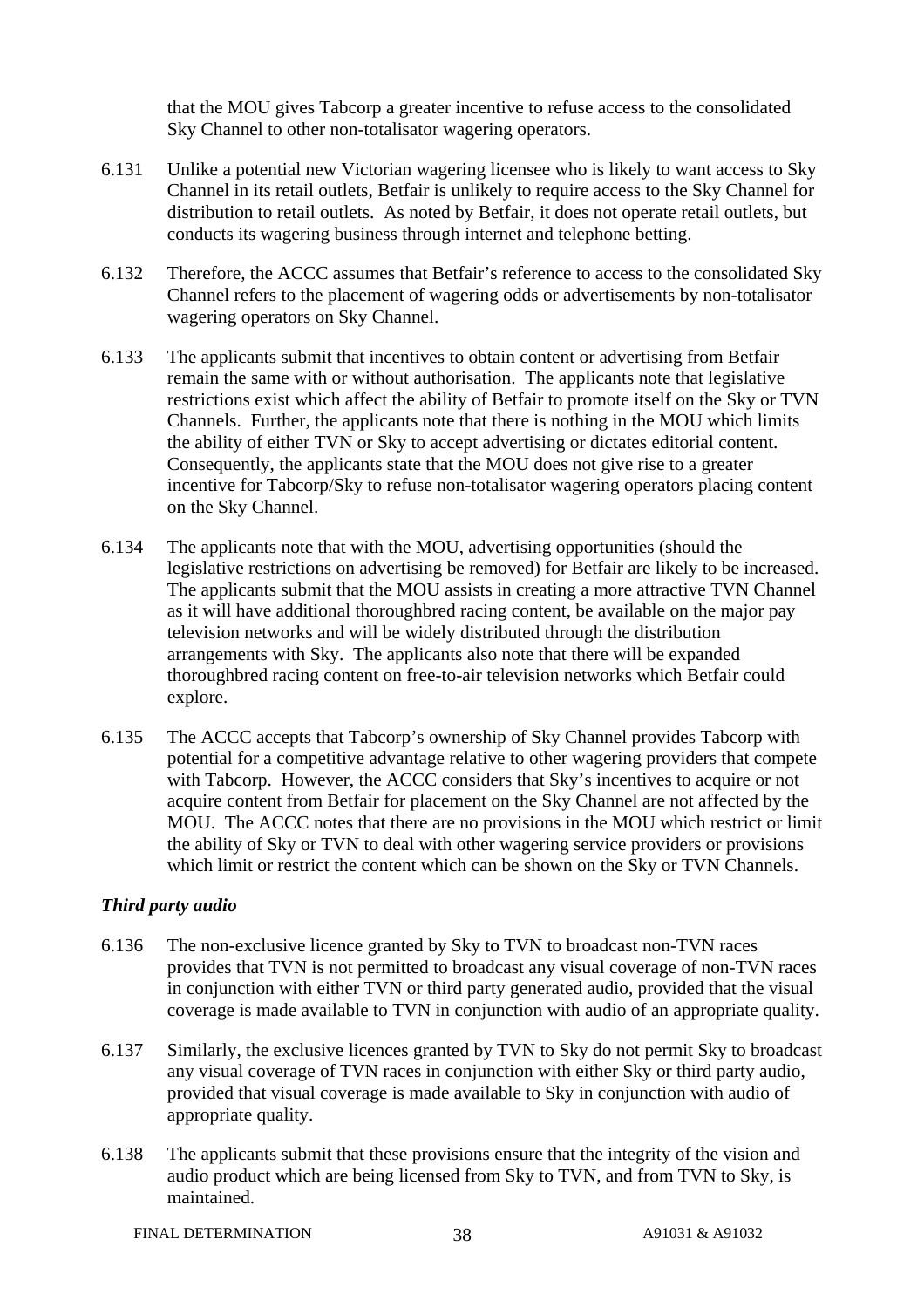that the MOU gives Tabcorp a greater incentive to refuse access to the consolidated Sky Channel to other non-totalisator wagering operators.

6.131 Unlike a potential new Victorian wagering licensee who is likely to want access to Sky Channel in its retail outlets, Betfair is unlikely to require access to the Sky Channel for distribution to retail outlets. As noted by Betfair, it does not operate retail outlets, but conducts its wagering business through internet and telephone betting.

6.132 Therefore, the ACCC assumes that Betfair's reference to access to the consolidated Sky Channel refers to the placement of wagering odds or advertisements by non-totalisator wagering operators on Sky Channel.

6.133 The applicants submit that incentives to obtain content or advertising from Betfair remain the same with or without authorisation. The applicants note that legislative restrictions exist which affect the ability of Betfair to promote itself on the Sky or TVN Channels. Further, the applicants note that there is nothing in the MOU which limits the ability of either TVN or Sky to accept advertising or dictates editorial content. Consequently, the applicants state that the MOU does not give rise to a greater incentive for Tabcorp/Sky to refuse non-totalisator wagering operators placing content on the Sky Channel.

6.134 The applicants note that with the MOU, advertising opportunities (should the legislative restrictions on advertising be removed) for Betfair are likely to be increased. The applicants submit that the MOU assists in creating a more attractive TVN Channel as it will have additional thoroughbred racing content, be available on the major pay television networks and will be widely distributed through the distribution arrangements with Sky. The applicants also note that there will be expanded thoroughbred racing content on free-to-air television networks which Betfair could explore.

6.135 The ACCC accepts that Tabcorp's ownership of Sky Channel provides Tabcorp with potential for a competitive advantage relative to other wagering providers that compete with Tabcorp. However, the ACCC considers that Sky's incentives to acquire or not acquire content from Betfair for placement on the Sky Channel are not affected by the MOU. The ACCC notes that there are no provisions in the MOU which restrict or limit the ability of Sky or TVN to deal with other wagering service providers or provisions which limit or restrict the content which can be shown on the Sky or TVN Channels.

### *Third party audio*

6.136 The non-exclusive licence granted by Sky to TVN to broadcast non-TVN races provides that TVN is not permitted to broadcast any visual coverage of non-TVN races in conjunction with either TVN or third party generated audio, provided that the visual coverage is made available to TVN in conjunction with audio of an appropriate quality.

6.137 Similarly, the exclusive licences granted by TVN to Sky do not permit Sky to broadcast any visual coverage of TVN races in conjunction with either Sky or third party audio, provided that visual coverage is made available to Sky in conjunction with audio of appropriate quality.

6.138 The applicants submit that these provisions ensure that the integrity of the vision and audio product which are being licensed from Sky to TVN, and from TVN to Sky, is maintained.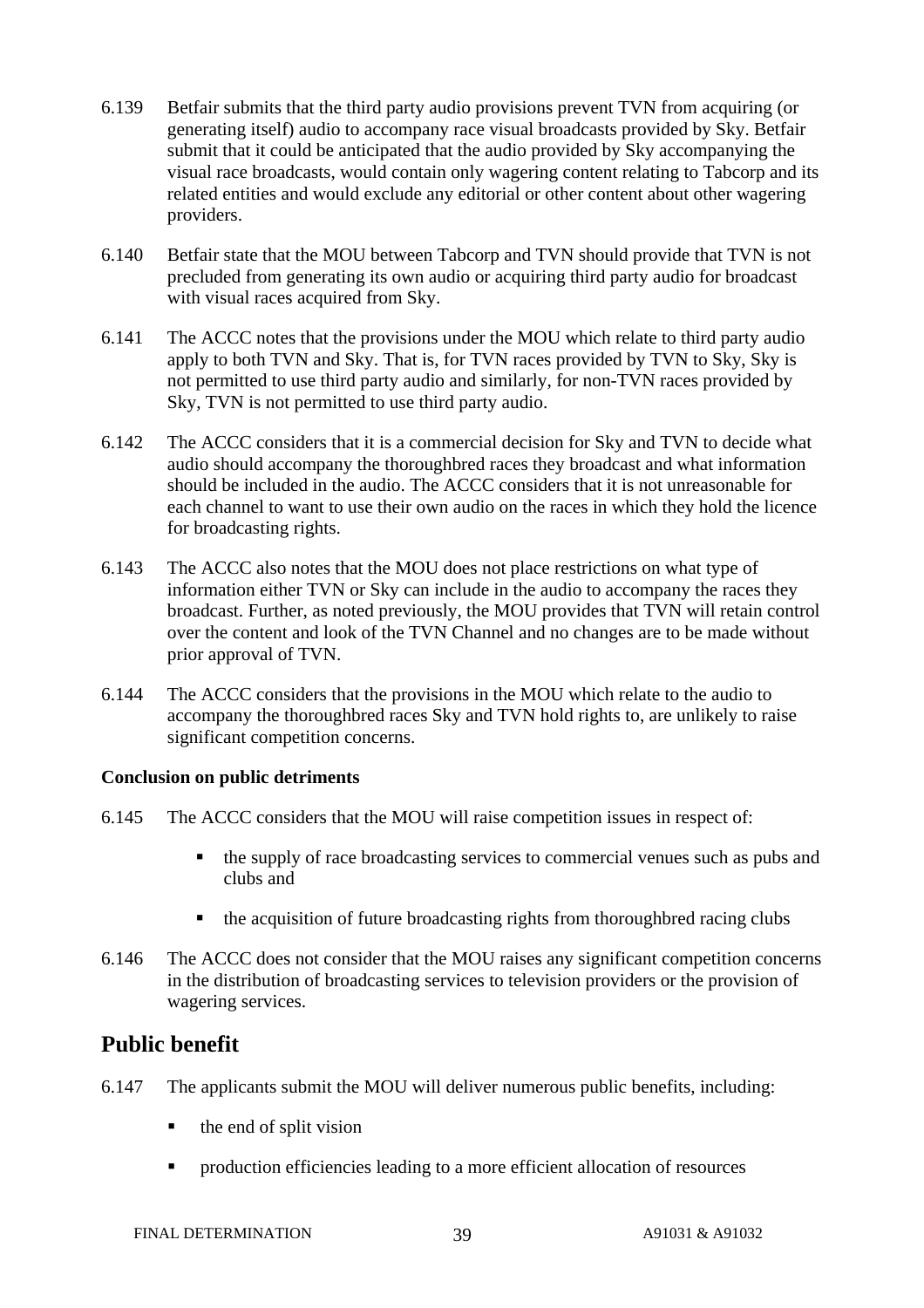6.139 Betfair submits that the third party audio provisions prevent TVN from acquiring (or generating itself) audio to accompany race visual broadcasts provided by Sky. Betfair submit that it could be anticipated that the audio provided by Sky accompanying the visual race broadcasts, would contain only wagering content relating to Tabcorp and its related entities and would exclude any editorial or other content about other wagering providers.

6.140 Betfair state that the MOU between Tabcorp and TVN should provide that TVN is not precluded from generating its own audio or acquiring third party audio for broadcast with visual races acquired from Sky.

6.141 The ACCC notes that the provisions under the MOU which relate to third party audio apply to both TVN and Sky. That is, for TVN races provided by TVN to Sky, Sky is not permitted to use third party audio and similarly, for non-TVN races provided by Sky, TVN is not permitted to use third party audio.

6.142 The ACCC considers that it is a commercial decision for Sky and TVN to decide what audio should accompany the thoroughbred races they broadcast and what information should be included in the audio. The ACCC considers that it is not unreasonable for each channel to want to use their own audio on the races in which they hold the licence for broadcasting rights.

6.143 The ACCC also notes that the MOU does not place restrictions on what type of information either TVN or Sky can include in the audio to accompany the races they broadcast. Further, as noted previously, the MOU provides that TVN will retain control over the content and look of the TVN Channel and no changes are to be made without prior approval of TVN.

6.144 The ACCC considers that the provisions in the MOU which relate to the audio to accompany the thoroughbred races Sky and TVN hold rights to, are unlikely to raise significant competition concerns.

**Conclusion on public detriments**

6.145 The ACCC considers that the MOU will raise competition issues in respect of:

- the supply of race broadcasting services to commercial venues such as pubs and clubs and
- the acquisition of future broadcasting rights from thoroughbred racing clubs

6.146 The ACCC does not consider that the MOU raises any significant competition concerns in the distribution of broadcasting services to television providers or the provision of wagering services.

## Public benefit

6.147 The applicants submit the MOU will deliver numerous public benefits, including:

- the end of split vision
- production efficiencies leading to a more efficient allocation of resources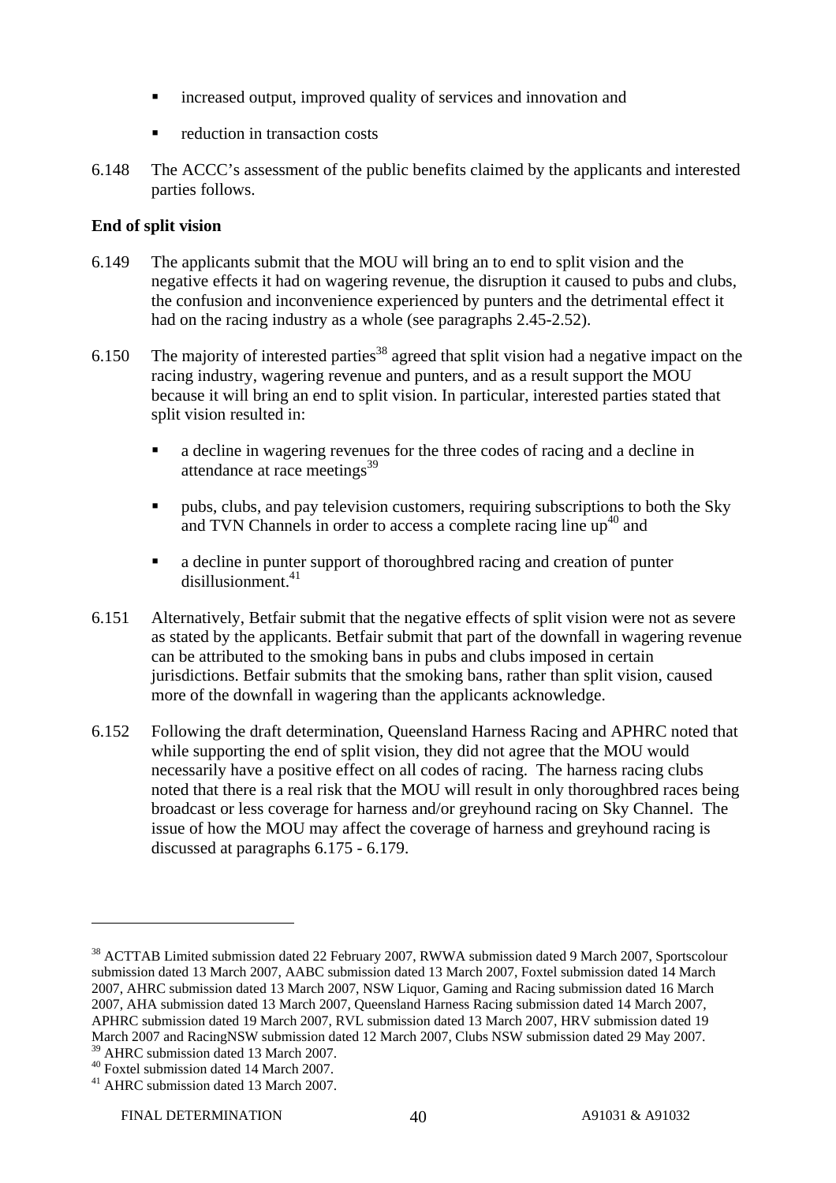- increased output, improved quality of services and innovation and
- reduction in transaction costs

6.148 The ACCC's assessment of the public benefits claimed by the applicants and interested parties follows.

**End of split vision**

6.149 The applicants submit that the MOU will bring an to end to split vision and the negative effects it had on wagering revenue, the disruption it caused to pubs and clubs, the confusion and inconvenience experienced by punters and the detrimental effect it had on the racing industry as a whole (see paragraphs 2.45-2.52).

6.150 The majority of interested parties[38] agreed that split vision had a negative impact on the racing industry, wagering revenue and punters, and as a result support the MOU because it will bring an end to split vision. In particular, interested parties stated that split vision resulted in:

- a decline in wagering revenues for the three codes of racing and a decline in attendance at race meetings[39]
- pubs, clubs, and pay television customers, requiring subscriptions to both the Sky and TVN Channels in order to access a complete racing line up[40] and
- a decline in punter support of thoroughbred racing and creation of punter disillusionment.[41]

6.151 Alternatively, Betfair submit that the negative effects of split vision were not as severe as stated by the applicants. Betfair submit that part of the downfall in wagering revenue can be attributed to the smoking bans in pubs and clubs imposed in certain jurisdictions. Betfair submits that the smoking bans, rather than split vision, caused more of the downfall in wagering than the applicants acknowledge.

6.152 Following the draft determination, Queensland Harness Racing and APHRC noted that while supporting the end of split vision, they did not agree that the MOU would necessarily have a positive effect on all codes of racing. The harness racing clubs noted that there is a real risk that the MOU will result in only thoroughbred races being broadcast or less coverage for harness and/or greyhound racing on Sky Channel. The issue of how the MOU may affect the coverage of harness and greyhound racing is discussed at paragraphs 6.175 - 6.179.

---

[38] ACTTAB Limited submission dated 22 February 2007, RWWA submission dated 9 March 2007, Sportscolour submission dated 13 March 2007, AABC submission dated 13 March 2007, Foxtel submission dated 14 March 2007, AHRC submission dated 13 March 2007, NSW Liquor, Gaming and Racing submission dated 16 March 2007, AHA submission dated 13 March 2007, Queensland Harness Racing submission dated 14 March 2007, APHRC submission dated 19 March 2007, RVL submission dated 13 March 2007, HRV submission dated 19 March 2007 and RacingNSW submission dated 12 March 2007, Clubs NSW submission dated 29 May 2007.

[39] AHRC submission dated 13 March 2007.

[40] Foxtel submission dated 14 March 2007.

[41] AHRC submission dated 13 March 2007.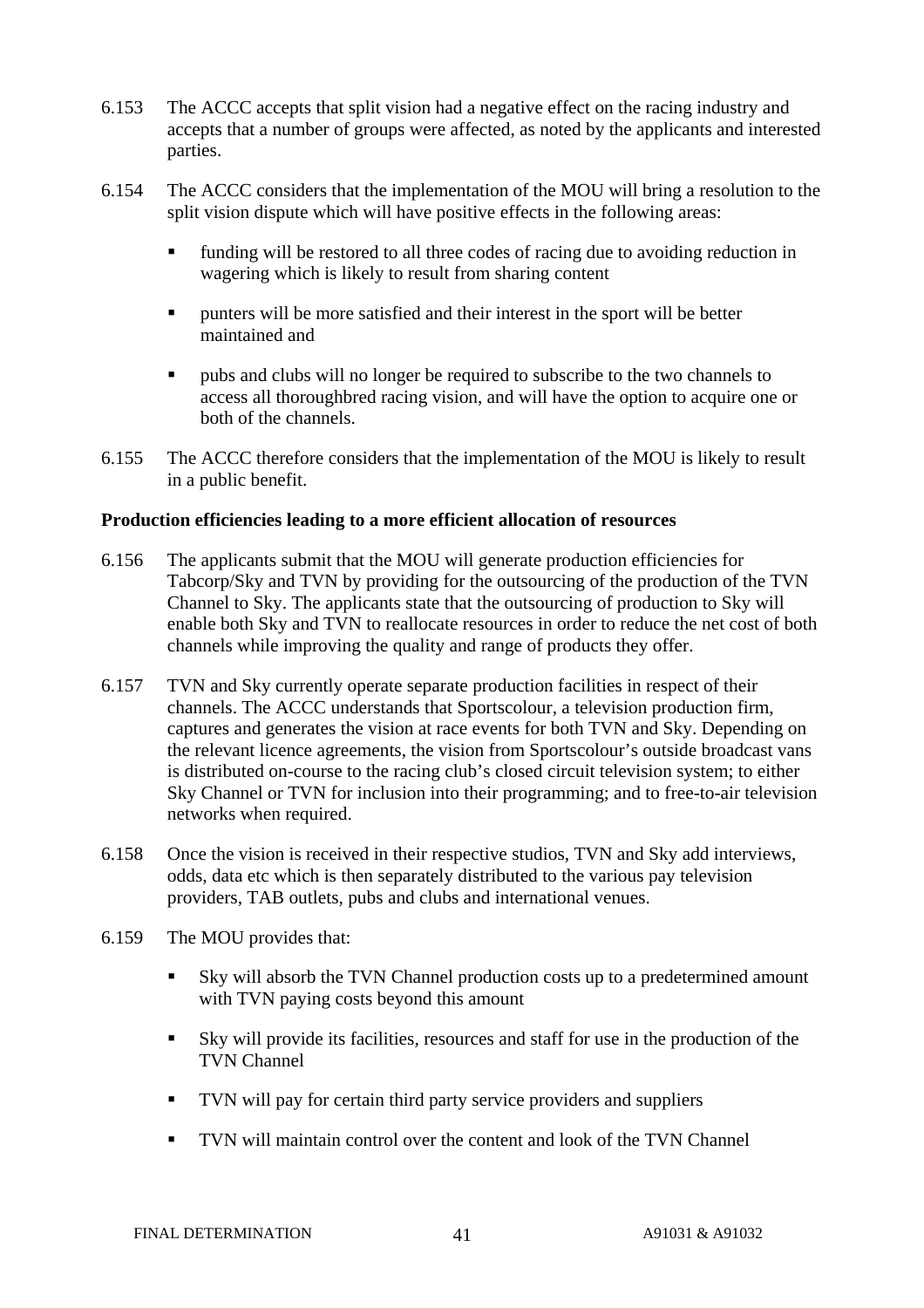6.153 The ACCC accepts that split vision had a negative effect on the racing industry and accepts that a number of groups were affected, as noted by the applicants and interested parties.

6.154 The ACCC considers that the implementation of the MOU will bring a resolution to the split vision dispute which will have positive effects in the following areas:

- funding will be restored to all three codes of racing due to avoiding reduction in wagering which is likely to result from sharing content
- punters will be more satisfied and their interest in the sport will be better maintained and
- pubs and clubs will no longer be required to subscribe to the two channels to access all thoroughbred racing vision, and will have the option to acquire one or both of the channels.

6.155 The ACCC therefore considers that the implementation of the MOU is likely to result in a public benefit.

**Production efficiencies leading to a more efficient allocation of resources**

6.156 The applicants submit that the MOU will generate production efficiencies for Tabcorp/Sky and TVN by providing for the outsourcing of the production of the TVN Channel to Sky. The applicants state that the outsourcing of production to Sky will enable both Sky and TVN to reallocate resources in order to reduce the net cost of both channels while improving the quality and range of products they offer.

6.157 TVN and Sky currently operate separate production facilities in respect of their channels. The ACCC understands that Sportscolour, a television production firm, captures and generates the vision at race events for both TVN and Sky. Depending on the relevant licence agreements, the vision from Sportscolour's outside broadcast vans is distributed on-course to the racing club's closed circuit television system; to either Sky Channel or TVN for inclusion into their programming; and to free-to-air television networks when required.

6.158 Once the vision is received in their respective studios, TVN and Sky add interviews, odds, data etc which is then separately distributed to the various pay television providers, TAB outlets, pubs and clubs and international venues.

6.159 The MOU provides that:

- Sky will absorb the TVN Channel production costs up to a predetermined amount with TVN paying costs beyond this amount
- Sky will provide its facilities, resources and staff for use in the production of the TVN Channel
- TVN will pay for certain third party service providers and suppliers
- TVN will maintain control over the content and look of the TVN Channel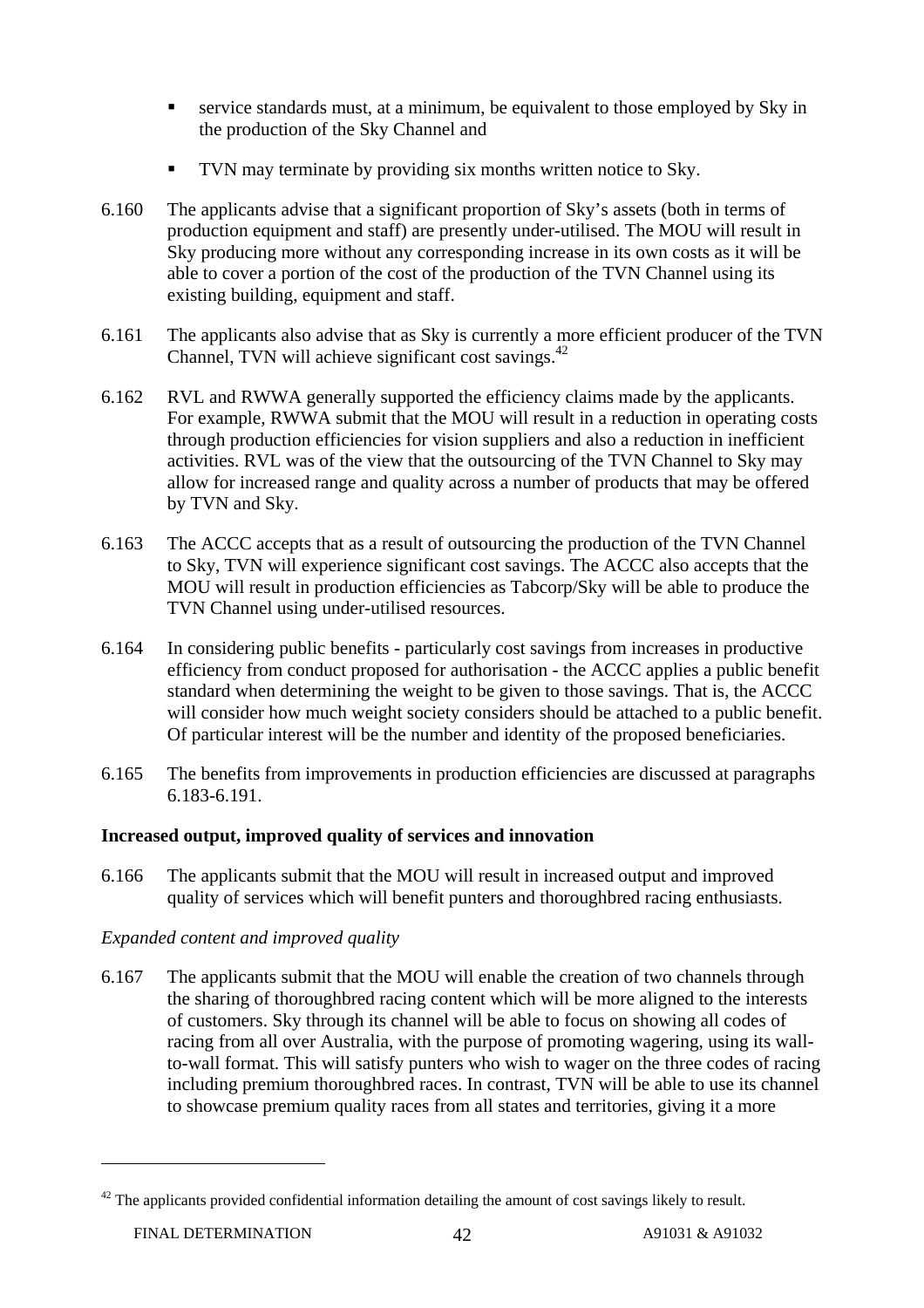- service standards must, at a minimum, be equivalent to those employed by Sky in the production of the Sky Channel and
- TVN may terminate by providing six months written notice to Sky.

6.160 The applicants advise that a significant proportion of Sky's assets (both in terms of production equipment and staff) are presently under-utilised. The MOU will result in Sky producing more without any corresponding increase in its own costs as it will be able to cover a portion of the cost of the production of the TVN Channel using its existing building, equipment and staff.

6.161 The applicants also advise that as Sky is currently a more efficient producer of the TVN Channel, TVN will achieve significant cost savings.[42]

6.162 RVL and RWWA generally supported the efficiency claims made by the applicants. For example, RWWA submit that the MOU will result in a reduction in operating costs through production efficiencies for vision suppliers and also a reduction in inefficient activities. RVL was of the view that the outsourcing of the TVN Channel to Sky may allow for increased range and quality across a number of products that may be offered by TVN and Sky.

6.163 The ACCC accepts that as a result of outsourcing the production of the TVN Channel to Sky, TVN will experience significant cost savings. The ACCC also accepts that the MOU will result in production efficiencies as Tabcorp/Sky will be able to produce the TVN Channel using under-utilised resources.

6.164 In considering public benefits - particularly cost savings from increases in productive efficiency from conduct proposed for authorisation - the ACCC applies a public benefit standard when determining the weight to be given to those savings. That is, the ACCC will consider how much weight society considers should be attached to a public benefit. Of particular interest will be the number and identity of the proposed beneficiaries.

6.165 The benefits from improvements in production efficiencies are discussed at paragraphs 6.183-6.191.

**Increased output, improved quality of services and innovation**

6.166 The applicants submit that the MOU will result in increased output and improved quality of services which will benefit punters and thoroughbred racing enthusiasts.

*Expanded content and improved quality*

6.167 The applicants submit that the MOU will enable the creation of two channels through the sharing of thoroughbred racing content which will be more aligned to the interests of customers. Sky through its channel will be able to focus on showing all codes of racing from all over Australia, with the purpose of promoting wagering, using its wall-to-wall format. This will satisfy punters who wish to wager on the three codes of racing including premium thoroughbred races. In contrast, TVN will be able to use its channel to showcase premium quality races from all states and territories, giving it a more

[42] The applicants provided confidential information detailing the amount of cost savings likely to result.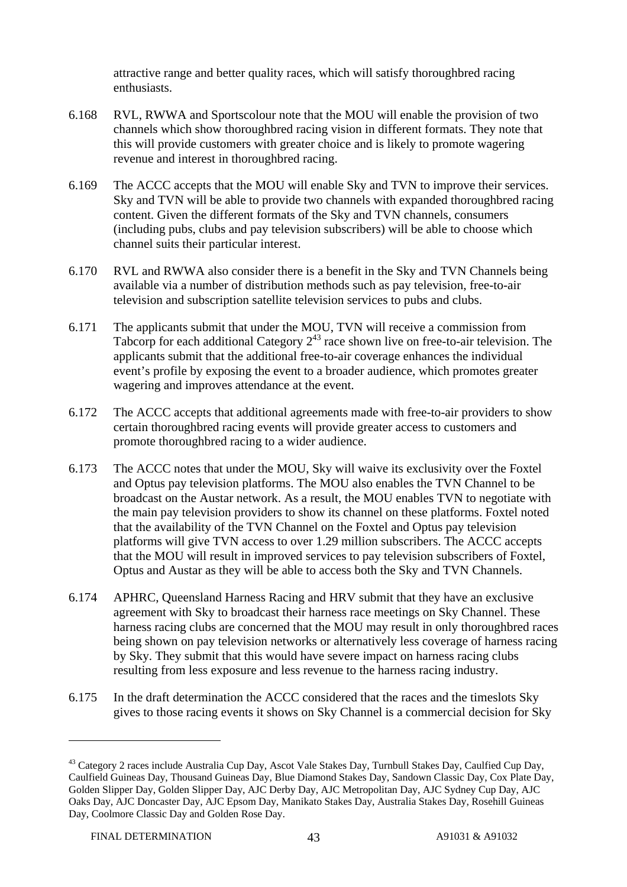attractive range and better quality races, which will satisfy thoroughbred racing enthusiasts.

6.168 RVL, RWWA and Sportscolour note that the MOU will enable the provision of two channels which show thoroughbred racing vision in different formats. They note that this will provide customers with greater choice and is likely to promote wagering revenue and interest in thoroughbred racing.

6.169 The ACCC accepts that the MOU will enable Sky and TVN to improve their services. Sky and TVN will be able to provide two channels with expanded thoroughbred racing content. Given the different formats of the Sky and TVN channels, consumers (including pubs, clubs and pay television subscribers) will be able to choose which channel suits their particular interest.

6.170 RVL and RWWA also consider there is a benefit in the Sky and TVN Channels being available via a number of distribution methods such as pay television, free-to-air television and subscription satellite television services to pubs and clubs.

6.171 The applicants submit that under the MOU, TVN will receive a commission from Tabcorp for each additional Category 2[43] race shown live on free-to-air television. The applicants submit that the additional free-to-air coverage enhances the individual event's profile by exposing the event to a broader audience, which promotes greater wagering and improves attendance at the event.

6.172 The ACCC accepts that additional agreements made with free-to-air providers to show certain thoroughbred racing events will provide greater access to customers and promote thoroughbred racing to a wider audience.

6.173 The ACCC notes that under the MOU, Sky will waive its exclusivity over the Foxtel and Optus pay television platforms. The MOU also enables the TVN Channel to be broadcast on the Austar network. As a result, the MOU enables TVN to negotiate with the main pay television providers to show its channel on these platforms. Foxtel noted that the availability of the TVN Channel on the Foxtel and Optus pay television platforms will give TVN access to over 1.29 million subscribers. The ACCC accepts that the MOU will result in improved services to pay television subscribers of Foxtel, Optus and Austar as they will be able to access both the Sky and TVN Channels.

6.174 APHRC, Queensland Harness Racing and HRV submit that they have an exclusive agreement with Sky to broadcast their harness race meetings on Sky Channel. These harness racing clubs are concerned that the MOU may result in only thoroughbred races being shown on pay television networks or alternatively less coverage of harness racing by Sky. They submit that this would have severe impact on harness racing clubs resulting from less exposure and less revenue to the harness racing industry.

6.175 In the draft determination the ACCC considered that the races and the timeslots Sky gives to those racing events it shows on Sky Channel is a commercial decision for Sky

[43] Category 2 races include Australia Cup Day, Ascot Vale Stakes Day, Turnbull Stakes Day, Caulfied Cup Day, Caulfield Guineas Day, Thousand Guineas Day, Blue Diamond Stakes Day, Sandown Classic Day, Cox Plate Day, Golden Slipper Day, Golden Slipper Day, AJC Derby Day, AJC Metropolitan Day, AJC Sydney Cup Day, AJC Oaks Day, AJC Doncaster Day, AJC Epsom Day, Manikato Stakes Day, Australia Stakes Day, Rosehill Guineas Day, Coolmore Classic Day and Golden Rose Day.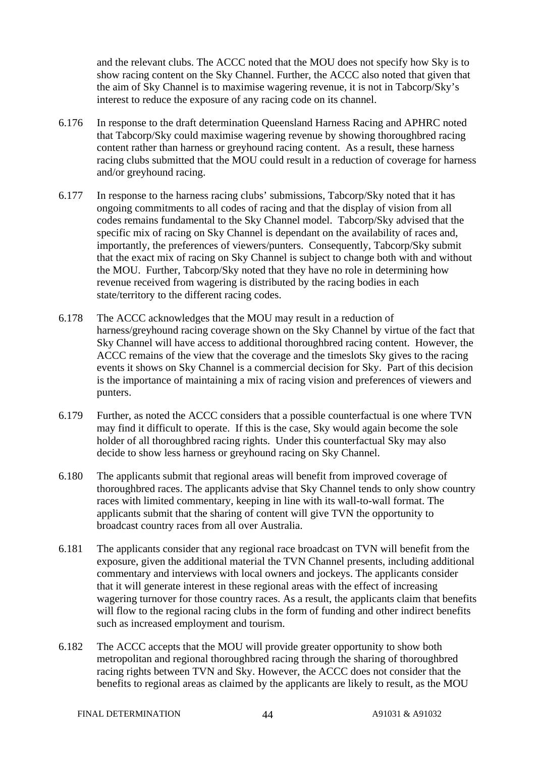and the relevant clubs. The ACCC noted that the MOU does not specify how Sky is to show racing content on the Sky Channel. Further, the ACCC also noted that given that the aim of Sky Channel is to maximise wagering revenue, it is not in Tabcorp/Sky's interest to reduce the exposure of any racing code on its channel.

6.176 In response to the draft determination Queensland Harness Racing and APHRC noted that Tabcorp/Sky could maximise wagering revenue by showing thoroughbred racing content rather than harness or greyhound racing content. As a result, these harness racing clubs submitted that the MOU could result in a reduction of coverage for harness and/or greyhound racing.

6.177 In response to the harness racing clubs' submissions, Tabcorp/Sky noted that it has ongoing commitments to all codes of racing and that the display of vision from all codes remains fundamental to the Sky Channel model. Tabcorp/Sky advised that the specific mix of racing on Sky Channel is dependant on the availability of races and, importantly, the preferences of viewers/punters. Consequently, Tabcorp/Sky submit that the exact mix of racing on Sky Channel is subject to change both with and without the MOU. Further, Tabcorp/Sky noted that they have no role in determining how revenue received from wagering is distributed by the racing bodies in each state/territory to the different racing codes.

6.178 The ACCC acknowledges that the MOU may result in a reduction of harness/greyhound racing coverage shown on the Sky Channel by virtue of the fact that Sky Channel will have access to additional thoroughbred racing content. However, the ACCC remains of the view that the coverage and the timeslots Sky gives to the racing events it shows on Sky Channel is a commercial decision for Sky. Part of this decision is the importance of maintaining a mix of racing vision and preferences of viewers and punters.

6.179 Further, as noted the ACCC considers that a possible counterfactual is one where TVN may find it difficult to operate. If this is the case, Sky would again become the sole holder of all thoroughbred racing rights. Under this counterfactual Sky may also decide to show less harness or greyhound racing on Sky Channel.

6.180 The applicants submit that regional areas will benefit from improved coverage of thoroughbred races. The applicants advise that Sky Channel tends to only show country races with limited commentary, keeping in line with its wall-to-wall format. The applicants submit that the sharing of content will give TVN the opportunity to broadcast country races from all over Australia.

6.181 The applicants consider that any regional race broadcast on TVN will benefit from the exposure, given the additional material the TVN Channel presents, including additional commentary and interviews with local owners and jockeys. The applicants consider that it will generate interest in these regional areas with the effect of increasing wagering turnover for those country races. As a result, the applicants claim that benefits will flow to the regional racing clubs in the form of funding and other indirect benefits such as increased employment and tourism.

6.182 The ACCC accepts that the MOU will provide greater opportunity to show both metropolitan and regional thoroughbred racing through the sharing of thoroughbred racing rights between TVN and Sky. However, the ACCC does not consider that the benefits to regional areas as claimed by the applicants are likely to result, as the MOU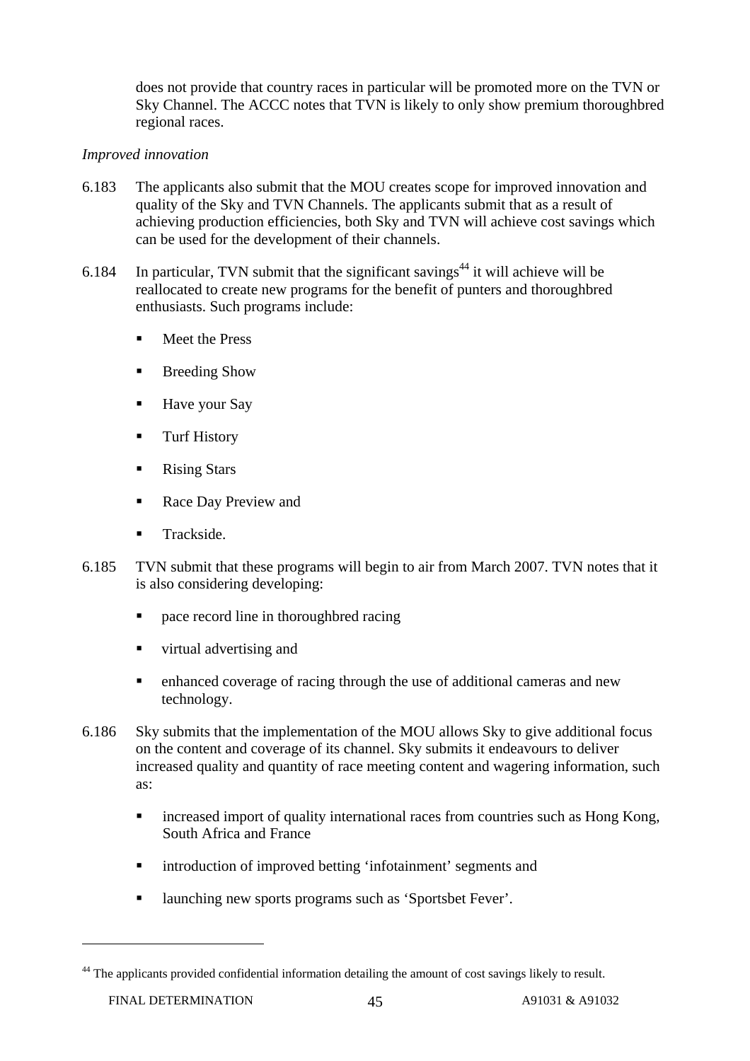does not provide that country races in particular will be promoted more on the TVN or Sky Channel. The ACCC notes that TVN is likely to only show premium thoroughbred regional races.

*Improved innovation*

6.183 The applicants also submit that the MOU creates scope for improved innovation and quality of the Sky and TVN Channels. The applicants submit that as a result of achieving production efficiencies, both Sky and TVN will achieve cost savings which can be used for the development of their channels.

6.184 In particular, TVN submit that the significant savings[44] it will achieve will be reallocated to create new programs for the benefit of punters and thoroughbred enthusiasts. Such programs include:

- Meet the Press
- Breeding Show
- Have your Say
- Turf History
- Rising Stars
- Race Day Preview and
- Trackside.

6.185 TVN submit that these programs will begin to air from March 2007. TVN notes that it is also considering developing:

- pace record line in thoroughbred racing
- virtual advertising and
- enhanced coverage of racing through the use of additional cameras and new technology.

6.186 Sky submits that the implementation of the MOU allows Sky to give additional focus on the content and coverage of its channel. Sky submits it endeavours to deliver increased quality and quantity of race meeting content and wagering information, such as:

- increased import of quality international races from countries such as Hong Kong, South Africa and France
- introduction of improved betting 'infotainment' segments and
- launching new sports programs such as 'Sportsbet Fever'.

[44] The applicants provided confidential information detailing the amount of cost savings likely to result.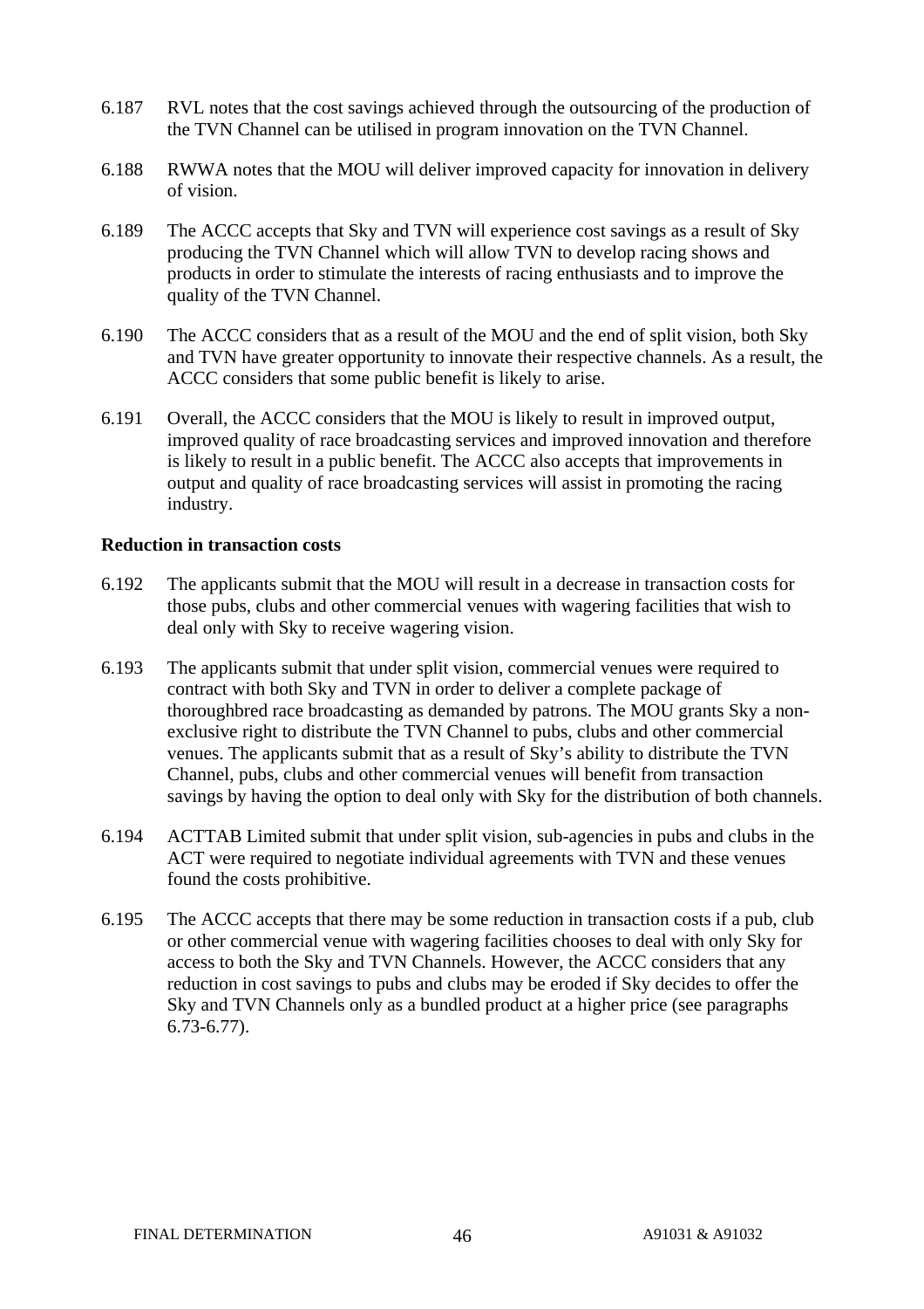6.187 RVL notes that the cost savings achieved through the outsourcing of the production of the TVN Channel can be utilised in program innovation on the TVN Channel.

6.188 RWWA notes that the MOU will deliver improved capacity for innovation in delivery of vision.

6.189 The ACCC accepts that Sky and TVN will experience cost savings as a result of Sky producing the TVN Channel which will allow TVN to develop racing shows and products in order to stimulate the interests of racing enthusiasts and to improve the quality of the TVN Channel.

6.190 The ACCC considers that as a result of the MOU and the end of split vision, both Sky and TVN have greater opportunity to innovate their respective channels. As a result, the ACCC considers that some public benefit is likely to arise.

6.191 Overall, the ACCC considers that the MOU is likely to result in improved output, improved quality of race broadcasting services and improved innovation and therefore is likely to result in a public benefit. The ACCC also accepts that improvements in output and quality of race broadcasting services will assist in promoting the racing industry.

**Reduction in transaction costs**

6.192 The applicants submit that the MOU will result in a decrease in transaction costs for those pubs, clubs and other commercial venues with wagering facilities that wish to deal only with Sky to receive wagering vision.

6.193 The applicants submit that under split vision, commercial venues were required to contract with both Sky and TVN in order to deliver a complete package of thoroughbred race broadcasting as demanded by patrons. The MOU grants Sky a non-exclusive right to distribute the TVN Channel to pubs, clubs and other commercial venues. The applicants submit that as a result of Sky's ability to distribute the TVN Channel, pubs, clubs and other commercial venues will benefit from transaction savings by having the option to deal only with Sky for the distribution of both channels.

6.194 ACTTAB Limited submit that under split vision, sub-agencies in pubs and clubs in the ACT were required to negotiate individual agreements with TVN and these venues found the costs prohibitive.

6.195 The ACCC accepts that there may be some reduction in transaction costs if a pub, club or other commercial venue with wagering facilities chooses to deal with only Sky for access to both the Sky and TVN Channels. However, the ACCC considers that any reduction in cost savings to pubs and clubs may be eroded if Sky decides to offer the Sky and TVN Channels only as a bundled product at a higher price (see paragraphs 6.73-6.77).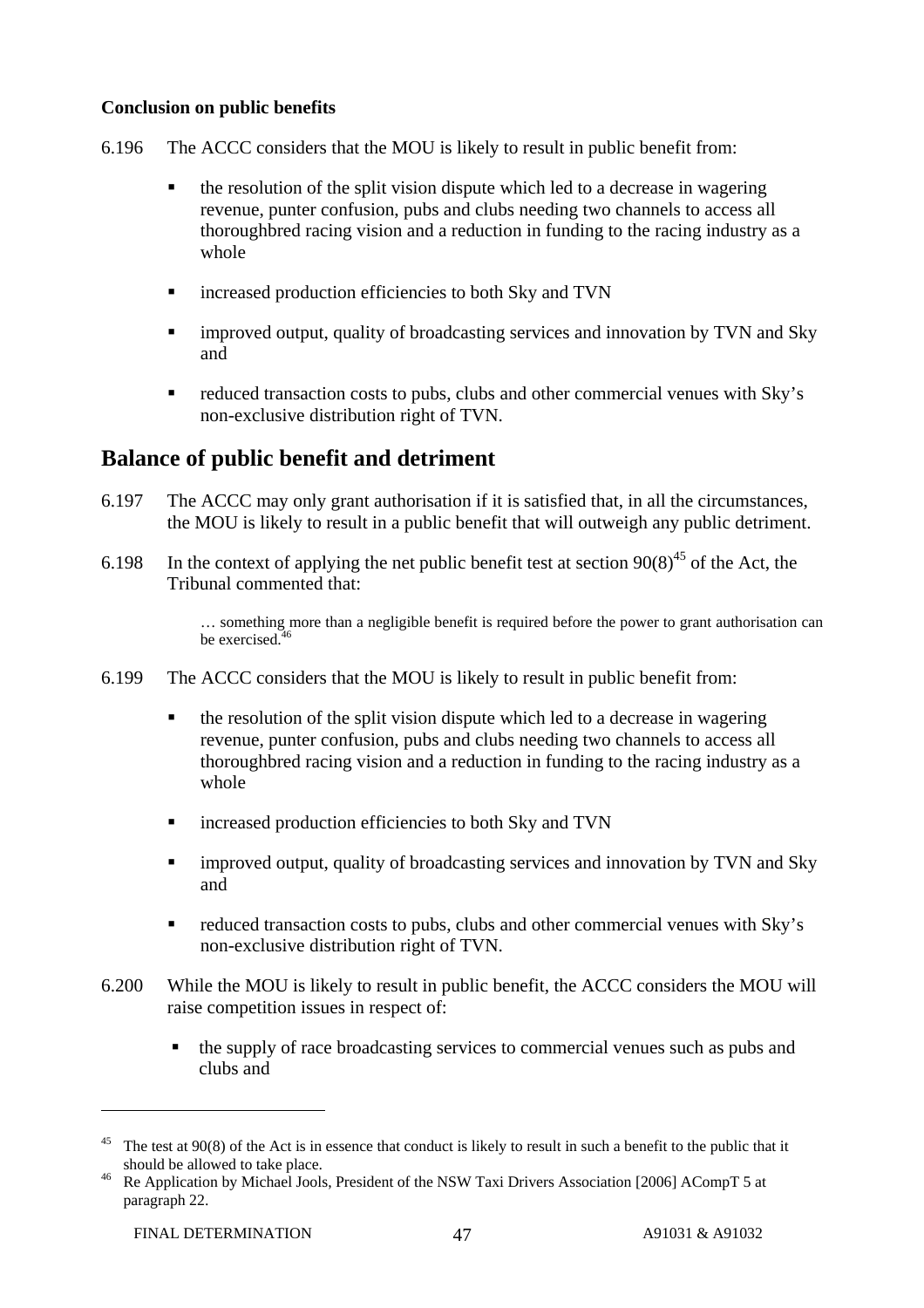**Conclusion on public benefits**

6.196 The ACCC considers that the MOU is likely to result in public benefit from:

- the resolution of the split vision dispute which led to a decrease in wagering revenue, punter confusion, pubs and clubs needing two channels to access all thoroughbred racing vision and a reduction in funding to the racing industry as a whole
- increased production efficiencies to both Sky and TVN
- improved output, quality of broadcasting services and innovation by TVN and Sky and
- reduced transaction costs to pubs, clubs and other commercial venues with Sky's non-exclusive distribution right of TVN.

## Balance of public benefit and detriment

6.197 The ACCC may only grant authorisation if it is satisfied that, in all the circumstances, the MOU is likely to result in a public benefit that will outweigh any public detriment.

6.198 In the context of applying the net public benefit test at section 90(8)[45] of the Act, the Tribunal commented that:

> … something more than a negligible benefit is required before the power to grant authorisation can be exercised.[46]

6.199 The ACCC considers that the MOU is likely to result in public benefit from:

- the resolution of the split vision dispute which led to a decrease in wagering revenue, punter confusion, pubs and clubs needing two channels to access all thoroughbred racing vision and a reduction in funding to the racing industry as a whole
- increased production efficiencies to both Sky and TVN
- improved output, quality of broadcasting services and innovation by TVN and Sky and
- reduced transaction costs to pubs, clubs and other commercial venues with Sky's non-exclusive distribution right of TVN.

6.200 While the MOU is likely to result in public benefit, the ACCC considers the MOU will raise competition issues in respect of:

- the supply of race broadcasting services to commercial venues such as pubs and clubs and

---

[45] The test at 90(8) of the Act is in essence that conduct is likely to result in such a benefit to the public that it should be allowed to take place.

[46] Re Application by Michael Jools, President of the NSW Taxi Drivers Association [2006] ACompT 5 at paragraph 22.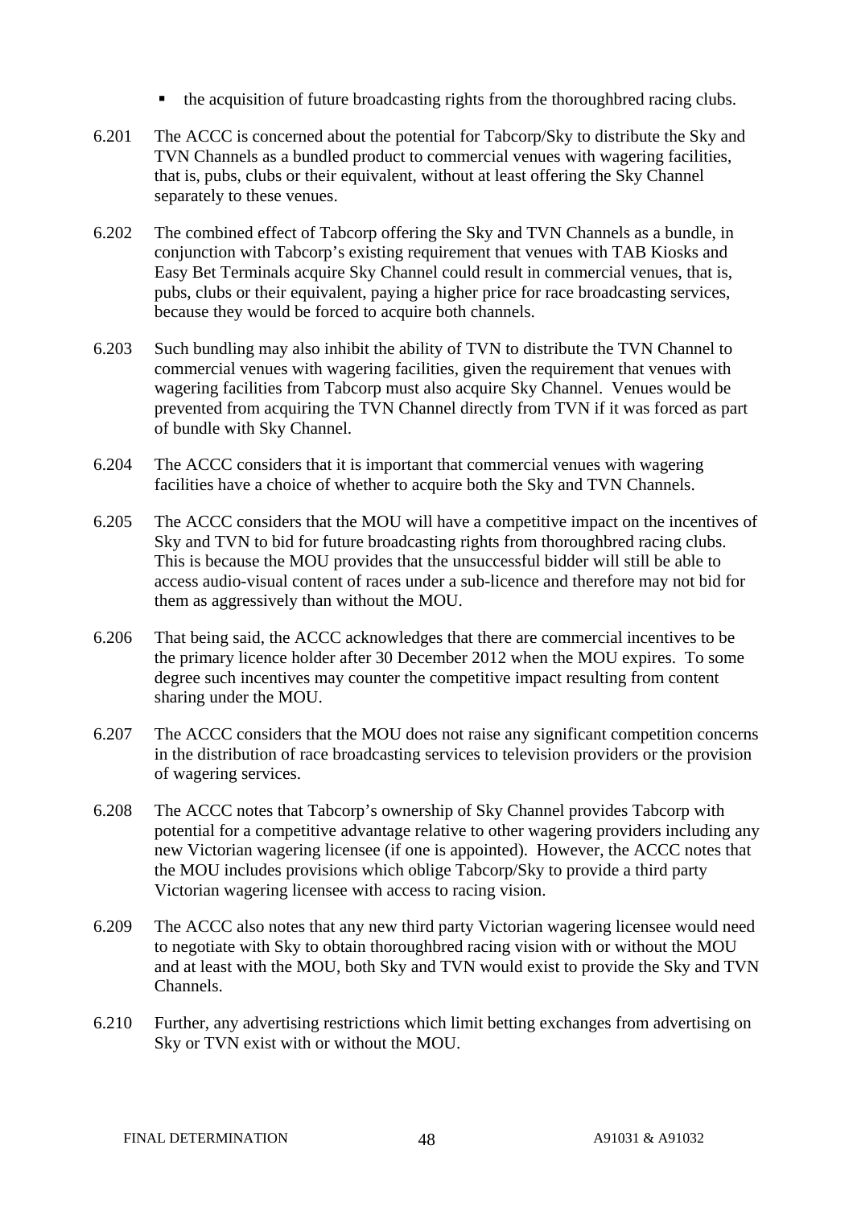- the acquisition of future broadcasting rights from the thoroughbred racing clubs.

6.201 The ACCC is concerned about the potential for Tabcorp/Sky to distribute the Sky and TVN Channels as a bundled product to commercial venues with wagering facilities, that is, pubs, clubs or their equivalent, without at least offering the Sky Channel separately to these venues.

6.202 The combined effect of Tabcorp offering the Sky and TVN Channels as a bundle, in conjunction with Tabcorp's existing requirement that venues with TAB Kiosks and Easy Bet Terminals acquire Sky Channel could result in commercial venues, that is, pubs, clubs or their equivalent, paying a higher price for race broadcasting services, because they would be forced to acquire both channels.

6.203 Such bundling may also inhibit the ability of TVN to distribute the TVN Channel to commercial venues with wagering facilities, given the requirement that venues with wagering facilities from Tabcorp must also acquire Sky Channel. Venues would be prevented from acquiring the TVN Channel directly from TVN if it was forced as part of bundle with Sky Channel.

6.204 The ACCC considers that it is important that commercial venues with wagering facilities have a choice of whether to acquire both the Sky and TVN Channels.

6.205 The ACCC considers that the MOU will have a competitive impact on the incentives of Sky and TVN to bid for future broadcasting rights from thoroughbred racing clubs. This is because the MOU provides that the unsuccessful bidder will still be able to access audio-visual content of races under a sub-licence and therefore may not bid for them as aggressively than without the MOU.

6.206 That being said, the ACCC acknowledges that there are commercial incentives to be the primary licence holder after 30 December 2012 when the MOU expires. To some degree such incentives may counter the competitive impact resulting from content sharing under the MOU.

6.207 The ACCC considers that the MOU does not raise any significant competition concerns in the distribution of race broadcasting services to television providers or the provision of wagering services.

6.208 The ACCC notes that Tabcorp's ownership of Sky Channel provides Tabcorp with potential for a competitive advantage relative to other wagering providers including any new Victorian wagering licensee (if one is appointed). However, the ACCC notes that the MOU includes provisions which oblige Tabcorp/Sky to provide a third party Victorian wagering licensee with access to racing vision.

6.209 The ACCC also notes that any new third party Victorian wagering licensee would need to negotiate with Sky to obtain thoroughbred racing vision with or without the MOU and at least with the MOU, both Sky and TVN would exist to provide the Sky and TVN Channels.

6.210 Further, any advertising restrictions which limit betting exchanges from advertising on Sky or TVN exist with or without the MOU.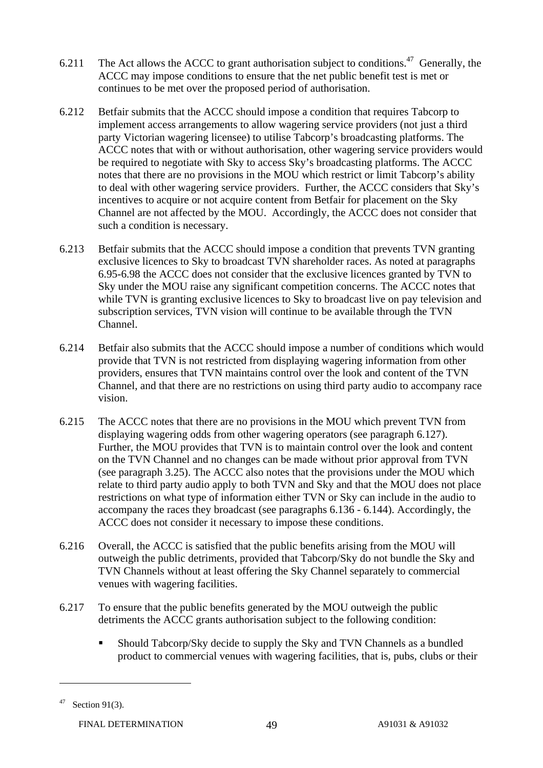6.211 The Act allows the ACCC to grant authorisation subject to conditions.[47] Generally, the ACCC may impose conditions to ensure that the net public benefit test is met or continues to be met over the proposed period of authorisation.

6.212 Betfair submits that the ACCC should impose a condition that requires Tabcorp to implement access arrangements to allow wagering service providers (not just a third party Victorian wagering licensee) to utilise Tabcorp's broadcasting platforms. The ACCC notes that with or without authorisation, other wagering service providers would be required to negotiate with Sky to access Sky's broadcasting platforms. The ACCC notes that there are no provisions in the MOU which restrict or limit Tabcorp's ability to deal with other wagering service providers. Further, the ACCC considers that Sky's incentives to acquire or not acquire content from Betfair for placement on the Sky Channel are not affected by the MOU. Accordingly, the ACCC does not consider that such a condition is necessary.

6.213 Betfair submits that the ACCC should impose a condition that prevents TVN granting exclusive licences to Sky to broadcast TVN shareholder races. As noted at paragraphs 6.95-6.98 the ACCC does not consider that the exclusive licences granted by TVN to Sky under the MOU raise any significant competition concerns. The ACCC notes that while TVN is granting exclusive licences to Sky to broadcast live on pay television and subscription services, TVN vision will continue to be available through the TVN Channel.

6.214 Betfair also submits that the ACCC should impose a number of conditions which would provide that TVN is not restricted from displaying wagering information from other providers, ensures that TVN maintains control over the look and content of the TVN Channel, and that there are no restrictions on using third party audio to accompany race vision.

6.215 The ACCC notes that there are no provisions in the MOU which prevent TVN from displaying wagering odds from other wagering operators (see paragraph 6.127). Further, the MOU provides that TVN is to maintain control over the look and content on the TVN Channel and no changes can be made without prior approval from TVN (see paragraph 3.25). The ACCC also notes that the provisions under the MOU which relate to third party audio apply to both TVN and Sky and that the MOU does not place restrictions on what type of information either TVN or Sky can include in the audio to accompany the races they broadcast (see paragraphs 6.136 - 6.144). Accordingly, the ACCC does not consider it necessary to impose these conditions.

6.216 Overall, the ACCC is satisfied that the public benefits arising from the MOU will outweigh the public detriments, provided that Tabcorp/Sky do not bundle the Sky and TVN Channels without at least offering the Sky Channel separately to commercial venues with wagering facilities.

6.217 To ensure that the public benefits generated by the MOU outweigh the public detriments the ACCC grants authorisation subject to the following condition:

- Should Tabcorp/Sky decide to supply the Sky and TVN Channels as a bundled product to commercial venues with wagering facilities, that is, pubs, clubs or their

---

[47] Section 91(3).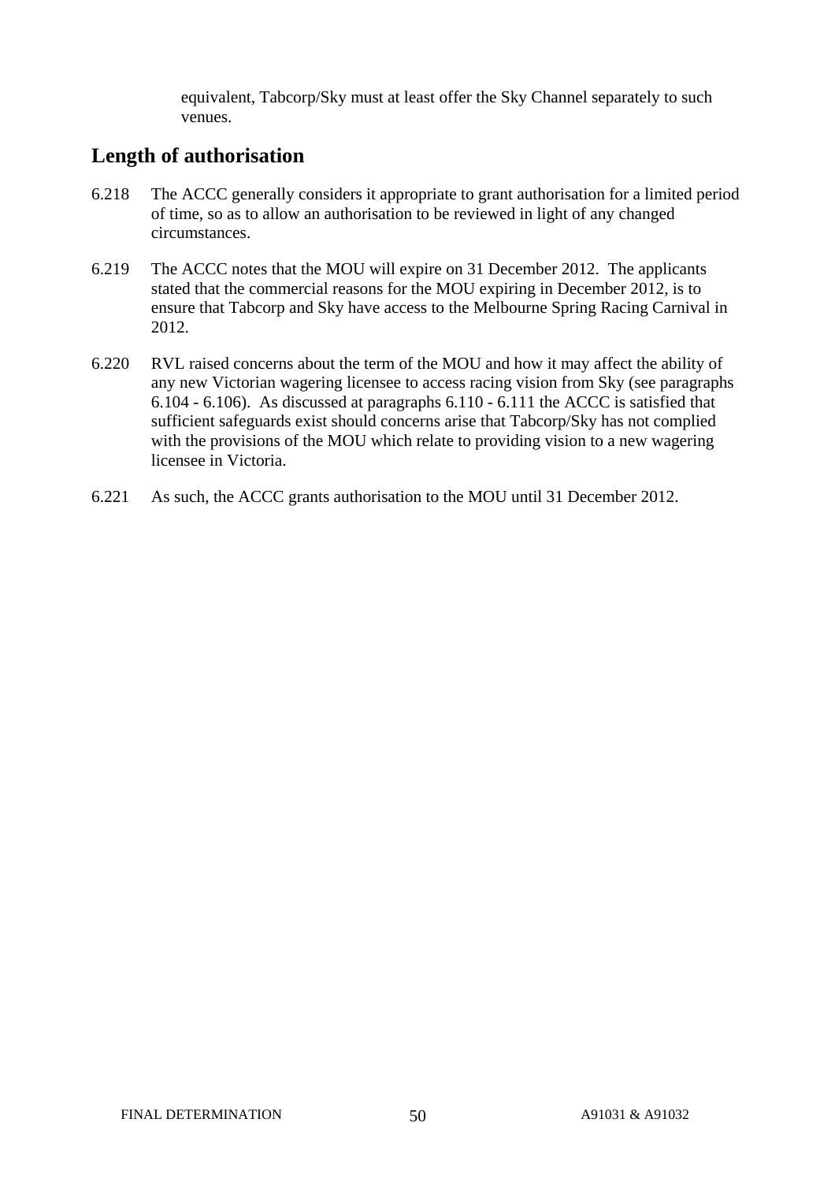equivalent, Tabcorp/Sky must at least offer the Sky Channel separately to such venues.

## Length of authorisation

6.218 The ACCC generally considers it appropriate to grant authorisation for a limited period of time, so as to allow an authorisation to be reviewed in light of any changed circumstances.

6.219 The ACCC notes that the MOU will expire on 31 December 2012. The applicants stated that the commercial reasons for the MOU expiring in December 2012, is to ensure that Tabcorp and Sky have access to the Melbourne Spring Racing Carnival in 2012.

6.220 RVL raised concerns about the term of the MOU and how it may affect the ability of any new Victorian wagering licensee to access racing vision from Sky (see paragraphs 6.104 - 6.106). As discussed at paragraphs 6.110 - 6.111 the ACCC is satisfied that sufficient safeguards exist should concerns arise that Tabcorp/Sky has not complied with the provisions of the MOU which relate to providing vision to a new wagering licensee in Victoria.

6.221 As such, the ACCC grants authorisation to the MOU until 31 December 2012.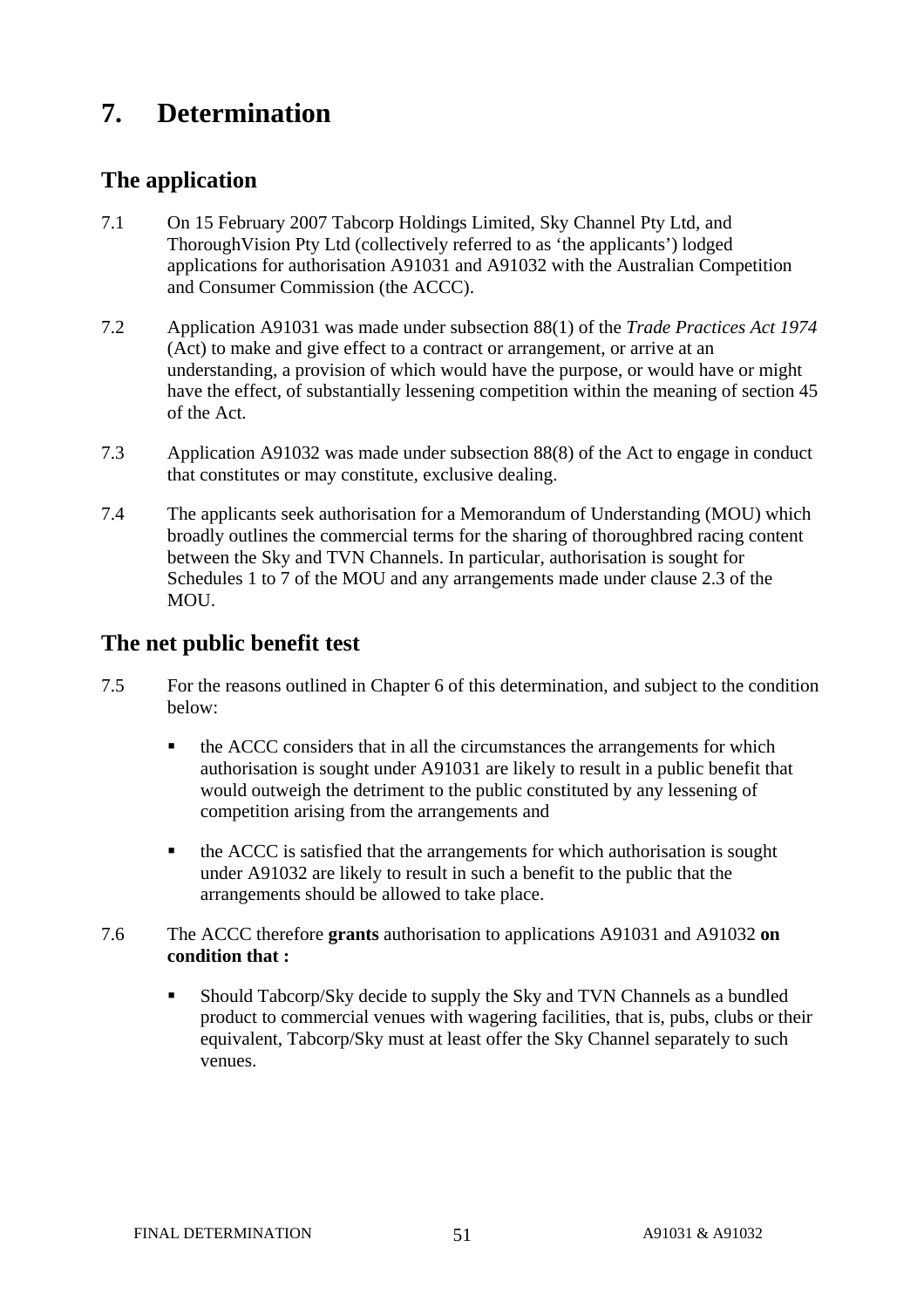# 7. Determination

## The application

7.1 On 15 February 2007 Tabcorp Holdings Limited, Sky Channel Pty Ltd, and ThoroughVision Pty Ltd (collectively referred to as 'the applicants') lodged applications for authorisation A91031 and A91032 with the Australian Competition and Consumer Commission (the ACCC).

7.2 Application A91031 was made under subsection 88(1) of the *Trade Practices Act 1974* (Act) to make and give effect to a contract or arrangement, or arrive at an understanding, a provision of which would have the purpose, or would have or might have the effect, of substantially lessening competition within the meaning of section 45 of the Act.

7.3 Application A91032 was made under subsection 88(8) of the Act to engage in conduct that constitutes or may constitute, exclusive dealing.

7.4 The applicants seek authorisation for a Memorandum of Understanding (MOU) which broadly outlines the commercial terms for the sharing of thoroughbred racing content between the Sky and TVN Channels. In particular, authorisation is sought for Schedules 1 to 7 of the MOU and any arrangements made under clause 2.3 of the MOU.

## The net public benefit test

7.5 For the reasons outlined in Chapter 6 of this determination, and subject to the condition below:

- the ACCC considers that in all the circumstances the arrangements for which authorisation is sought under A91031 are likely to result in a public benefit that would outweigh the detriment to the public constituted by any lessening of competition arising from the arrangements and
- the ACCC is satisfied that the arrangements for which authorisation is sought under A91032 are likely to result in such a benefit to the public that the arrangements should be allowed to take place.

7.6 The ACCC therefore **grants** authorisation to applications A91031 and A91032 **on condition that :**

- Should Tabcorp/Sky decide to supply the Sky and TVN Channels as a bundled product to commercial venues with wagering facilities, that is, pubs, clubs or their equivalent, Tabcorp/Sky must at least offer the Sky Channel separately to such venues.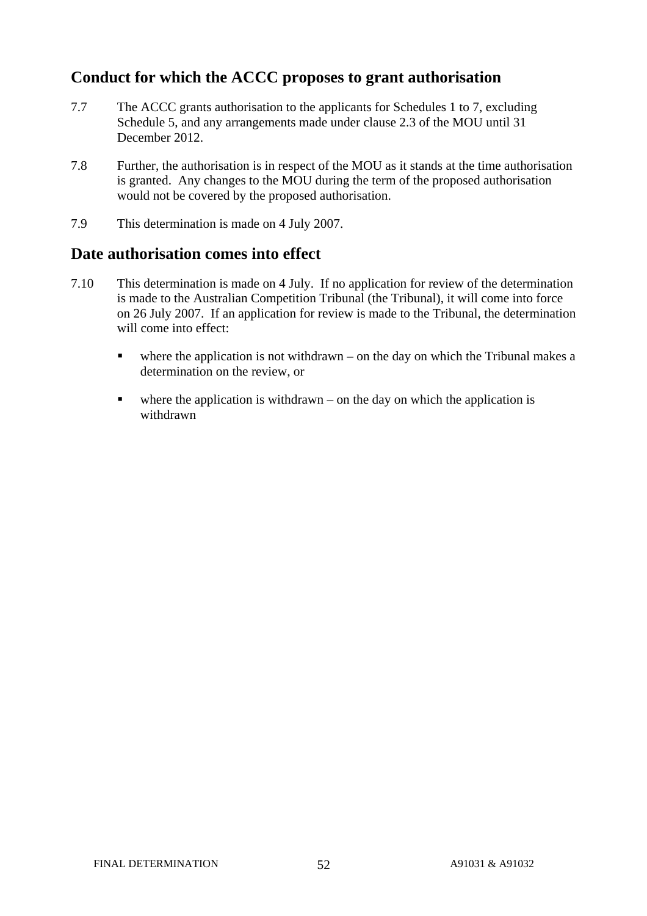## Conduct for which the ACCC proposes to grant authorisation

7.7 The ACCC grants authorisation to the applicants for Schedules 1 to 7, excluding Schedule 5, and any arrangements made under clause 2.3 of the MOU until 31 December 2012.

7.8 Further, the authorisation is in respect of the MOU as it stands at the time authorisation is granted. Any changes to the MOU during the term of the proposed authorisation would not be covered by the proposed authorisation.

7.9 This determination is made on 4 July 2007.

## Date authorisation comes into effect

7.10 This determination is made on 4 July. If no application for review of the determination is made to the Australian Competition Tribunal (the Tribunal), it will come into force on 26 July 2007. If an application for review is made to the Tribunal, the determination will come into effect:

- where the application is not withdrawn – on the day on which the Tribunal makes a determination on the review, or
- where the application is withdrawn – on the day on which the application is withdrawn